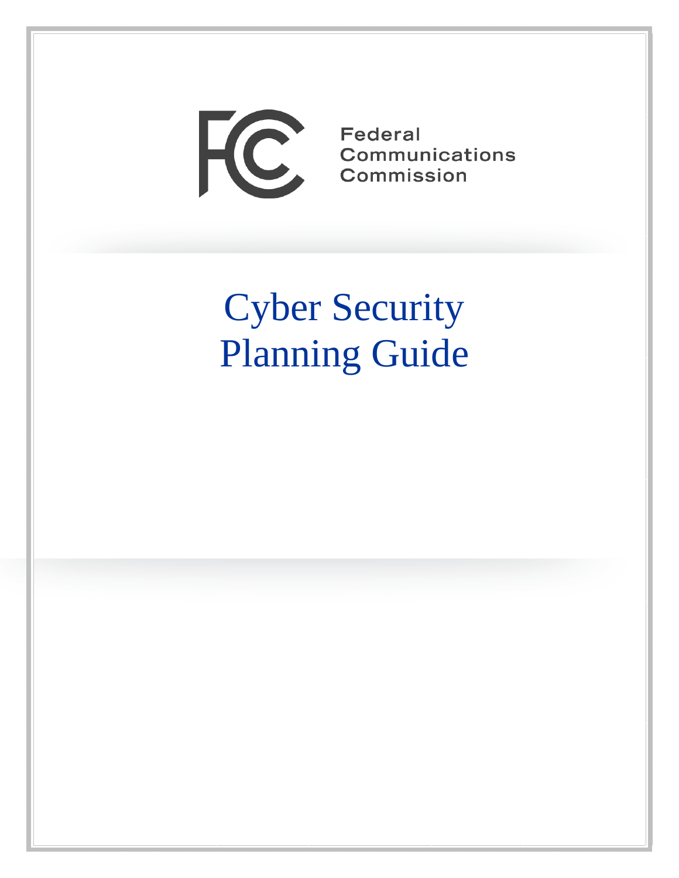Federal Communications Commission

# Cyber Security Planning Guide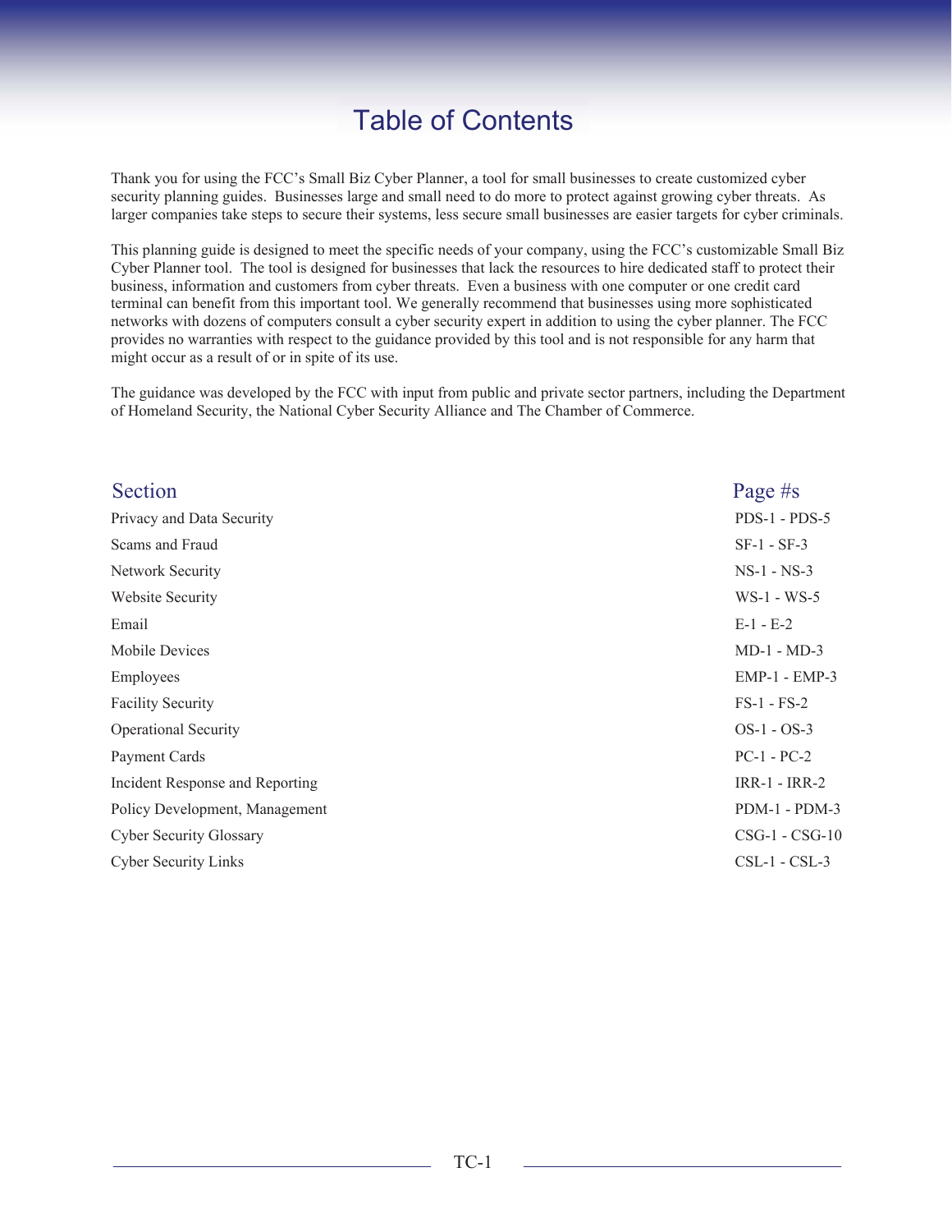# Table of Contents

Thank you for using the FCC's Small Biz Cyber Planner, a tool for small businesses to create customized cyber security planning guides. Businesses large and small need to do more to protect against growing cyber threats. As larger companies take steps to secure their systems, less secure small businesses are easier targets for cyber criminals.

This planning guide is designed to meet the specific needs of your company, using the FCC's customizable Small Biz Cyber Planner tool. The tool is designed for businesses that lack the resources to hire dedicated staff to protect their business, information and customers from cyber threats. Even a business with one computer or one credit card terminal can benefit from this important tool. We generally recommend that businesses using more sophisticated networks with dozens of computers consult a cyber security expert in addition to using the cyber planner. The FCC provides no warranties with respect to the guidance provided by this tool and is not responsible for any harm that might occur as a result of or in spite of its use.

The guidance was developed by the FCC with input from public and private sector partners, including the Department of Homeland Security, the National Cyber Security Alliance and The Chamber of Commerce.

| Section | Page #s |
|---|---|
| Privacy and Data Security | PDS-1 - PDS-5 |
| Scams and Fraud | SF-1 - SF-3 |
| Network Security | NS-1 - NS-3 |
| Website Security | WS-1 - WS-5 |
| Email | E-1 - E-2 |
| Mobile Devices | MD-1 - MD-3 |
| Employees | EMP-1 - EMP-3 |
| Facility Security | FS-1 - FS-2 |
| Operational Security | OS-1 - OS-3 |
| Payment Cards | PC-1 - PC-2 |
| Incident Response and Reporting | IRR-1 - IRR-2 |
| Policy Development, Management | PDM-1 - PDM-3 |
| Cyber Security Glossary | CSG-1 - CSG-10 |
| Cyber Security Links | CSL-1 - CSL-3 |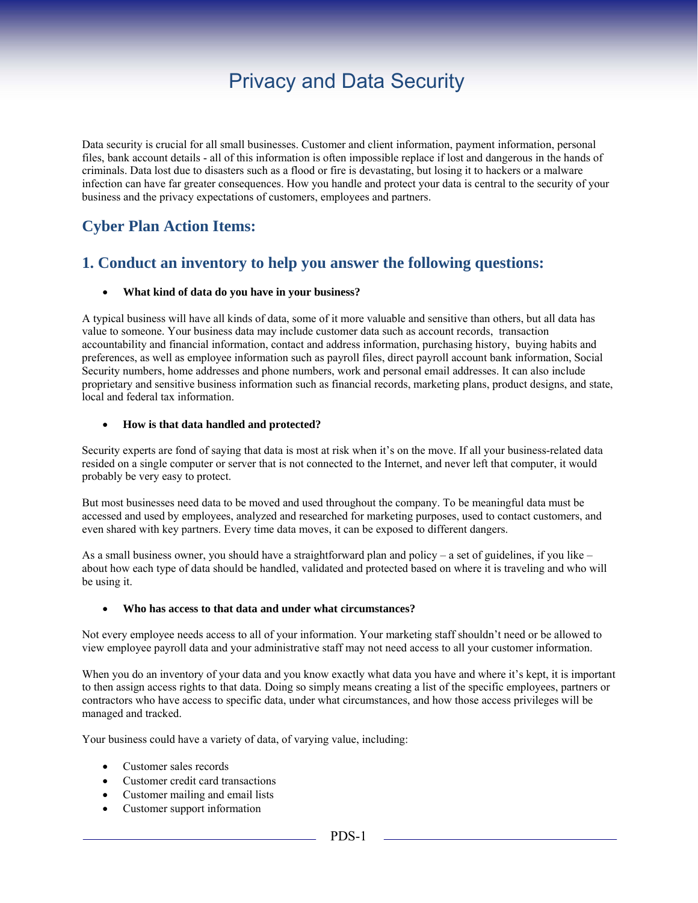# Privacy and Data Security

Data security is crucial for all small businesses. Customer and client information, payment information, personal files, bank account details - all of this information is often impossible replace if lost and dangerous in the hands of criminals. Data lost due to disasters such as a flood or fire is devastating, but losing it to hackers or a malware infection can have far greater consequences. How you handle and protect your data is central to the security of your business and the privacy expectations of customers, employees and partners.

## Cyber Plan Action Items:

## 1. Conduct an inventory to help you answer the following questions:

- **What kind of data do you have in your business?**

A typical business will have all kinds of data, some of it more valuable and sensitive than others, but all data has value to someone. Your business data may include customer data such as account records, transaction accountability and financial information, contact and address information, purchasing history, buying habits and preferences, as well as employee information such as payroll files, direct payroll account bank information, Social Security numbers, home addresses and phone numbers, work and personal email addresses. It can also include proprietary and sensitive business information such as financial records, marketing plans, product designs, and state, local and federal tax information.

- **How is that data handled and protected?**

Security experts are fond of saying that data is most at risk when it's on the move. If all your business-related data resided on a single computer or server that is not connected to the Internet, and never left that computer, it would probably be very easy to protect.

But most businesses need data to be moved and used throughout the company. To be meaningful data must be accessed and used by employees, analyzed and researched for marketing purposes, used to contact customers, and even shared with key partners. Every time data moves, it can be exposed to different dangers.

As a small business owner, you should have a straightforward plan and policy – a set of guidelines, if you like – about how each type of data should be handled, validated and protected based on where it is traveling and who will be using it.

- **Who has access to that data and under what circumstances?**

Not every employee needs access to all of your information. Your marketing staff shouldn't need or be allowed to view employee payroll data and your administrative staff may not need access to all your customer information.

When you do an inventory of your data and you know exactly what data you have and where it's kept, it is important to then assign access rights to that data. Doing so simply means creating a list of the specific employees, partners or contractors who have access to specific data, under what circumstances, and how those access privileges will be managed and tracked.

Your business could have a variety of data, of varying value, including:

- Customer sales records
- Customer credit card transactions
- Customer mailing and email lists
- Customer support information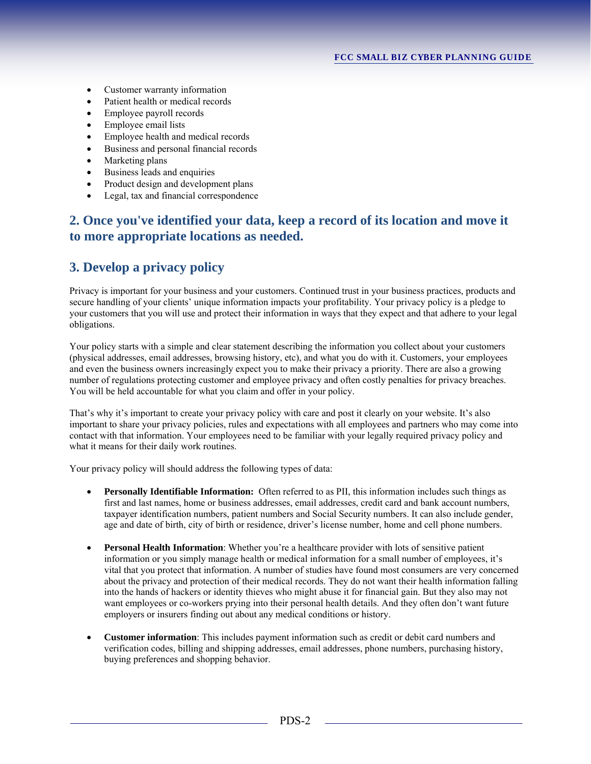- Customer warranty information
- Patient health or medical records
- Employee payroll records
- Employee email lists
- Employee health and medical records
- Business and personal financial records
- Marketing plans
- Business leads and enquiries
- Product design and development plans
- Legal, tax and financial correspondence

## 2. Once you've identified your data, keep a record of its location and move it to more appropriate locations as needed.

## 3. Develop a privacy policy

Privacy is important for your business and your customers. Continued trust in your business practices, products and secure handling of your clients' unique information impacts your profitability. Your privacy policy is a pledge to your customers that you will use and protect their information in ways that they expect and that adhere to your legal obligations.

Your policy starts with a simple and clear statement describing the information you collect about your customers (physical addresses, email addresses, browsing history, etc), and what you do with it. Customers, your employees and even the business owners increasingly expect you to make their privacy a priority. There are also a growing number of regulations protecting customer and employee privacy and often costly penalties for privacy breaches. You will be held accountable for what you claim and offer in your policy.

That's why it's important to create your privacy policy with care and post it clearly on your website. It's also important to share your privacy policies, rules and expectations with all employees and partners who may come into contact with that information. Your employees need to be familiar with your legally required privacy policy and what it means for their daily work routines.

Your privacy policy will should address the following types of data:

- **Personally Identifiable Information:** Often referred to as PII, this information includes such things as first and last names, home or business addresses, email addresses, credit card and bank account numbers, taxpayer identification numbers, patient numbers and Social Security numbers. It can also include gender, age and date of birth, city of birth or residence, driver's license number, home and cell phone numbers.

- **Personal Health Information**: Whether you're a healthcare provider with lots of sensitive patient information or you simply manage health or medical information for a small number of employees, it's vital that you protect that information. A number of studies have found most consumers are very concerned about the privacy and protection of their medical records. They do not want their health information falling into the hands of hackers or identity thieves who might abuse it for financial gain. But they also may not want employees or co-workers prying into their personal health details. And they often don't want future employers or insurers finding out about any medical conditions or history.

- **Customer information**: This includes payment information such as credit or debit card numbers and verification codes, billing and shipping addresses, email addresses, phone numbers, purchasing history, buying preferences and shopping behavior.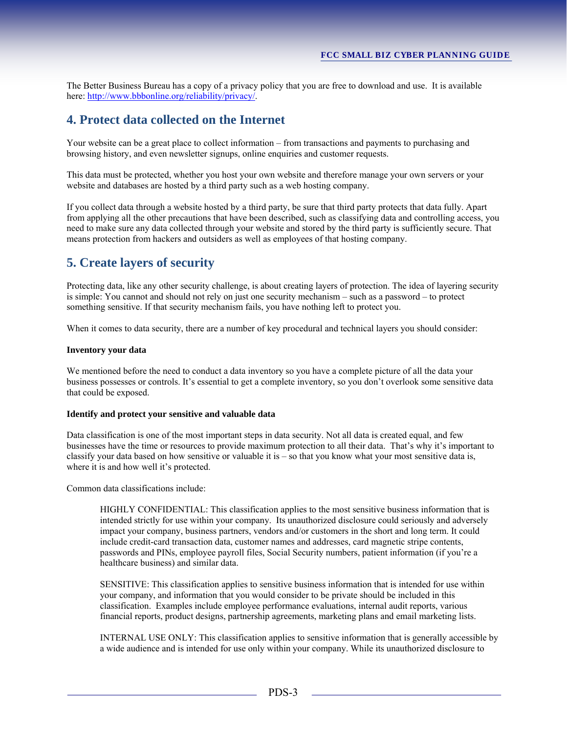The Better Business Bureau has a copy of a privacy policy that you are free to download and use. It is available here: [http://www.bbbonline.org/reliability/privacy/](http://www.bbbonline.org/reliability/privacy/).

## 4. Protect data collected on the Internet

Your website can be a great place to collect information – from transactions and payments to purchasing and browsing history, and even newsletter signups, online enquiries and customer requests.

This data must be protected, whether you host your own website and therefore manage your own servers or your website and databases are hosted by a third party such as a web hosting company.

If you collect data through a website hosted by a third party, be sure that third party protects that data fully. Apart from applying all the other precautions that have been described, such as classifying data and controlling access, you need to make sure any data collected through your website and stored by the third party is sufficiently secure. That means protection from hackers and outsiders as well as employees of that hosting company.

## 5. Create layers of security

Protecting data, like any other security challenge, is about creating layers of protection. The idea of layering security is simple: You cannot and should not rely on just one security mechanism – such as a password – to protect something sensitive. If that security mechanism fails, you have nothing left to protect you.

When it comes to data security, there are a number of key procedural and technical layers you should consider:

**Inventory your data**

We mentioned before the need to conduct a data inventory so you have a complete picture of all the data your business possesses or controls. It's essential to get a complete inventory, so you don't overlook some sensitive data that could be exposed.

**Identify and protect your sensitive and valuable data**

Data classification is one of the most important steps in data security. Not all data is created equal, and few businesses have the time or resources to provide maximum protection to all their data. That's why it's important to classify your data based on how sensitive or valuable it is – so that you know what your most sensitive data is, where it is and how well it's protected.

Common data classifications include:

> HIGHLY CONFIDENTIAL: This classification applies to the most sensitive business information that is intended strictly for use within your company. Its unauthorized disclosure could seriously and adversely impact your company, business partners, vendors and/or customers in the short and long term. It could include credit-card transaction data, customer names and addresses, card magnetic stripe contents, passwords and PINs, employee payroll files, Social Security numbers, patient information (if you're a healthcare business) and similar data.
>
> SENSITIVE: This classification applies to sensitive business information that is intended for use within your company, and information that you would consider to be private should be included in this classification. Examples include employee performance evaluations, internal audit reports, various financial reports, product designs, partnership agreements, marketing plans and email marketing lists.
>
> INTERNAL USE ONLY: This classification applies to sensitive information that is generally accessible by a wide audience and is intended for use only within your company. While its unauthorized disclosure to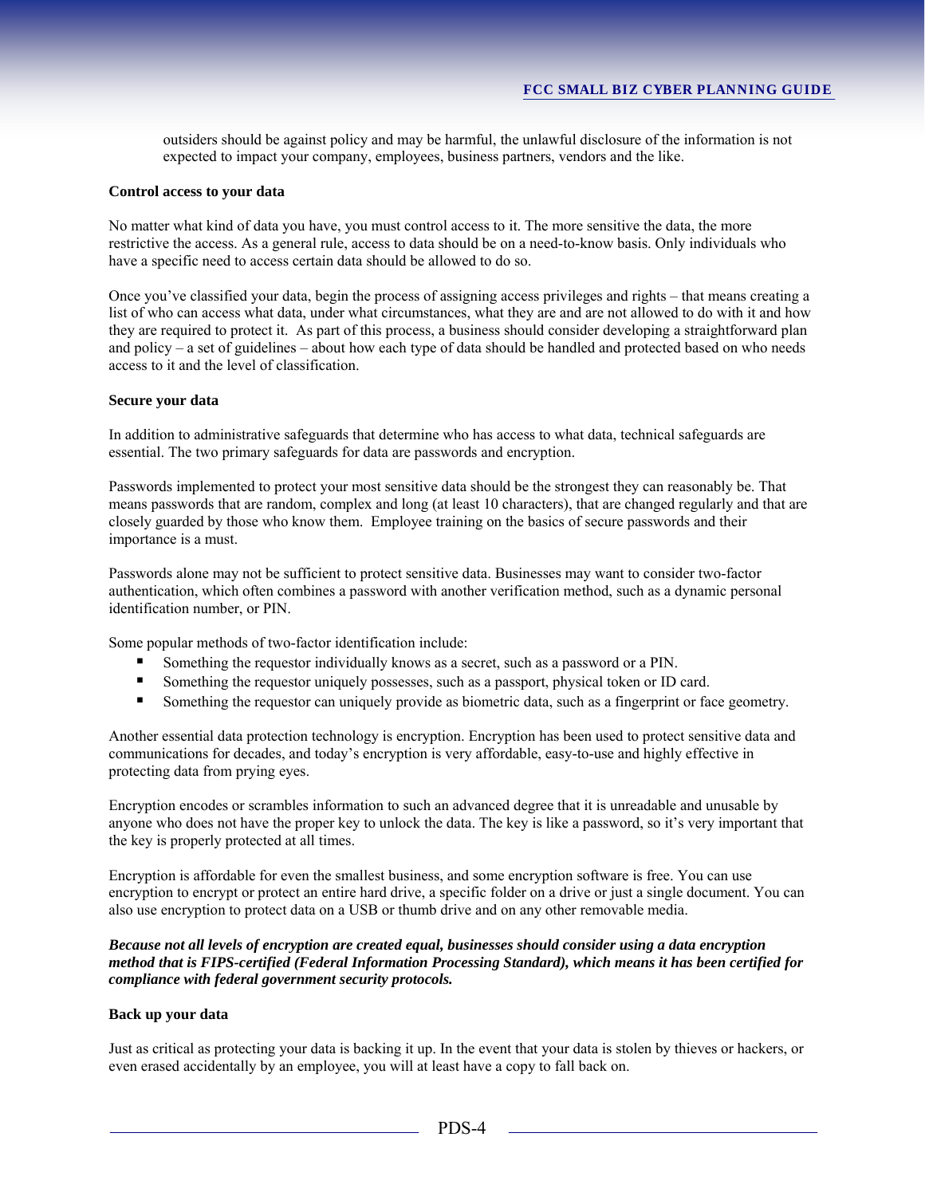outsiders should be against policy and may be harmful, the unlawful disclosure of the information is not expected to impact your company, employees, business partners, vendors and the like.

**Control access to your data**

No matter what kind of data you have, you must control access to it. The more sensitive the data, the more restrictive the access. As a general rule, access to data should be on a need-to-know basis. Only individuals who have a specific need to access certain data should be allowed to do so.

Once you've classified your data, begin the process of assigning access privileges and rights – that means creating a list of who can access what data, under what circumstances, what they are and are not allowed to do with it and how they are required to protect it. As part of this process, a business should consider developing a straightforward plan and policy – a set of guidelines – about how each type of data should be handled and protected based on who needs access to it and the level of classification.

**Secure your data**

In addition to administrative safeguards that determine who has access to what data, technical safeguards are essential. The two primary safeguards for data are passwords and encryption.

Passwords implemented to protect your most sensitive data should be the strongest they can reasonably be. That means passwords that are random, complex and long (at least 10 characters), that are changed regularly and that are closely guarded by those who know them. Employee training on the basics of secure passwords and their importance is a must.

Passwords alone may not be sufficient to protect sensitive data. Businesses may want to consider two-factor authentication, which often combines a password with another verification method, such as a dynamic personal identification number, or PIN.

Some popular methods of two-factor identification include:

- Something the requestor individually knows as a secret, such as a password or a PIN.
- Something the requestor uniquely possesses, such as a passport, physical token or ID card.
- Something the requestor can uniquely provide as biometric data, such as a fingerprint or face geometry.

Another essential data protection technology is encryption. Encryption has been used to protect sensitive data and communications for decades, and today's encryption is very affordable, easy-to-use and highly effective in protecting data from prying eyes.

Encryption encodes or scrambles information to such an advanced degree that it is unreadable and unusable by anyone who does not have the proper key to unlock the data. The key is like a password, so it's very important that the key is properly protected at all times.

Encryption is affordable for even the smallest business, and some encryption software is free. You can use encryption to encrypt or protect an entire hard drive, a specific folder on a drive or just a single document. You can also use encryption to protect data on a USB or thumb drive and on any other removable media.

***Because not all levels of encryption are created equal, businesses should consider using a data encryption method that is FIPS-certified (Federal Information Processing Standard), which means it has been certified for compliance with federal government security protocols.***

**Back up your data**

Just as critical as protecting your data is backing it up. In the event that your data is stolen by thieves or hackers, or even erased accidentally by an employee, you will at least have a copy to fall back on.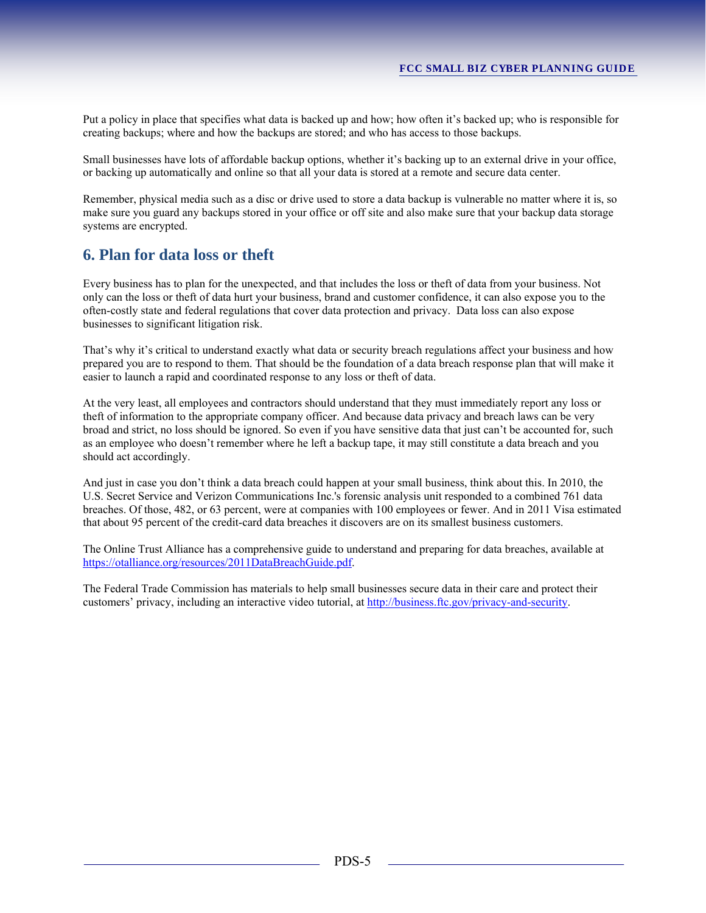Put a policy in place that specifies what data is backed up and how; how often it's backed up; who is responsible for creating backups; where and how the backups are stored; and who has access to those backups.

Small businesses have lots of affordable backup options, whether it's backing up to an external drive in your office, or backing up automatically and online so that all your data is stored at a remote and secure data center.

Remember, physical media such as a disc or drive used to store a data backup is vulnerable no matter where it is, so make sure you guard any backups stored in your office or off site and also make sure that your backup data storage systems are encrypted.

## 6. Plan for data loss or theft

Every business has to plan for the unexpected, and that includes the loss or theft of data from your business. Not only can the loss or theft of data hurt your business, brand and customer confidence, it can also expose you to the often-costly state and federal regulations that cover data protection and privacy. Data loss can also expose businesses to significant litigation risk.

That's why it's critical to understand exactly what data or security breach regulations affect your business and how prepared you are to respond to them. That should be the foundation of a data breach response plan that will make it easier to launch a rapid and coordinated response to any loss or theft of data.

At the very least, all employees and contractors should understand that they must immediately report any loss or theft of information to the appropriate company officer. And because data privacy and breach laws can be very broad and strict, no loss should be ignored. So even if you have sensitive data that just can't be accounted for, such as an employee who doesn't remember where he left a backup tape, it may still constitute a data breach and you should act accordingly.

And just in case you don't think a data breach could happen at your small business, think about this. In 2010, the U.S. Secret Service and Verizon Communications Inc.'s forensic analysis unit responded to a combined 761 data breaches. Of those, 482, or 63 percent, were at companies with 100 employees or fewer. And in 2011 Visa estimated that about 95 percent of the credit-card data breaches it discovers are on its smallest business customers.

The Online Trust Alliance has a comprehensive guide to understand and preparing for data breaches, available at https://otalliance.org/resources/2011DataBreachGuide.pdf.

The Federal Trade Commission has materials to help small businesses secure data in their care and protect their customers' privacy, including an interactive video tutorial, at http://business.ftc.gov/privacy-and-security.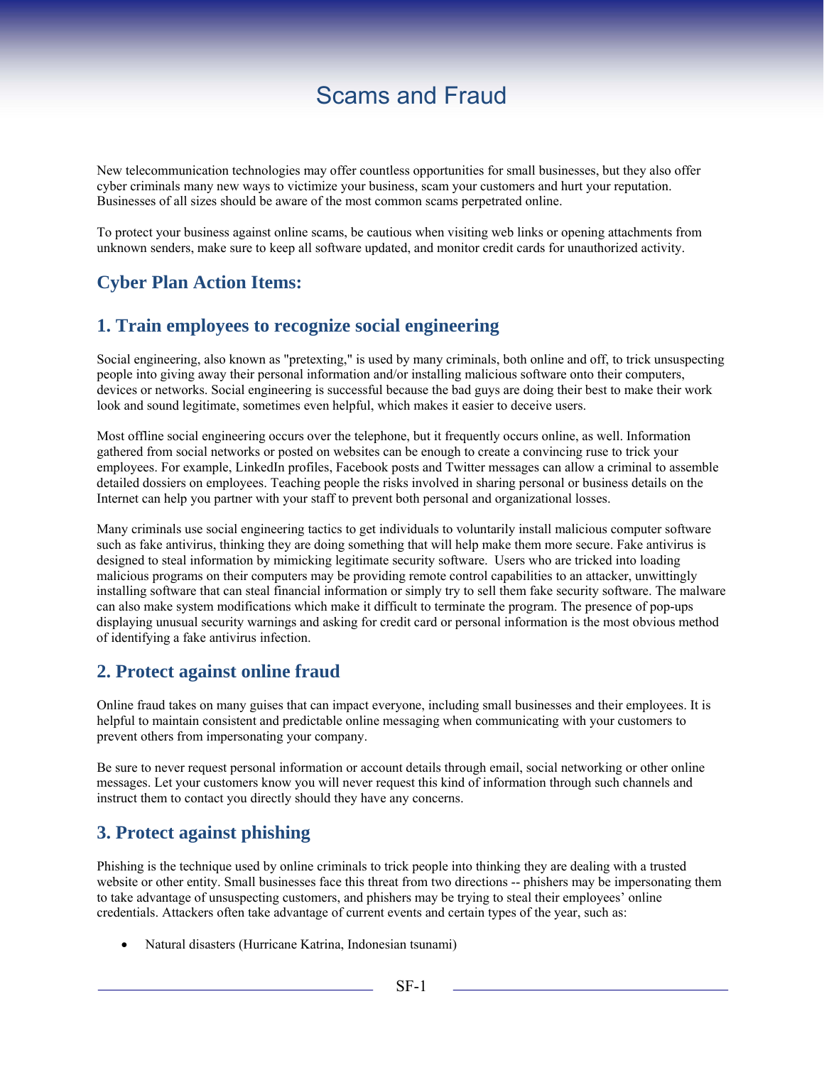# Scams and Fraud

New telecommunication technologies may offer countless opportunities for small businesses, but they also offer cyber criminals many new ways to victimize your business, scam your customers and hurt your reputation. Businesses of all sizes should be aware of the most common scams perpetrated online.

To protect your business against online scams, be cautious when visiting web links or opening attachments from unknown senders, make sure to keep all software updated, and monitor credit cards for unauthorized activity.

## Cyber Plan Action Items:

## 1. Train employees to recognize social engineering

Social engineering, also known as "pretexting," is used by many criminals, both online and off, to trick unsuspecting people into giving away their personal information and/or installing malicious software onto their computers, devices or networks. Social engineering is successful because the bad guys are doing their best to make their work look and sound legitimate, sometimes even helpful, which makes it easier to deceive users.

Most offline social engineering occurs over the telephone, but it frequently occurs online, as well. Information gathered from social networks or posted on websites can be enough to create a convincing ruse to trick your employees. For example, LinkedIn profiles, Facebook posts and Twitter messages can allow a criminal to assemble detailed dossiers on employees. Teaching people the risks involved in sharing personal or business details on the Internet can help you partner with your staff to prevent both personal and organizational losses.

Many criminals use social engineering tactics to get individuals to voluntarily install malicious computer software such as fake antivirus, thinking they are doing something that will help make them more secure. Fake antivirus is designed to steal information by mimicking legitimate security software. Users who are tricked into loading malicious programs on their computers may be providing remote control capabilities to an attacker, unwittingly installing software that can steal financial information or simply try to sell them fake security software. The malware can also make system modifications which make it difficult to terminate the program. The presence of pop-ups displaying unusual security warnings and asking for credit card or personal information is the most obvious method of identifying a fake antivirus infection.

## 2. Protect against online fraud

Online fraud takes on many guises that can impact everyone, including small businesses and their employees. It is helpful to maintain consistent and predictable online messaging when communicating with your customers to prevent others from impersonating your company.

Be sure to never request personal information or account details through email, social networking or other online messages. Let your customers know you will never request this kind of information through such channels and instruct them to contact you directly should they have any concerns.

## 3. Protect against phishing

Phishing is the technique used by online criminals to trick people into thinking they are dealing with a trusted website or other entity. Small businesses face this threat from two directions -- phishers may be impersonating them to take advantage of unsuspecting customers, and phishers may be trying to steal their employees' online credentials. Attackers often take advantage of current events and certain types of the year, such as:

- Natural disasters (Hurricane Katrina, Indonesian tsunami)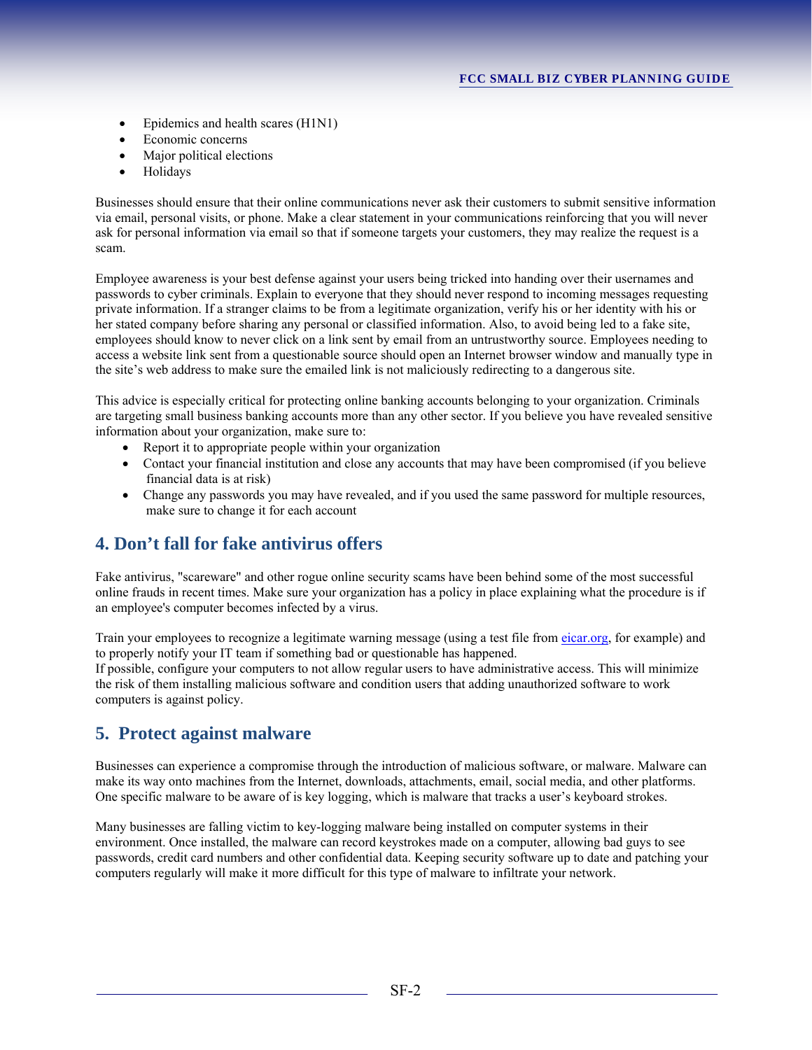- Epidemics and health scares (H1N1)
- Economic concerns
- Major political elections
- Holidays

Businesses should ensure that their online communications never ask their customers to submit sensitive information via email, personal visits, or phone. Make a clear statement in your communications reinforcing that you will never ask for personal information via email so that if someone targets your customers, they may realize the request is a scam.

Employee awareness is your best defense against your users being tricked into handing over their usernames and passwords to cyber criminals. Explain to everyone that they should never respond to incoming messages requesting private information. If a stranger claims to be from a legitimate organization, verify his or her identity with his or her stated company before sharing any personal or classified information. Also, to avoid being led to a fake site, employees should know to never click on a link sent by email from an untrustworthy source. Employees needing to access a website link sent from a questionable source should open an Internet browser window and manually type in the site's web address to make sure the emailed link is not maliciously redirecting to a dangerous site.

This advice is especially critical for protecting online banking accounts belonging to your organization. Criminals are targeting small business banking accounts more than any other sector. If you believe you have revealed sensitive information about your organization, make sure to:

- Report it to appropriate people within your organization
- Contact your financial institution and close any accounts that may have been compromised (if you believe financial data is at risk)
- Change any passwords you may have revealed, and if you used the same password for multiple resources, make sure to change it for each account

## 4. Don't fall for fake antivirus offers

Fake antivirus, "scareware" and other rogue online security scams have been behind some of the most successful online frauds in recent times. Make sure your organization has a policy in place explaining what the procedure is if an employee's computer becomes infected by a virus.

Train your employees to recognize a legitimate warning message (using a test file from eicar.org, for example) and to properly notify your IT team if something bad or questionable has happened.
If possible, configure your computers to not allow regular users to have administrative access. This will minimize the risk of them installing malicious software and condition users that adding unauthorized software to work computers is against policy.

## 5. Protect against malware

Businesses can experience a compromise through the introduction of malicious software, or malware. Malware can make its way onto machines from the Internet, downloads, attachments, email, social media, and other platforms. One specific malware to be aware of is key logging, which is malware that tracks a user's keyboard strokes.

Many businesses are falling victim to key-logging malware being installed on computer systems in their environment. Once installed, the malware can record keystrokes made on a computer, allowing bad guys to see passwords, credit card numbers and other confidential data. Keeping security software up to date and patching your computers regularly will make it more difficult for this type of malware to infiltrate your network.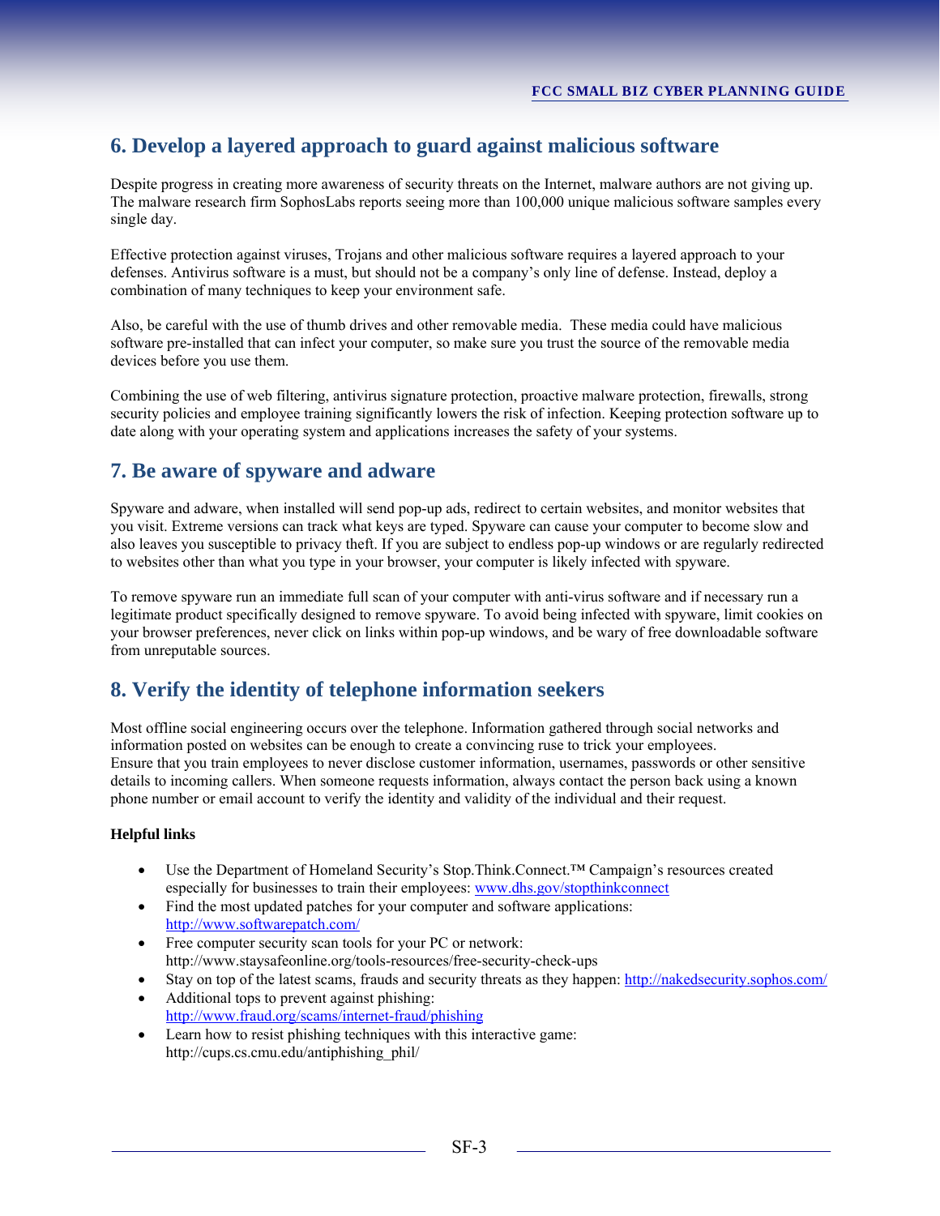## 6. Develop a layered approach to guard against malicious software

Despite progress in creating more awareness of security threats on the Internet, malware authors are not giving up. The malware research firm SophosLabs reports seeing more than 100,000 unique malicious software samples every single day.

Effective protection against viruses, Trojans and other malicious software requires a layered approach to your defenses. Antivirus software is a must, but should not be a company's only line of defense. Instead, deploy a combination of many techniques to keep your environment safe.

Also, be careful with the use of thumb drives and other removable media. These media could have malicious software pre-installed that can infect your computer, so make sure you trust the source of the removable media devices before you use them.

Combining the use of web filtering, antivirus signature protection, proactive malware protection, firewalls, strong security policies and employee training significantly lowers the risk of infection. Keeping protection software up to date along with your operating system and applications increases the safety of your systems.

## 7. Be aware of spyware and adware

Spyware and adware, when installed will send pop-up ads, redirect to certain websites, and monitor websites that you visit. Extreme versions can track what keys are typed. Spyware can cause your computer to become slow and also leaves you susceptible to privacy theft. If you are subject to endless pop-up windows or are regularly redirected to websites other than what you type in your browser, your computer is likely infected with spyware.

To remove spyware run an immediate full scan of your computer with anti-virus software and if necessary run a legitimate product specifically designed to remove spyware. To avoid being infected with spyware, limit cookies on your browser preferences, never click on links within pop-up windows, and be wary of free downloadable software from unreputable sources.

## 8. Verify the identity of telephone information seekers

Most offline social engineering occurs over the telephone. Information gathered through social networks and information posted on websites can be enough to create a convincing ruse to trick your employees.
Ensure that you train employees to never disclose customer information, usernames, passwords or other sensitive details to incoming callers. When someone requests information, always contact the person back using a known phone number or email account to verify the identity and validity of the individual and their request.

**Helpful links**

- Use the Department of Homeland Security's Stop.Think.Connect.™ Campaign's resources created especially for businesses to train their employees: www.dhs.gov/stopthinkconnect
- Find the most updated patches for your computer and software applications: http://www.softwarepatch.com/
- Free computer security scan tools for your PC or network: http://www.staysafeonline.org/tools-resources/free-security-check-ups
- Stay on top of the latest scams, frauds and security threats as they happen: http://nakedsecurity.sophos.com/
- Additional tops to prevent against phishing: http://www.fraud.org/scams/internet-fraud/phishing
- Learn how to resist phishing techniques with this interactive game: http://cups.cs.cmu.edu/antiphishing_phil/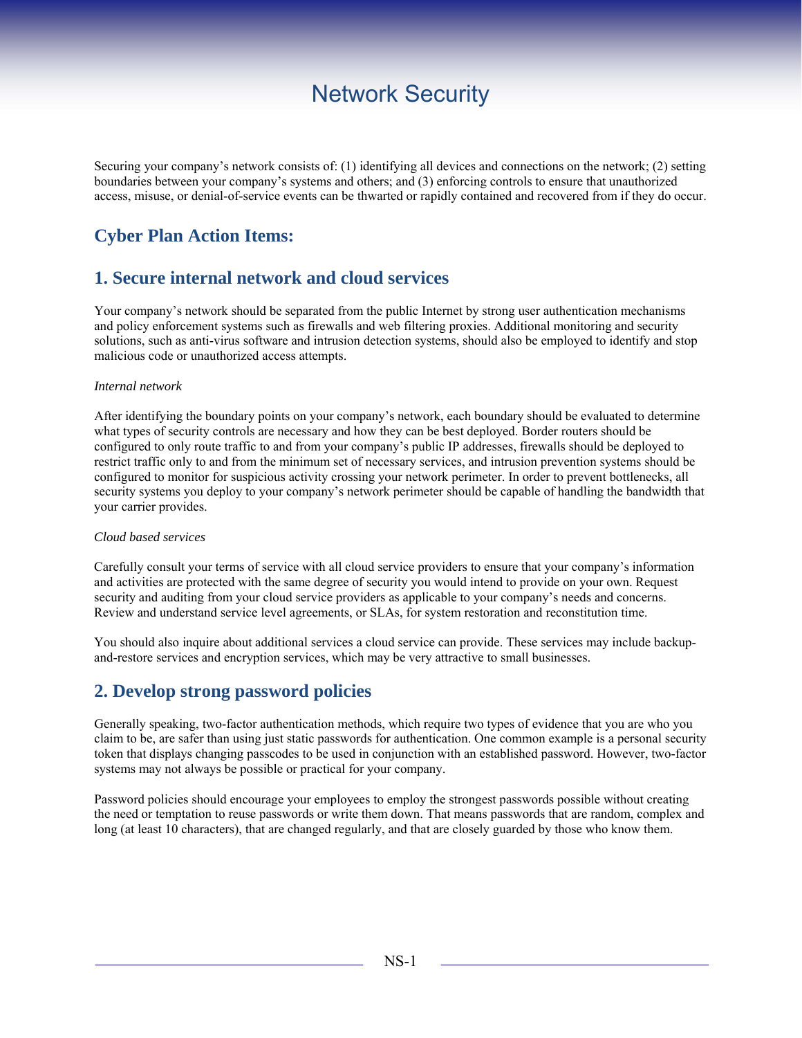# Network Security

Securing your company's network consists of: (1) identifying all devices and connections on the network; (2) setting boundaries between your company's systems and others; and (3) enforcing controls to ensure that unauthorized access, misuse, or denial-of-service events can be thwarted or rapidly contained and recovered from if they do occur.

## Cyber Plan Action Items:

## 1. Secure internal network and cloud services

Your company's network should be separated from the public Internet by strong user authentication mechanisms and policy enforcement systems such as firewalls and web filtering proxies. Additional monitoring and security solutions, such as anti-virus software and intrusion detection systems, should also be employed to identify and stop malicious code or unauthorized access attempts.

*Internal network*

After identifying the boundary points on your company's network, each boundary should be evaluated to determine what types of security controls are necessary and how they can be best deployed. Border routers should be configured to only route traffic to and from your company's public IP addresses, firewalls should be deployed to restrict traffic only to and from the minimum set of necessary services, and intrusion prevention systems should be configured to monitor for suspicious activity crossing your network perimeter. In order to prevent bottlenecks, all security systems you deploy to your company's network perimeter should be capable of handling the bandwidth that your carrier provides.

*Cloud based services*

Carefully consult your terms of service with all cloud service providers to ensure that your company's information and activities are protected with the same degree of security you would intend to provide on your own. Request security and auditing from your cloud service providers as applicable to your company's needs and concerns. Review and understand service level agreements, or SLAs, for system restoration and reconstitution time.

You should also inquire about additional services a cloud service can provide. These services may include backup-and-restore services and encryption services, which may be very attractive to small businesses.

## 2. Develop strong password policies

Generally speaking, two-factor authentication methods, which require two types of evidence that you are who you claim to be, are safer than using just static passwords for authentication. One common example is a personal security token that displays changing passcodes to be used in conjunction with an established password. However, two-factor systems may not always be possible or practical for your company.

Password policies should encourage your employees to employ the strongest passwords possible without creating the need or temptation to reuse passwords or write them down. That means passwords that are random, complex and long (at least 10 characters), that are changed regularly, and that are closely guarded by those who know them.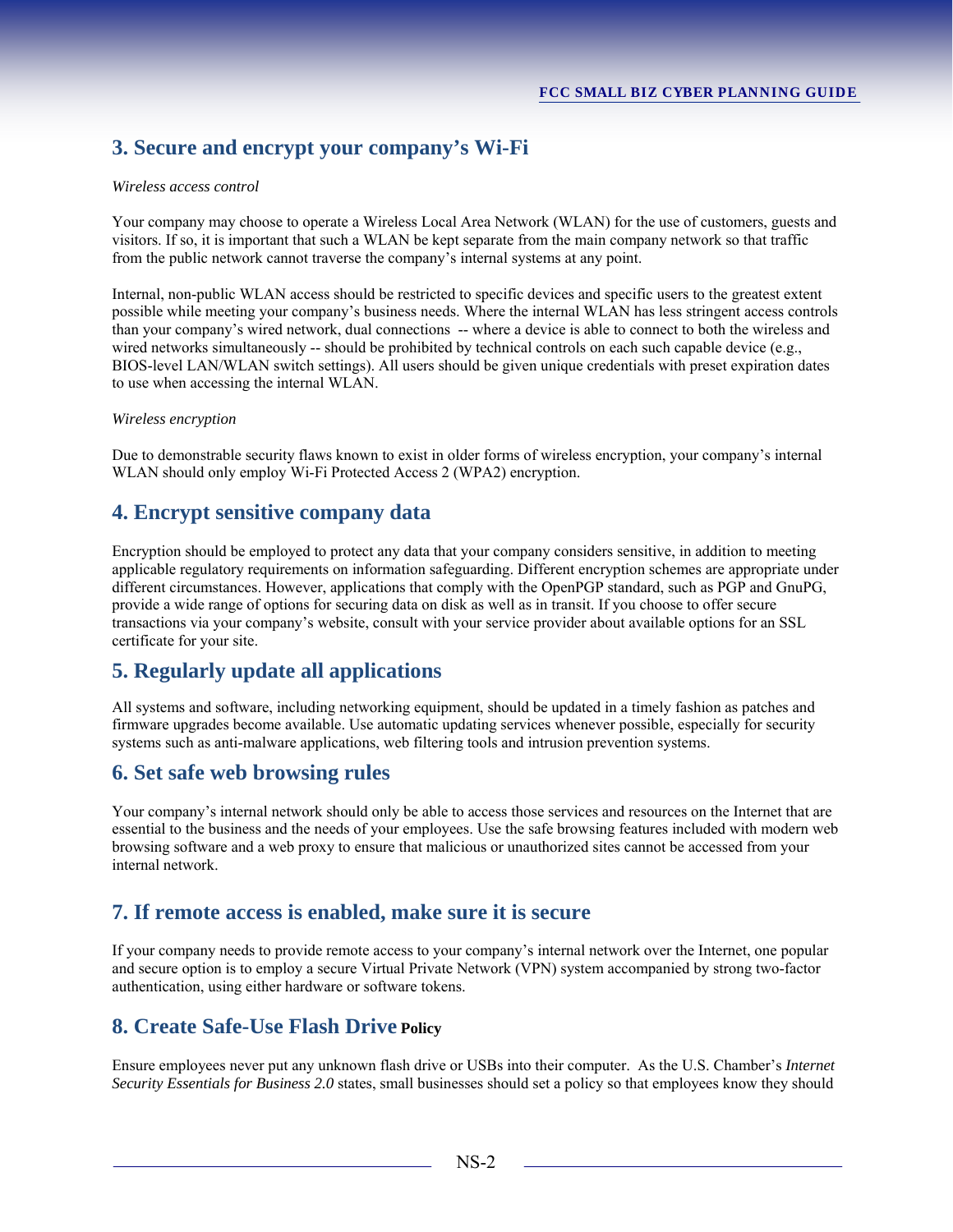## 3. Secure and encrypt your company's Wi-Fi

*Wireless access control*

Your company may choose to operate a Wireless Local Area Network (WLAN) for the use of customers, guests and visitors. If so, it is important that such a WLAN be kept separate from the main company network so that traffic from the public network cannot traverse the company's internal systems at any point.

Internal, non-public WLAN access should be restricted to specific devices and specific users to the greatest extent possible while meeting your company's business needs. Where the internal WLAN has less stringent access controls than your company's wired network, dual connections -- where a device is able to connect to both the wireless and wired networks simultaneously -- should be prohibited by technical controls on each such capable device (e.g., BIOS-level LAN/WLAN switch settings). All users should be given unique credentials with preset expiration dates to use when accessing the internal WLAN.

*Wireless encryption*

Due to demonstrable security flaws known to exist in older forms of wireless encryption, your company's internal WLAN should only employ Wi-Fi Protected Access 2 (WPA2) encryption.

## 4. Encrypt sensitive company data

Encryption should be employed to protect any data that your company considers sensitive, in addition to meeting applicable regulatory requirements on information safeguarding. Different encryption schemes are appropriate under different circumstances. However, applications that comply with the OpenPGP standard, such as PGP and GnuPG, provide a wide range of options for securing data on disk as well as in transit. If you choose to offer secure transactions via your company's website, consult with your service provider about available options for an SSL certificate for your site.

## 5. Regularly update all applications

All systems and software, including networking equipment, should be updated in a timely fashion as patches and firmware upgrades become available. Use automatic updating services whenever possible, especially for security systems such as anti-malware applications, web filtering tools and intrusion prevention systems.

## 6. Set safe web browsing rules

Your company's internal network should only be able to access those services and resources on the Internet that are essential to the business and the needs of your employees. Use the safe browsing features included with modern web browsing software and a web proxy to ensure that malicious or unauthorized sites cannot be accessed from your internal network.

## 7. If remote access is enabled, make sure it is secure

If your company needs to provide remote access to your company's internal network over the Internet, one popular and secure option is to employ a secure Virtual Private Network (VPN) system accompanied by strong two-factor authentication, using either hardware or software tokens.

## 8. Create Safe-Use Flash Drive Policy

Ensure employees never put any unknown flash drive or USBs into their computer. As the U.S. Chamber's *Internet Security Essentials for Business 2.0* states, small businesses should set a policy so that employees know they should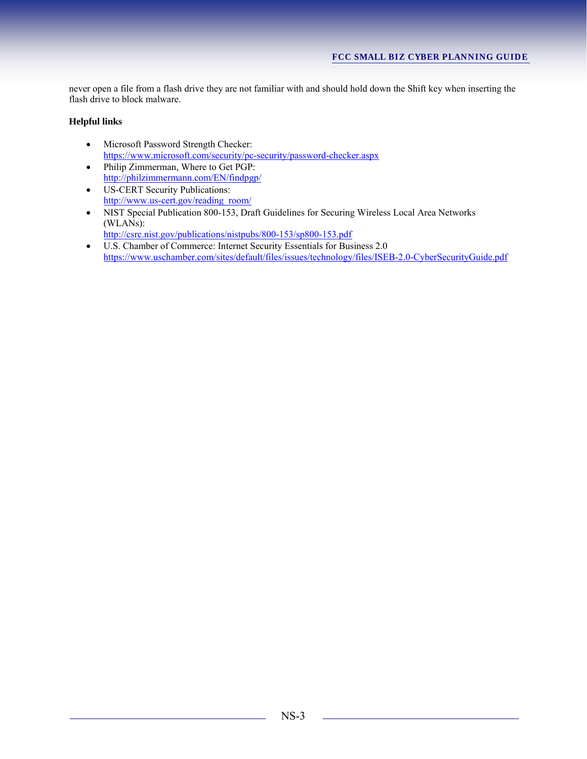never open a file from a flash drive they are not familiar with and should hold down the Shift key when inserting the flash drive to block malware.

**Helpful links**

- Microsoft Password Strength Checker: https://www.microsoft.com/security/pc-security/password-checker.aspx
- Philip Zimmerman, Where to Get PGP: http://philzimmermann.com/EN/findpgp/
- US-CERT Security Publications: http://www.us-cert.gov/reading_room/
- NIST Special Publication 800-153, Draft Guidelines for Securing Wireless Local Area Networks (WLANs): http://csrc.nist.gov/publications/nistpubs/800-153/sp800-153.pdf
- U.S. Chamber of Commerce: Internet Security Essentials for Business 2.0 https://www.uschamber.com/sites/default/files/issues/technology/files/ISEB-2.0-CyberSecurityGuide.pdf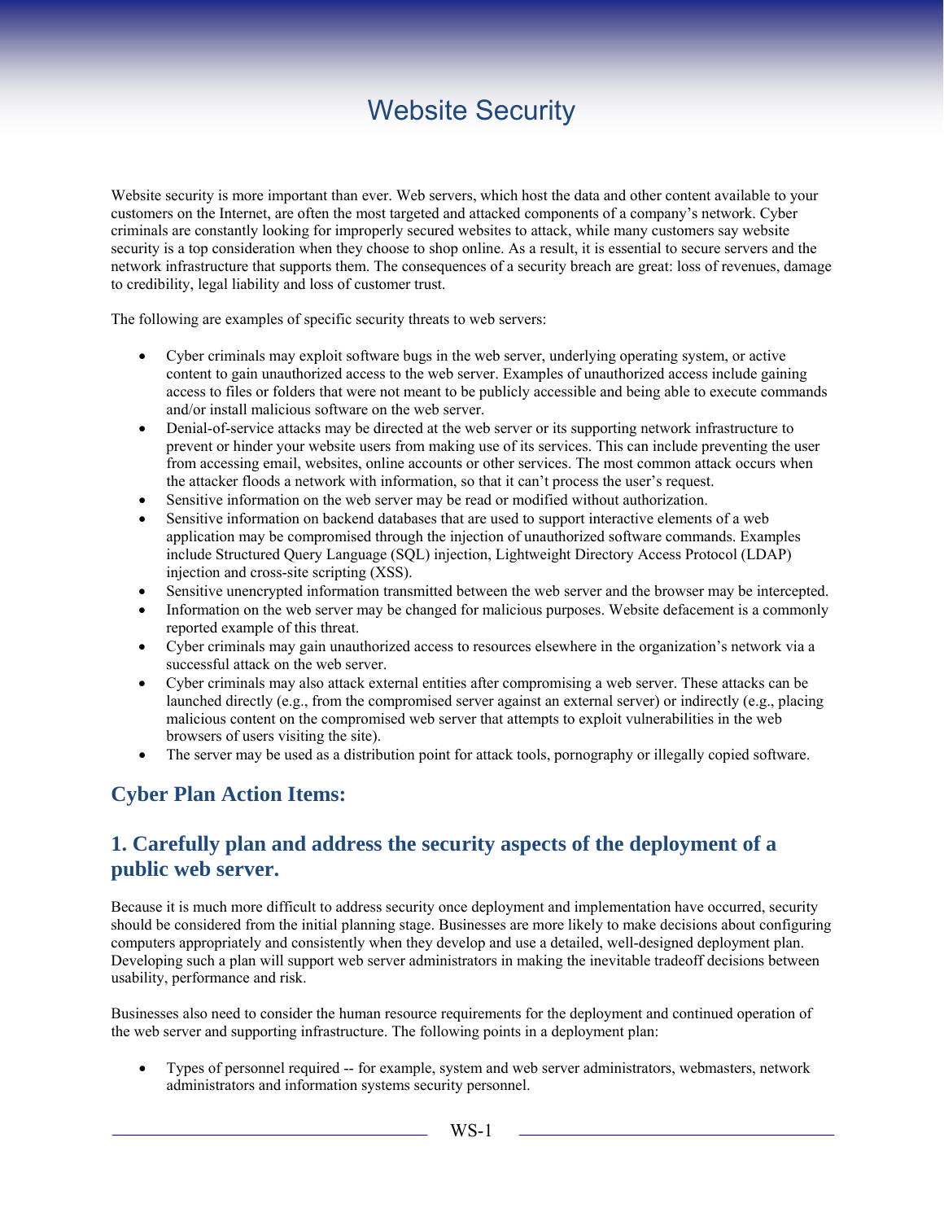# Website Security

Website security is more important than ever. Web servers, which host the data and other content available to your customers on the Internet, are often the most targeted and attacked components of a company's network. Cyber criminals are constantly looking for improperly secured websites to attack, while many customers say website security is a top consideration when they choose to shop online. As a result, it is essential to secure servers and the network infrastructure that supports them. The consequences of a security breach are great: loss of revenues, damage to credibility, legal liability and loss of customer trust.

The following are examples of specific security threats to web servers:

- Cyber criminals may exploit software bugs in the web server, underlying operating system, or active content to gain unauthorized access to the web server. Examples of unauthorized access include gaining access to files or folders that were not meant to be publicly accessible and being able to execute commands and/or install malicious software on the web server.
- Denial-of-service attacks may be directed at the web server or its supporting network infrastructure to prevent or hinder your website users from making use of its services. This can include preventing the user from accessing email, websites, online accounts or other services. The most common attack occurs when the attacker floods a network with information, so that it can't process the user's request.
- Sensitive information on the web server may be read or modified without authorization.
- Sensitive information on backend databases that are used to support interactive elements of a web application may be compromised through the injection of unauthorized software commands. Examples include Structured Query Language (SQL) injection, Lightweight Directory Access Protocol (LDAP) injection and cross-site scripting (XSS).
- Sensitive unencrypted information transmitted between the web server and the browser may be intercepted.
- Information on the web server may be changed for malicious purposes. Website defacement is a commonly reported example of this threat.
- Cyber criminals may gain unauthorized access to resources elsewhere in the organization's network via a successful attack on the web server.
- Cyber criminals may also attack external entities after compromising a web server. These attacks can be launched directly (e.g., from the compromised server against an external server) or indirectly (e.g., placing malicious content on the compromised web server that attempts to exploit vulnerabilities in the web browsers of users visiting the site).
- The server may be used as a distribution point for attack tools, pornography or illegally copied software.

## Cyber Plan Action Items:

## 1. Carefully plan and address the security aspects of the deployment of a public web server.

Because it is much more difficult to address security once deployment and implementation have occurred, security should be considered from the initial planning stage. Businesses are more likely to make decisions about configuring computers appropriately and consistently when they develop and use a detailed, well-designed deployment plan. Developing such a plan will support web server administrators in making the inevitable tradeoff decisions between usability, performance and risk.

Businesses also need to consider the human resource requirements for the deployment and continued operation of the web server and supporting infrastructure. The following points in a deployment plan:

- Types of personnel required -- for example, system and web server administrators, webmasters, network administrators and information systems security personnel.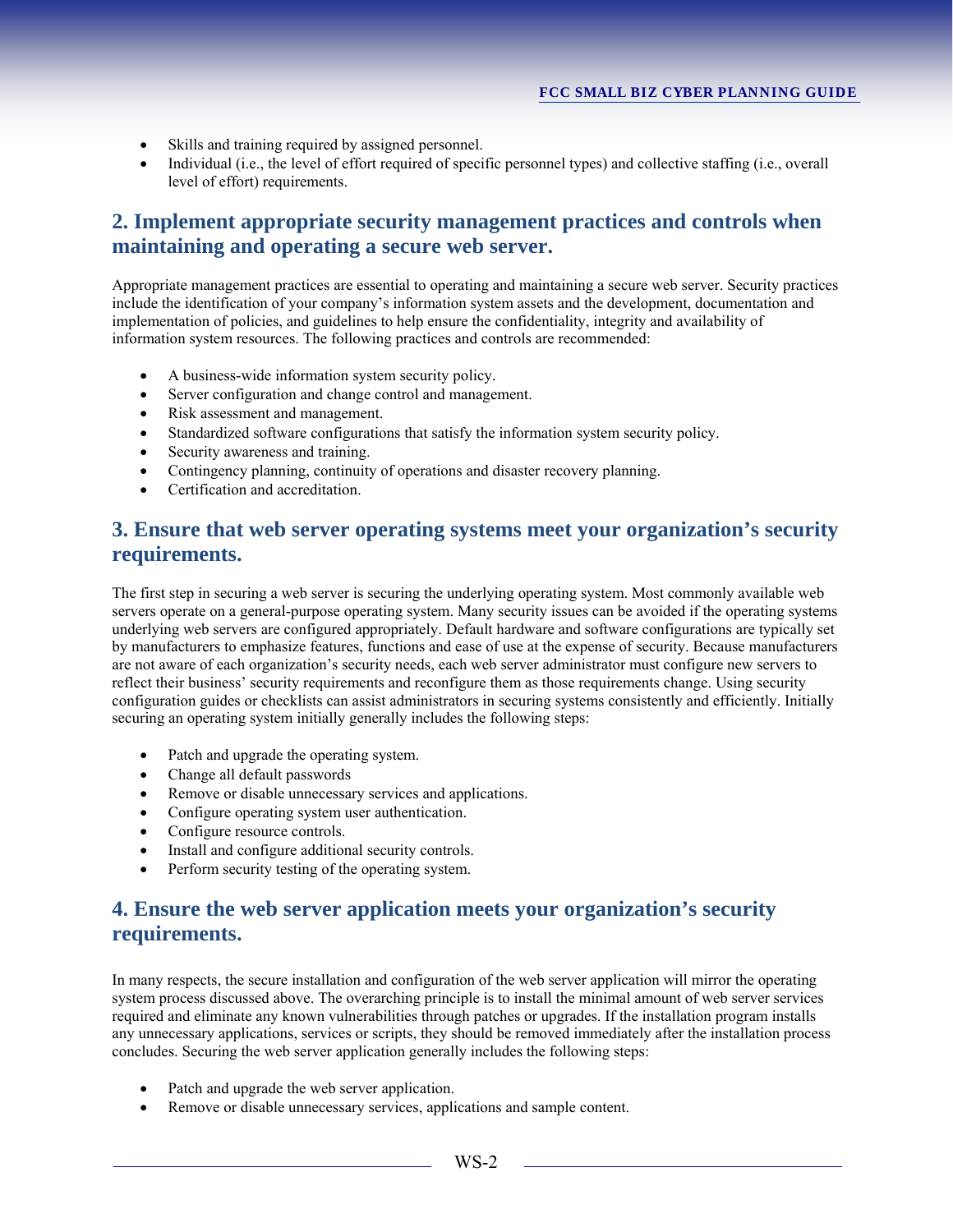- Skills and training required by assigned personnel.
- Individual (i.e., the level of effort required of specific personnel types) and collective staffing (i.e., overall level of effort) requirements.

## 2. Implement appropriate security management practices and controls when maintaining and operating a secure web server.

Appropriate management practices are essential to operating and maintaining a secure web server. Security practices include the identification of your company's information system assets and the development, documentation and implementation of policies, and guidelines to help ensure the confidentiality, integrity and availability of information system resources. The following practices and controls are recommended:

- A business-wide information system security policy.
- Server configuration and change control and management.
- Risk assessment and management.
- Standardized software configurations that satisfy the information system security policy.
- Security awareness and training.
- Contingency planning, continuity of operations and disaster recovery planning.
- Certification and accreditation.

## 3. Ensure that web server operating systems meet your organization's security requirements.

The first step in securing a web server is securing the underlying operating system. Most commonly available web servers operate on a general-purpose operating system. Many security issues can be avoided if the operating systems underlying web servers are configured appropriately. Default hardware and software configurations are typically set by manufacturers to emphasize features, functions and ease of use at the expense of security. Because manufacturers are not aware of each organization's security needs, each web server administrator must configure new servers to reflect their business' security requirements and reconfigure them as those requirements change. Using security configuration guides or checklists can assist administrators in securing systems consistently and efficiently. Initially securing an operating system initially generally includes the following steps:

- Patch and upgrade the operating system.
- Change all default passwords
- Remove or disable unnecessary services and applications.
- Configure operating system user authentication.
- Configure resource controls.
- Install and configure additional security controls.
- Perform security testing of the operating system.

## 4. Ensure the web server application meets your organization's security requirements.

In many respects, the secure installation and configuration of the web server application will mirror the operating system process discussed above. The overarching principle is to install the minimal amount of web server services required and eliminate any known vulnerabilities through patches or upgrades. If the installation program installs any unnecessary applications, services or scripts, they should be removed immediately after the installation process concludes. Securing the web server application generally includes the following steps:

- Patch and upgrade the web server application.
- Remove or disable unnecessary services, applications and sample content.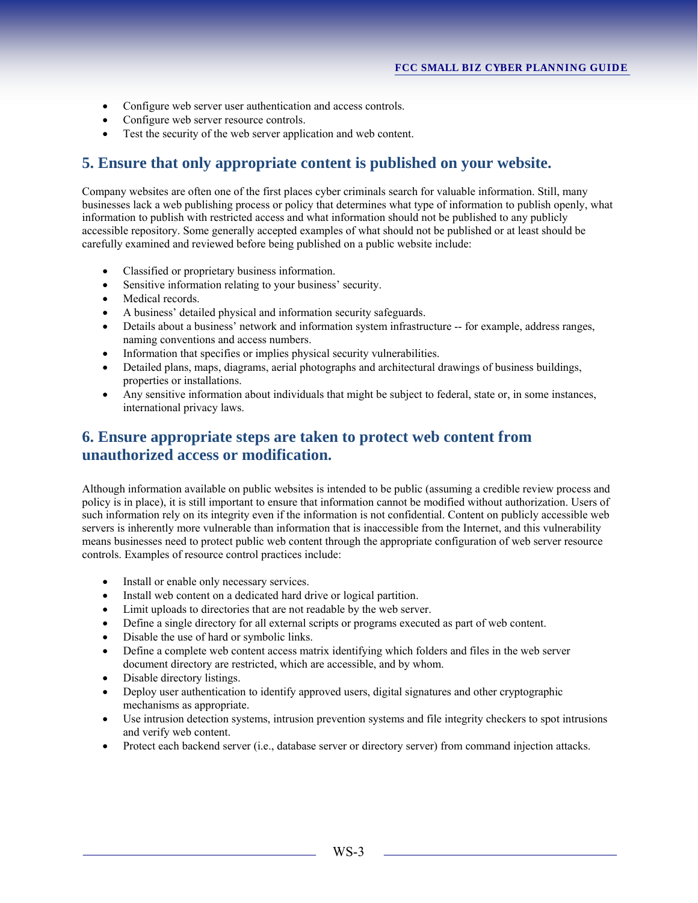- Configure web server user authentication and access controls.
- Configure web server resource controls.
- Test the security of the web server application and web content.

## 5. Ensure that only appropriate content is published on your website.

Company websites are often one of the first places cyber criminals search for valuable information. Still, many businesses lack a web publishing process or policy that determines what type of information to publish openly, what information to publish with restricted access and what information should not be published to any publicly accessible repository. Some generally accepted examples of what should not be published or at least should be carefully examined and reviewed before being published on a public website include:

- Classified or proprietary business information.
- Sensitive information relating to your business' security.
- Medical records.
- A business' detailed physical and information security safeguards.
- Details about a business' network and information system infrastructure -- for example, address ranges, naming conventions and access numbers.
- Information that specifies or implies physical security vulnerabilities.
- Detailed plans, maps, diagrams, aerial photographs and architectural drawings of business buildings, properties or installations.
- Any sensitive information about individuals that might be subject to federal, state or, in some instances, international privacy laws.

## 6. Ensure appropriate steps are taken to protect web content from unauthorized access or modification.

Although information available on public websites is intended to be public (assuming a credible review process and policy is in place), it is still important to ensure that information cannot be modified without authorization. Users of such information rely on its integrity even if the information is not confidential. Content on publicly accessible web servers is inherently more vulnerable than information that is inaccessible from the Internet, and this vulnerability means businesses need to protect public web content through the appropriate configuration of web server resource controls. Examples of resource control practices include:

- Install or enable only necessary services.
- Install web content on a dedicated hard drive or logical partition.
- Limit uploads to directories that are not readable by the web server.
- Define a single directory for all external scripts or programs executed as part of web content.
- Disable the use of hard or symbolic links.
- Define a complete web content access matrix identifying which folders and files in the web server document directory are restricted, which are accessible, and by whom.
- Disable directory listings.
- Deploy user authentication to identify approved users, digital signatures and other cryptographic mechanisms as appropriate.
- Use intrusion detection systems, intrusion prevention systems and file integrity checkers to spot intrusions and verify web content.
- Protect each backend server (i.e., database server or directory server) from command injection attacks.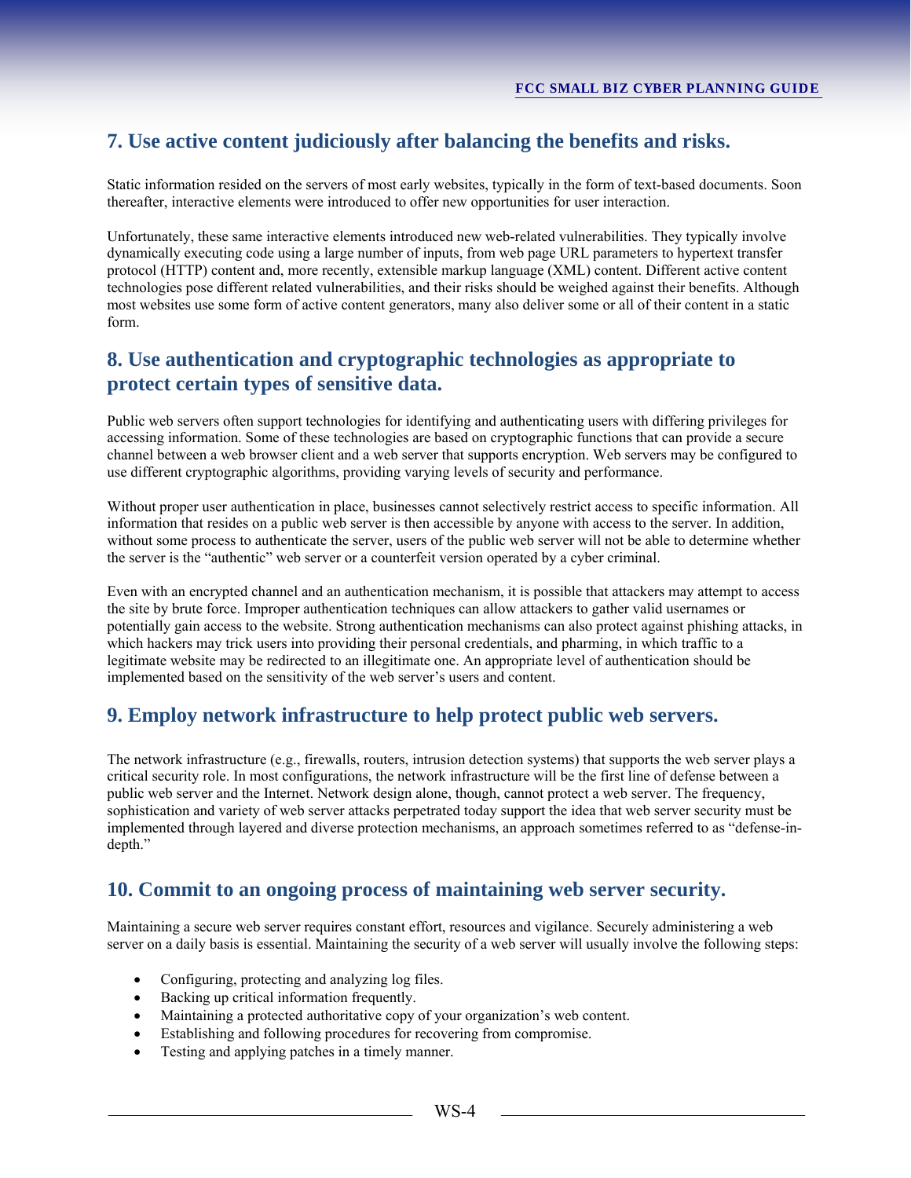## 7. Use active content judiciously after balancing the benefits and risks.

Static information resided on the servers of most early websites, typically in the form of text-based documents. Soon thereafter, interactive elements were introduced to offer new opportunities for user interaction.

Unfortunately, these same interactive elements introduced new web-related vulnerabilities. They typically involve dynamically executing code using a large number of inputs, from web page URL parameters to hypertext transfer protocol (HTTP) content and, more recently, extensible markup language (XML) content. Different active content technologies pose different related vulnerabilities, and their risks should be weighed against their benefits. Although most websites use some form of active content generators, many also deliver some or all of their content in a static form.

## 8. Use authentication and cryptographic technologies as appropriate to protect certain types of sensitive data.

Public web servers often support technologies for identifying and authenticating users with differing privileges for accessing information. Some of these technologies are based on cryptographic functions that can provide a secure channel between a web browser client and a web server that supports encryption. Web servers may be configured to use different cryptographic algorithms, providing varying levels of security and performance.

Without proper user authentication in place, businesses cannot selectively restrict access to specific information. All information that resides on a public web server is then accessible by anyone with access to the server. In addition, without some process to authenticate the server, users of the public web server will not be able to determine whether the server is the "authentic" web server or a counterfeit version operated by a cyber criminal.

Even with an encrypted channel and an authentication mechanism, it is possible that attackers may attempt to access the site by brute force. Improper authentication techniques can allow attackers to gather valid usernames or potentially gain access to the website. Strong authentication mechanisms can also protect against phishing attacks, in which hackers may trick users into providing their personal credentials, and pharming, in which traffic to a legitimate website may be redirected to an illegitimate one. An appropriate level of authentication should be implemented based on the sensitivity of the web server's users and content.

## 9. Employ network infrastructure to help protect public web servers.

The network infrastructure (e.g., firewalls, routers, intrusion detection systems) that supports the web server plays a critical security role. In most configurations, the network infrastructure will be the first line of defense between a public web server and the Internet. Network design alone, though, cannot protect a web server. The frequency, sophistication and variety of web server attacks perpetrated today support the idea that web server security must be implemented through layered and diverse protection mechanisms, an approach sometimes referred to as "defense-in-depth."

## 10. Commit to an ongoing process of maintaining web server security.

Maintaining a secure web server requires constant effort, resources and vigilance. Securely administering a web server on a daily basis is essential. Maintaining the security of a web server will usually involve the following steps:

- Configuring, protecting and analyzing log files.
- Backing up critical information frequently.
- Maintaining a protected authoritative copy of your organization's web content.
- Establishing and following procedures for recovering from compromise.
- Testing and applying patches in a timely manner.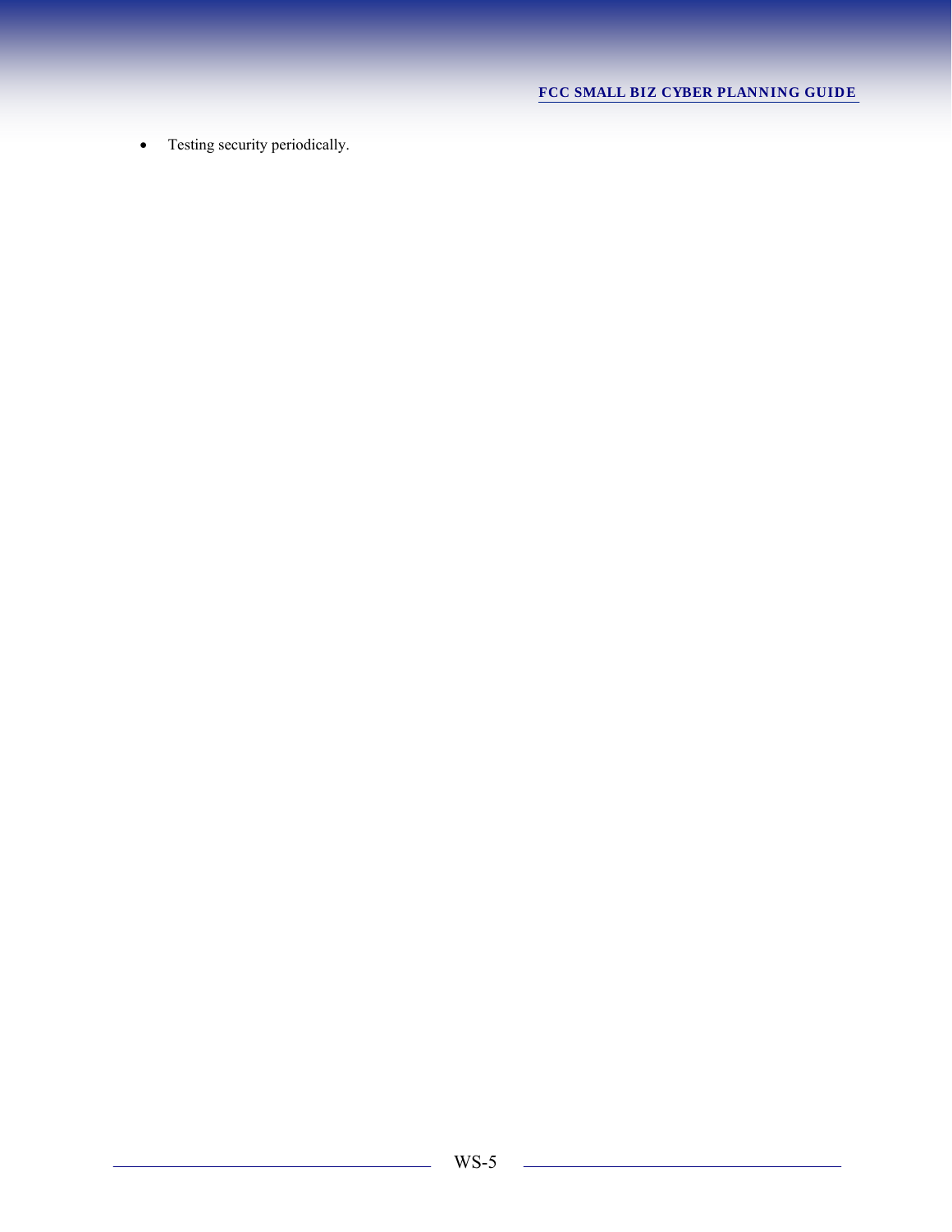- Testing security periodically.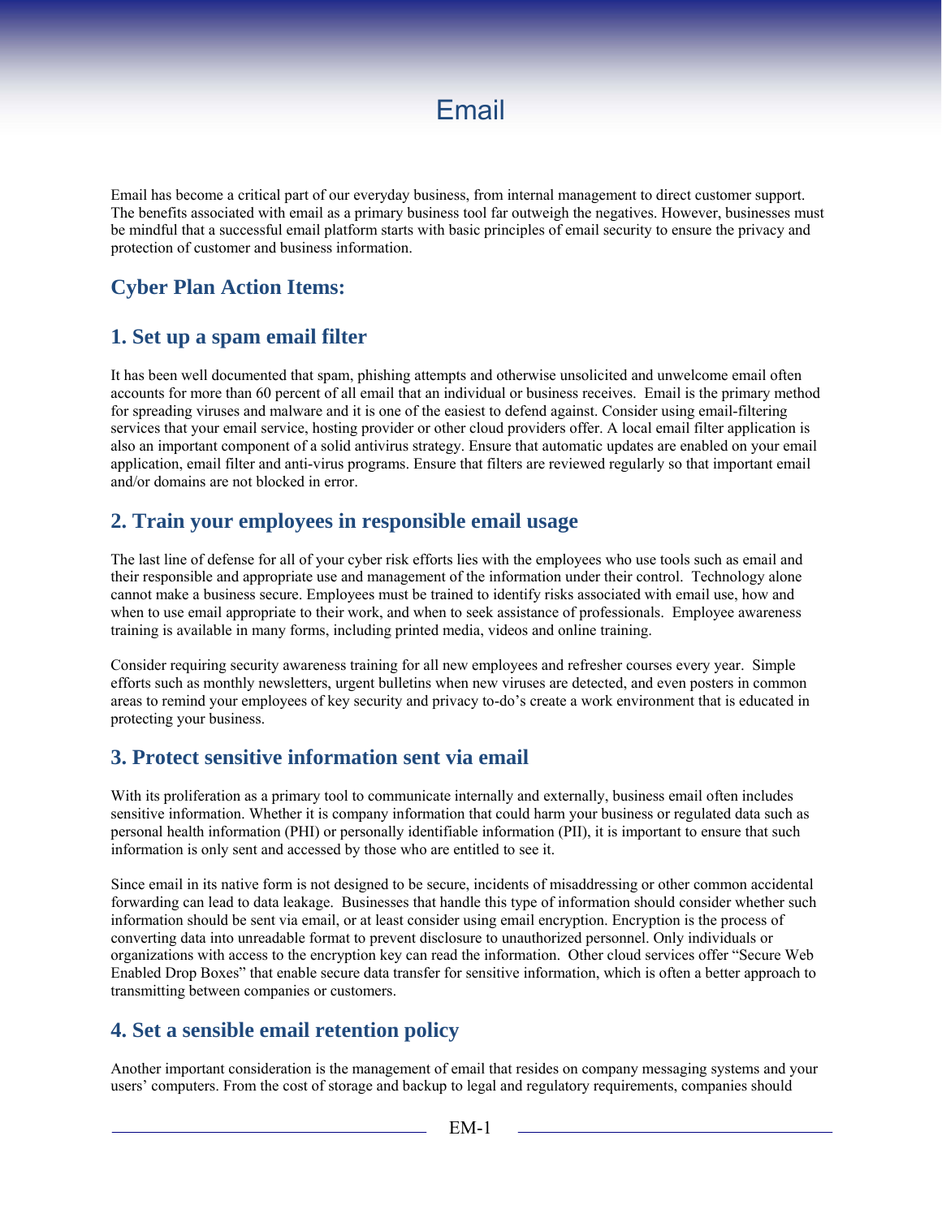# Email

Email has become a critical part of our everyday business, from internal management to direct customer support. The benefits associated with email as a primary business tool far outweigh the negatives. However, businesses must be mindful that a successful email platform starts with basic principles of email security to ensure the privacy and protection of customer and business information.

## Cyber Plan Action Items:

## 1. Set up a spam email filter

It has been well documented that spam, phishing attempts and otherwise unsolicited and unwelcome email often accounts for more than 60 percent of all email that an individual or business receives. Email is the primary method for spreading viruses and malware and it is one of the easiest to defend against. Consider using email-filtering services that your email service, hosting provider or other cloud providers offer. A local email filter application is also an important component of a solid antivirus strategy. Ensure that automatic updates are enabled on your email application, email filter and anti-virus programs. Ensure that filters are reviewed regularly so that important email and/or domains are not blocked in error.

## 2. Train your employees in responsible email usage

The last line of defense for all of your cyber risk efforts lies with the employees who use tools such as email and their responsible and appropriate use and management of the information under their control. Technology alone cannot make a business secure. Employees must be trained to identify risks associated with email use, how and when to use email appropriate to their work, and when to seek assistance of professionals. Employee awareness training is available in many forms, including printed media, videos and online training.

Consider requiring security awareness training for all new employees and refresher courses every year. Simple efforts such as monthly newsletters, urgent bulletins when new viruses are detected, and even posters in common areas to remind your employees of key security and privacy to-do's create a work environment that is educated in protecting your business.

## 3. Protect sensitive information sent via email

With its proliferation as a primary tool to communicate internally and externally, business email often includes sensitive information. Whether it is company information that could harm your business or regulated data such as personal health information (PHI) or personally identifiable information (PII), it is important to ensure that such information is only sent and accessed by those who are entitled to see it.

Since email in its native form is not designed to be secure, incidents of misaddressing or other common accidental forwarding can lead to data leakage. Businesses that handle this type of information should consider whether such information should be sent via email, or at least consider using email encryption. Encryption is the process of converting data into unreadable format to prevent disclosure to unauthorized personnel. Only individuals or organizations with access to the encryption key can read the information. Other cloud services offer "Secure Web Enabled Drop Boxes" that enable secure data transfer for sensitive information, which is often a better approach to transmitting between companies or customers.

## 4. Set a sensible email retention policy

Another important consideration is the management of email that resides on company messaging systems and your users' computers. From the cost of storage and backup to legal and regulatory requirements, companies should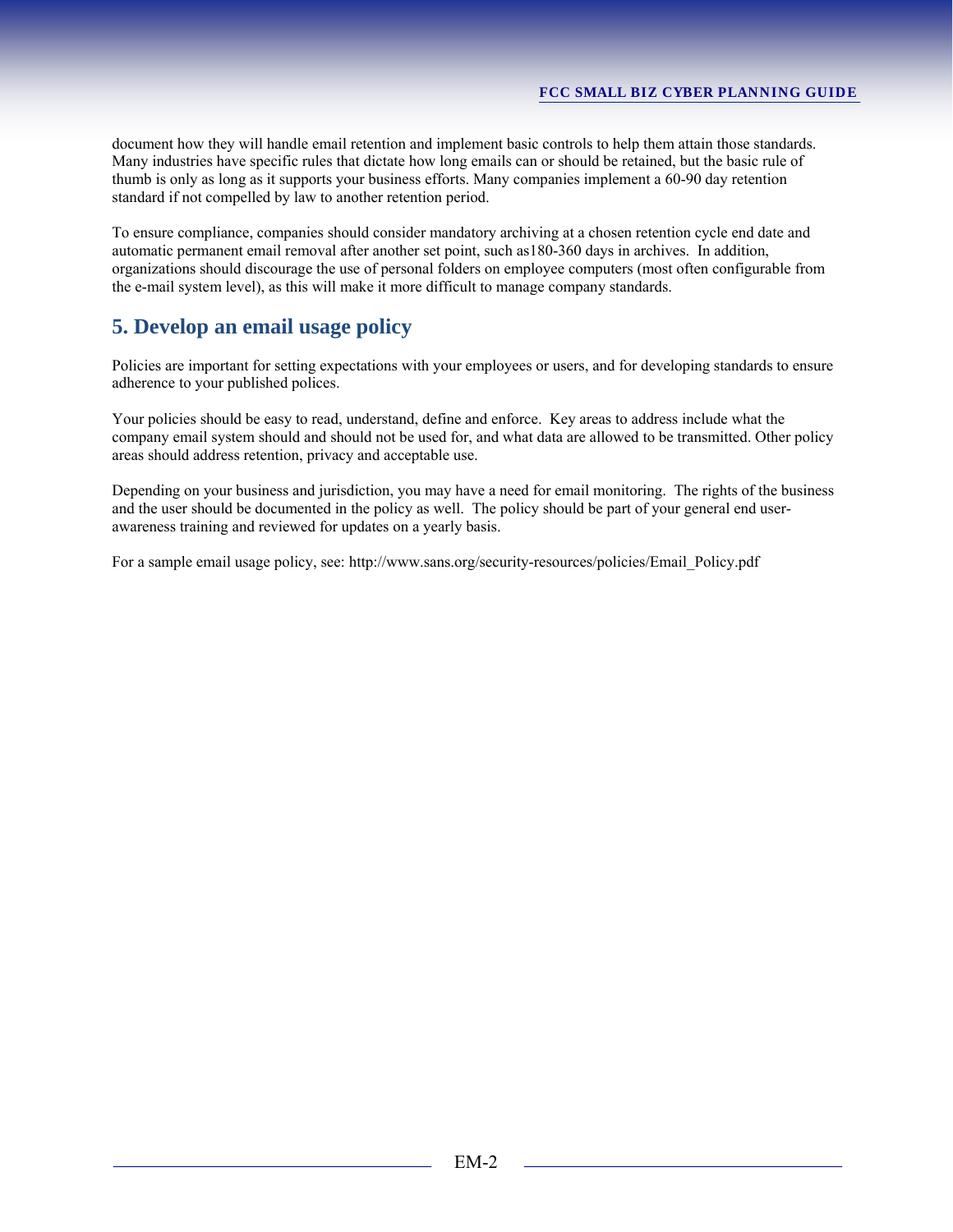document how they will handle email retention and implement basic controls to help them attain those standards. Many industries have specific rules that dictate how long emails can or should be retained, but the basic rule of thumb is only as long as it supports your business efforts. Many companies implement a 60-90 day retention standard if not compelled by law to another retention period.

To ensure compliance, companies should consider mandatory archiving at a chosen retention cycle end date and automatic permanent email removal after another set point, such as180-360 days in archives. In addition, organizations should discourage the use of personal folders on employee computers (most often configurable from the e-mail system level), as this will make it more difficult to manage company standards.

## 5. Develop an email usage policy

Policies are important for setting expectations with your employees or users, and for developing standards to ensure adherence to your published polices.

Your policies should be easy to read, understand, define and enforce. Key areas to address include what the company email system should and should not be used for, and what data are allowed to be transmitted. Other policy areas should address retention, privacy and acceptable use.

Depending on your business and jurisdiction, you may have a need for email monitoring. The rights of the business and the user should be documented in the policy as well. The policy should be part of your general end user-awareness training and reviewed for updates on a yearly basis.

For a sample email usage policy, see: http://www.sans.org/security-resources/policies/Email_Policy.pdf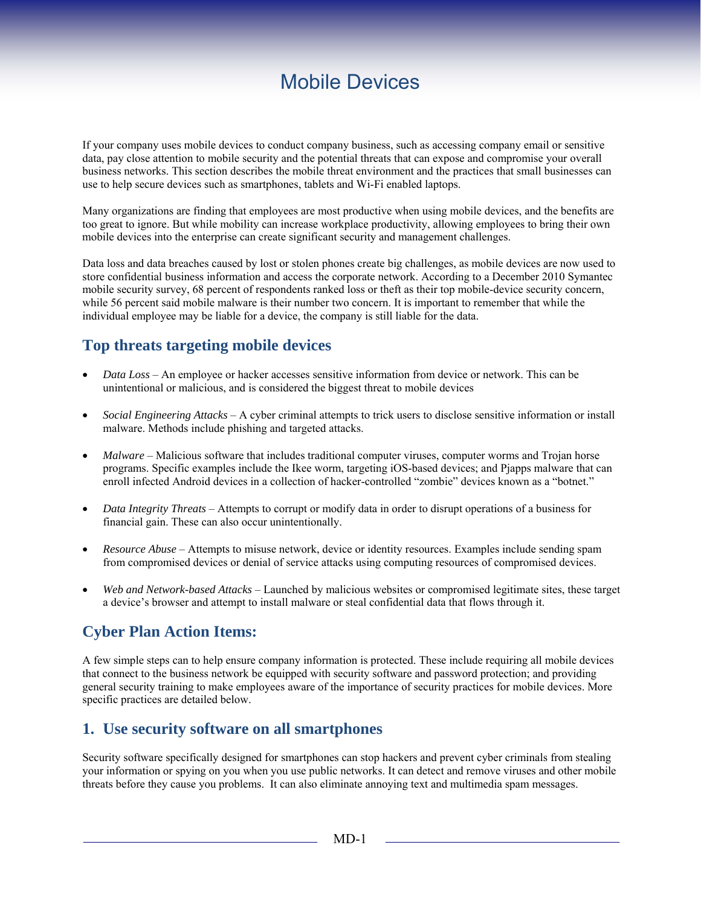# Mobile Devices

If your company uses mobile devices to conduct company business, such as accessing company email or sensitive data, pay close attention to mobile security and the potential threats that can expose and compromise your overall business networks. This section describes the mobile threat environment and the practices that small businesses can use to help secure devices such as smartphones, tablets and Wi-Fi enabled laptops.

Many organizations are finding that employees are most productive when using mobile devices, and the benefits are too great to ignore. But while mobility can increase workplace productivity, allowing employees to bring their own mobile devices into the enterprise can create significant security and management challenges.

Data loss and data breaches caused by lost or stolen phones create big challenges, as mobile devices are now used to store confidential business information and access the corporate network. According to a December 2010 Symantec mobile security survey, 68 percent of respondents ranked loss or theft as their top mobile-device security concern, while 56 percent said mobile malware is their number two concern. It is important to remember that while the individual employee may be liable for a device, the company is still liable for the data.

## Top threats targeting mobile devices

- *Data Loss* – An employee or hacker accesses sensitive information from device or network. This can be unintentional or malicious, and is considered the biggest threat to mobile devices
- *Social Engineering Attacks* – A cyber criminal attempts to trick users to disclose sensitive information or install malware. Methods include phishing and targeted attacks.
- *Malware* – Malicious software that includes traditional computer viruses, computer worms and Trojan horse programs. Specific examples include the Ikee worm, targeting iOS-based devices; and Pjapps malware that can enroll infected Android devices in a collection of hacker-controlled "zombie" devices known as a "botnet."
- *Data Integrity Threats* – Attempts to corrupt or modify data in order to disrupt operations of a business for financial gain. These can also occur unintentionally.
- *Resource Abuse* – Attempts to misuse network, device or identity resources. Examples include sending spam from compromised devices or denial of service attacks using computing resources of compromised devices.
- *Web and Network-based Attacks* – Launched by malicious websites or compromised legitimate sites, these target a device's browser and attempt to install malware or steal confidential data that flows through it.

## Cyber Plan Action Items:

A few simple steps can to help ensure company information is protected. These include requiring all mobile devices that connect to the business network be equipped with security software and password protection; and providing general security training to make employees aware of the importance of security practices for mobile devices. More specific practices are detailed below.

### 1. Use security software on all smartphones

Security software specifically designed for smartphones can stop hackers and prevent cyber criminals from stealing your information or spying on you when you use public networks. It can detect and remove viruses and other mobile threats before they cause you problems. It can also eliminate annoying text and multimedia spam messages.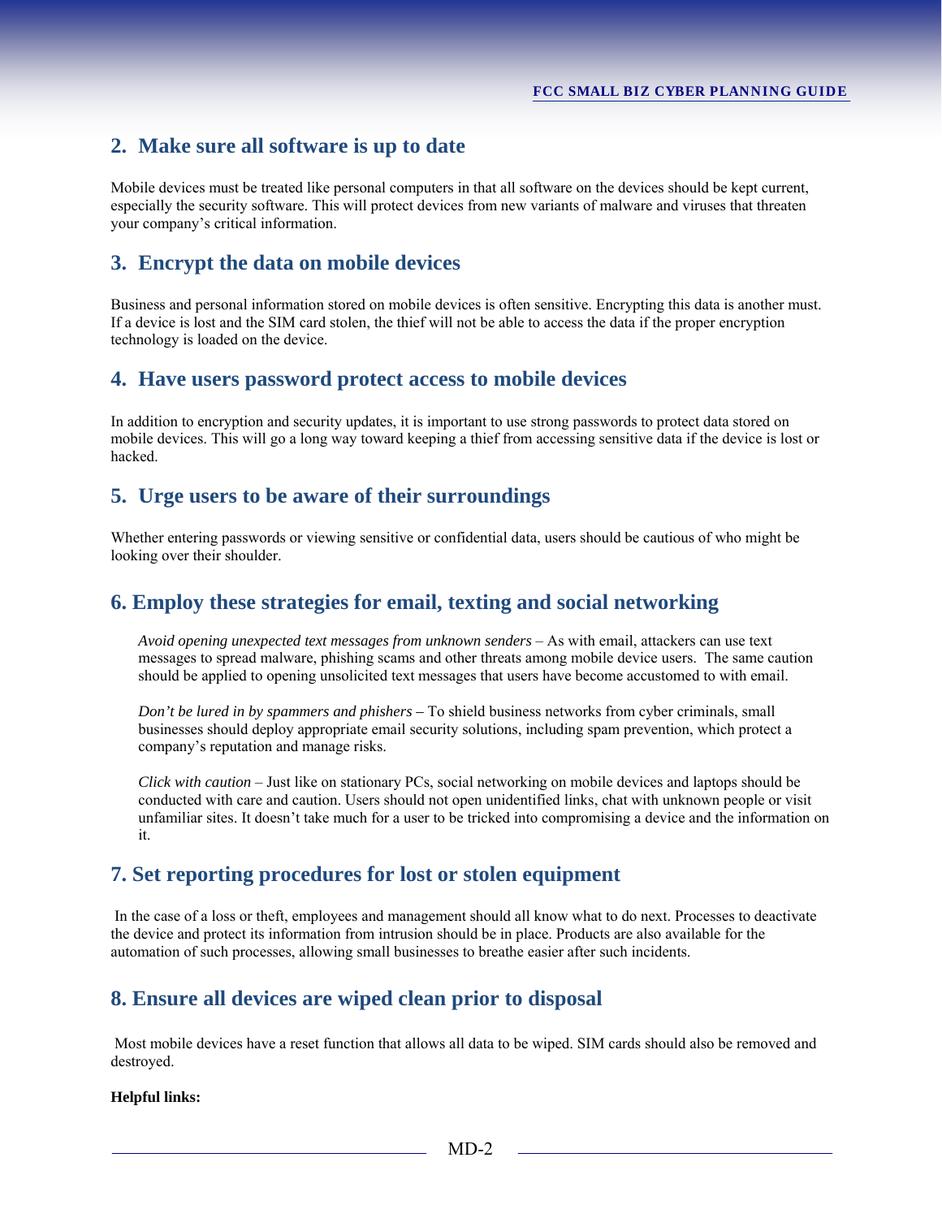## 2. Make sure all software is up to date

Mobile devices must be treated like personal computers in that all software on the devices should be kept current, especially the security software. This will protect devices from new variants of malware and viruses that threaten your company's critical information.

## 3. Encrypt the data on mobile devices

Business and personal information stored on mobile devices is often sensitive. Encrypting this data is another must. If a device is lost and the SIM card stolen, the thief will not be able to access the data if the proper encryption technology is loaded on the device.

## 4. Have users password protect access to mobile devices

In addition to encryption and security updates, it is important to use strong passwords to protect data stored on mobile devices. This will go a long way toward keeping a thief from accessing sensitive data if the device is lost or hacked.

## 5. Urge users to be aware of their surroundings

Whether entering passwords or viewing sensitive or confidential data, users should be cautious of who might be looking over their shoulder.

## 6. Employ these strategies for email, texting and social networking

*Avoid opening unexpected text messages from unknown senders* – As with email, attackers can use text messages to spread malware, phishing scams and other threats among mobile device users. The same caution should be applied to opening unsolicited text messages that users have become accustomed to with email.

*Don't be lured in by spammers and phishers* – To shield business networks from cyber criminals, small businesses should deploy appropriate email security solutions, including spam prevention, which protect a company's reputation and manage risks.

*Click with caution* – Just like on stationary PCs, social networking on mobile devices and laptops should be conducted with care and caution. Users should not open unidentified links, chat with unknown people or visit unfamiliar sites. It doesn't take much for a user to be tricked into compromising a device and the information on it.

## 7. Set reporting procedures for lost or stolen equipment

In the case of a loss or theft, employees and management should all know what to do next. Processes to deactivate the device and protect its information from intrusion should be in place. Products are also available for the automation of such processes, allowing small businesses to breathe easier after such incidents.

## 8. Ensure all devices are wiped clean prior to disposal

Most mobile devices have a reset function that allows all data to be wiped. SIM cards should also be removed and destroyed.

**Helpful links:**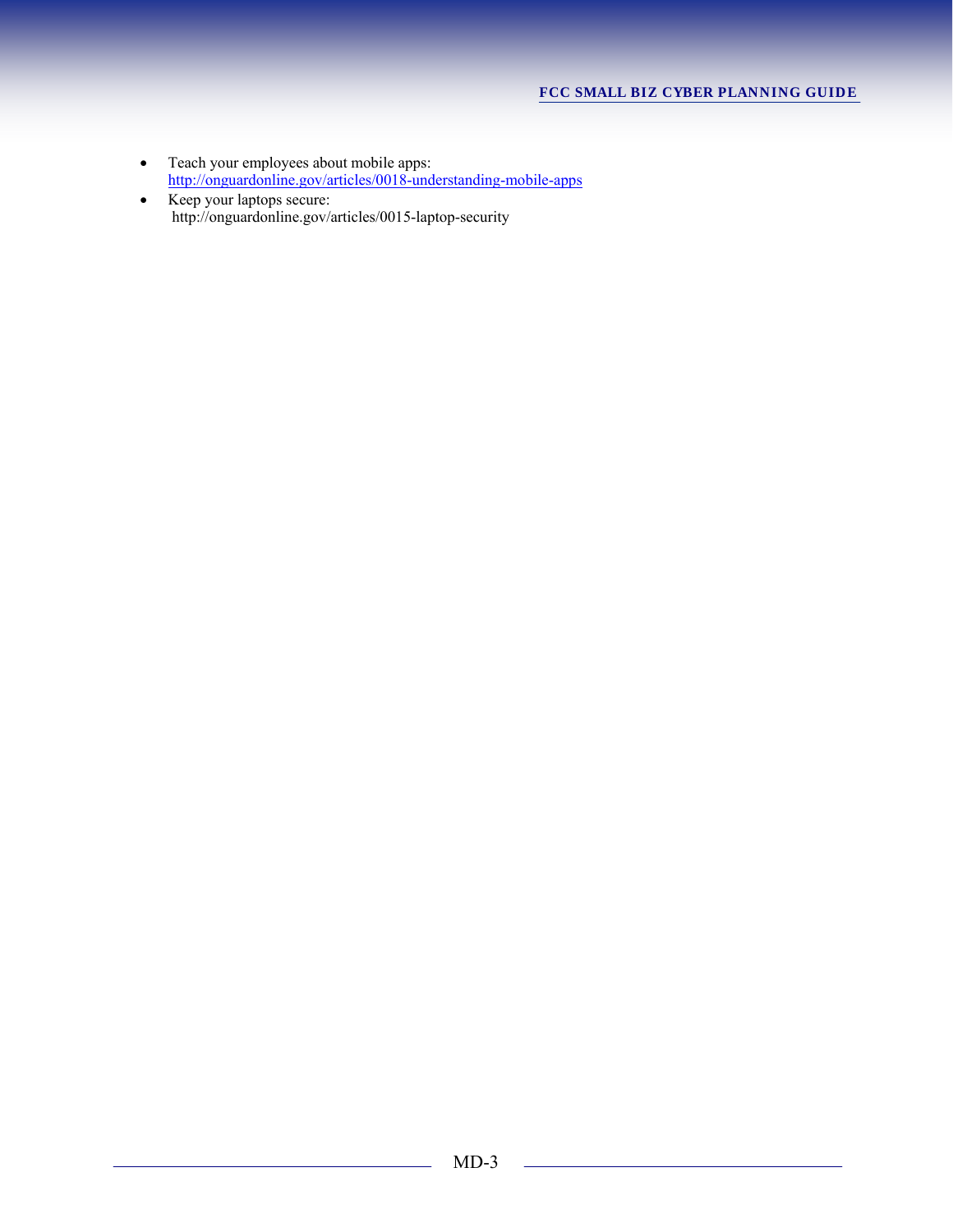- Teach your employees about mobile apps: http://onguardonline.gov/articles/0018-understanding-mobile-apps
- Keep your laptops secure: http://onguardonline.gov/articles/0015-laptop-security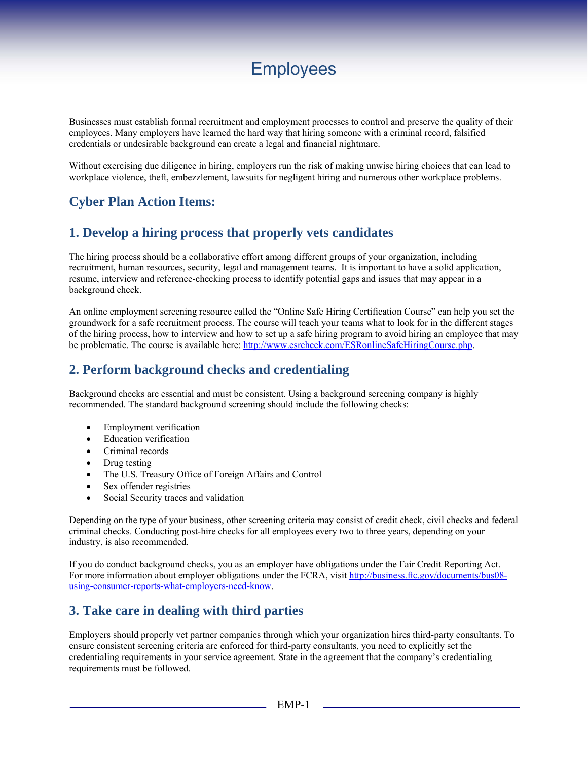# Employees

Businesses must establish formal recruitment and employment processes to control and preserve the quality of their employees. Many employers have learned the hard way that hiring someone with a criminal record, falsified credentials or undesirable background can create a legal and financial nightmare.

Without exercising due diligence in hiring, employers run the risk of making unwise hiring choices that can lead to workplace violence, theft, embezzlement, lawsuits for negligent hiring and numerous other workplace problems.

## Cyber Plan Action Items:

## 1. Develop a hiring process that properly vets candidates

The hiring process should be a collaborative effort among different groups of your organization, including recruitment, human resources, security, legal and management teams. It is important to have a solid application, resume, interview and reference-checking process to identify potential gaps and issues that may appear in a background check.

An online employment screening resource called the "Online Safe Hiring Certification Course" can help you set the groundwork for a safe recruitment process. The course will teach your teams what to look for in the different stages of the hiring process, how to interview and how to set up a safe hiring program to avoid hiring an employee that may be problematic. The course is available here: http://www.esrcheck.com/ESRonlineSafeHiringCourse.php.

## 2. Perform background checks and credentialing

Background checks are essential and must be consistent. Using a background screening company is highly recommended. The standard background screening should include the following checks:

- Employment verification
- Education verification
- Criminal records
- Drug testing
- The U.S. Treasury Office of Foreign Affairs and Control
- Sex offender registries
- Social Security traces and validation

Depending on the type of your business, other screening criteria may consist of credit check, civil checks and federal criminal checks. Conducting post-hire checks for all employees every two to three years, depending on your industry, is also recommended.

If you do conduct background checks, you as an employer have obligations under the Fair Credit Reporting Act. For more information about employer obligations under the FCRA, visit http://business.ftc.gov/documents/bus08-using-consumer-reports-what-employers-need-know.

## 3. Take care in dealing with third parties

Employers should properly vet partner companies through which your organization hires third-party consultants. To ensure consistent screening criteria are enforced for third-party consultants, you need to explicitly set the credentialing requirements in your service agreement. State in the agreement that the company's credentialing requirements must be followed.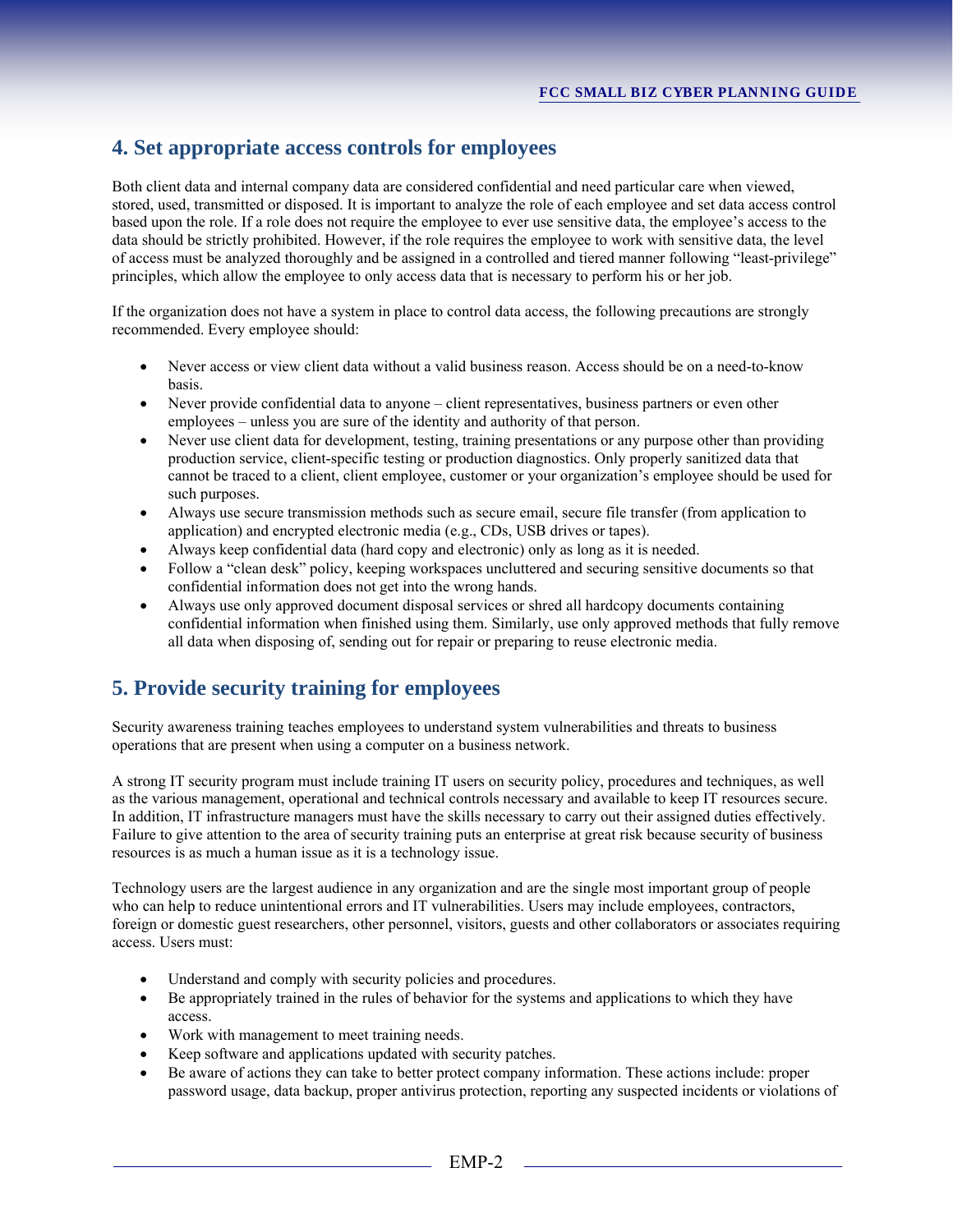## 4. Set appropriate access controls for employees

Both client data and internal company data are considered confidential and need particular care when viewed, stored, used, transmitted or disposed. It is important to analyze the role of each employee and set data access control based upon the role. If a role does not require the employee to ever use sensitive data, the employee's access to the data should be strictly prohibited. However, if the role requires the employee to work with sensitive data, the level of access must be analyzed thoroughly and be assigned in a controlled and tiered manner following "least-privilege" principles, which allow the employee to only access data that is necessary to perform his or her job.

If the organization does not have a system in place to control data access, the following precautions are strongly recommended. Every employee should:

- Never access or view client data without a valid business reason. Access should be on a need-to-know basis.
- Never provide confidential data to anyone – client representatives, business partners or even other employees – unless you are sure of the identity and authority of that person.
- Never use client data for development, testing, training presentations or any purpose other than providing production service, client-specific testing or production diagnostics. Only properly sanitized data that cannot be traced to a client, client employee, customer or your organization's employee should be used for such purposes.
- Always use secure transmission methods such as secure email, secure file transfer (from application to application) and encrypted electronic media (e.g., CDs, USB drives or tapes).
- Always keep confidential data (hard copy and electronic) only as long as it is needed.
- Follow a "clean desk" policy, keeping workspaces uncluttered and securing sensitive documents so that confidential information does not get into the wrong hands.
- Always use only approved document disposal services or shred all hardcopy documents containing confidential information when finished using them. Similarly, use only approved methods that fully remove all data when disposing of, sending out for repair or preparing to reuse electronic media.

## 5. Provide security training for employees

Security awareness training teaches employees to understand system vulnerabilities and threats to business operations that are present when using a computer on a business network.

A strong IT security program must include training IT users on security policy, procedures and techniques, as well as the various management, operational and technical controls necessary and available to keep IT resources secure. In addition, IT infrastructure managers must have the skills necessary to carry out their assigned duties effectively. Failure to give attention to the area of security training puts an enterprise at great risk because security of business resources is as much a human issue as it is a technology issue.

Technology users are the largest audience in any organization and are the single most important group of people who can help to reduce unintentional errors and IT vulnerabilities. Users may include employees, contractors, foreign or domestic guest researchers, other personnel, visitors, guests and other collaborators or associates requiring access. Users must:

- Understand and comply with security policies and procedures.
- Be appropriately trained in the rules of behavior for the systems and applications to which they have access.
- Work with management to meet training needs.
- Keep software and applications updated with security patches.
- Be aware of actions they can take to better protect company information. These actions include: proper password usage, data backup, proper antivirus protection, reporting any suspected incidents or violations of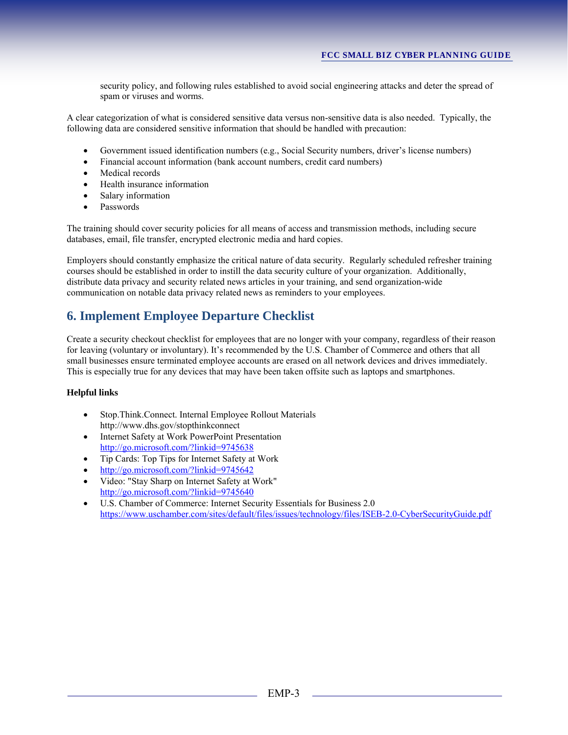security policy, and following rules established to avoid social engineering attacks and deter the spread of spam or viruses and worms.

A clear categorization of what is considered sensitive data versus non-sensitive data is also needed. Typically, the following data are considered sensitive information that should be handled with precaution:

- Government issued identification numbers (e.g., Social Security numbers, driver's license numbers)
- Financial account information (bank account numbers, credit card numbers)
- Medical records
- Health insurance information
- Salary information
- Passwords

The training should cover security policies for all means of access and transmission methods, including secure databases, email, file transfer, encrypted electronic media and hard copies.

Employers should constantly emphasize the critical nature of data security. Regularly scheduled refresher training courses should be established in order to instill the data security culture of your organization. Additionally, distribute data privacy and security related news articles in your training, and send organization-wide communication on notable data privacy related news as reminders to your employees.

## 6. Implement Employee Departure Checklist

Create a security checkout checklist for employees that are no longer with your company, regardless of their reason for leaving (voluntary or involuntary). It's recommended by the U.S. Chamber of Commerce and others that all small businesses ensure terminated employee accounts are erased on all network devices and drives immediately. This is especially true for any devices that may have been taken offsite such as laptops and smartphones.

**Helpful links**

- Stop.Think.Connect. Internal Employee Rollout Materials
  http://www.dhs.gov/stopthinkconnect
- Internet Safety at Work PowerPoint Presentation
  http://go.microsoft.com/?linkid=9745638
- Tip Cards: Top Tips for Internet Safety at Work
- http://go.microsoft.com/?linkid=9745642
- Video: "Stay Sharp on Internet Safety at Work"
  http://go.microsoft.com/?linkid=9745640
- U.S. Chamber of Commerce: Internet Security Essentials for Business 2.0
  https://www.uschamber.com/sites/default/files/issues/technology/files/ISEB-2.0-CyberSecurityGuide.pdf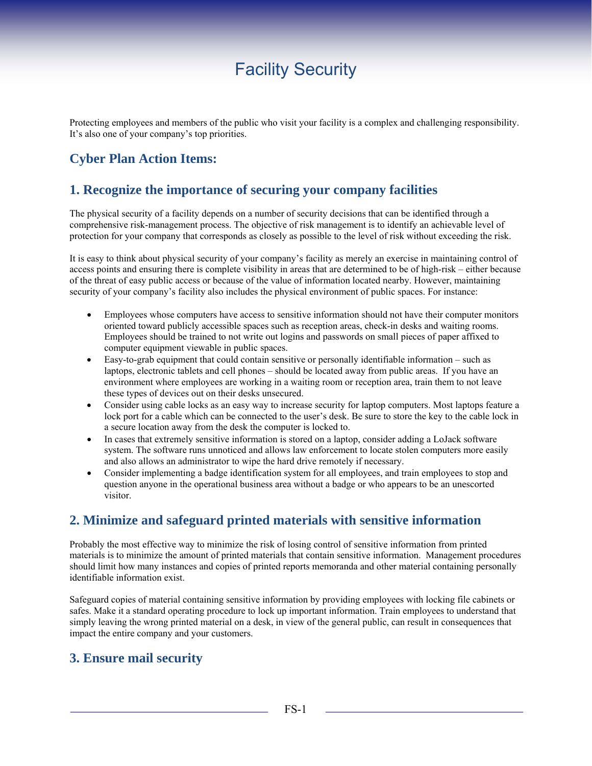# Facility Security

Protecting employees and members of the public who visit your facility is a complex and challenging responsibility. It's also one of your company's top priorities.

## Cyber Plan Action Items:

## 1. Recognize the importance of securing your company facilities

The physical security of a facility depends on a number of security decisions that can be identified through a comprehensive risk-management process. The objective of risk management is to identify an achievable level of protection for your company that corresponds as closely as possible to the level of risk without exceeding the risk.

It is easy to think about physical security of your company's facility as merely an exercise in maintaining control of access points and ensuring there is complete visibility in areas that are determined to be of high-risk – either because of the threat of easy public access or because of the value of information located nearby. However, maintaining security of your company's facility also includes the physical environment of public spaces. For instance:

- Employees whose computers have access to sensitive information should not have their computer monitors oriented toward publicly accessible spaces such as reception areas, check-in desks and waiting rooms. Employees should be trained to not write out logins and passwords on small pieces of paper affixed to computer equipment viewable in public spaces.
- Easy-to-grab equipment that could contain sensitive or personally identifiable information – such as laptops, electronic tablets and cell phones – should be located away from public areas. If you have an environment where employees are working in a waiting room or reception area, train them to not leave these types of devices out on their desks unsecured.
- Consider using cable locks as an easy way to increase security for laptop computers. Most laptops feature a lock port for a cable which can be connected to the user's desk. Be sure to store the key to the cable lock in a secure location away from the desk the computer is locked to.
- In cases that extremely sensitive information is stored on a laptop, consider adding a LoJack software system. The software runs unnoticed and allows law enforcement to locate stolen computers more easily and also allows an administrator to wipe the hard drive remotely if necessary.
- Consider implementing a badge identification system for all employees, and train employees to stop and question anyone in the operational business area without a badge or who appears to be an unescorted visitor.

## 2. Minimize and safeguard printed materials with sensitive information

Probably the most effective way to minimize the risk of losing control of sensitive information from printed materials is to minimize the amount of printed materials that contain sensitive information. Management procedures should limit how many instances and copies of printed reports memoranda and other material containing personally identifiable information exist.

Safeguard copies of material containing sensitive information by providing employees with locking file cabinets or safes. Make it a standard operating procedure to lock up important information. Train employees to understand that simply leaving the wrong printed material on a desk, in view of the general public, can result in consequences that impact the entire company and your customers.

## 3. Ensure mail security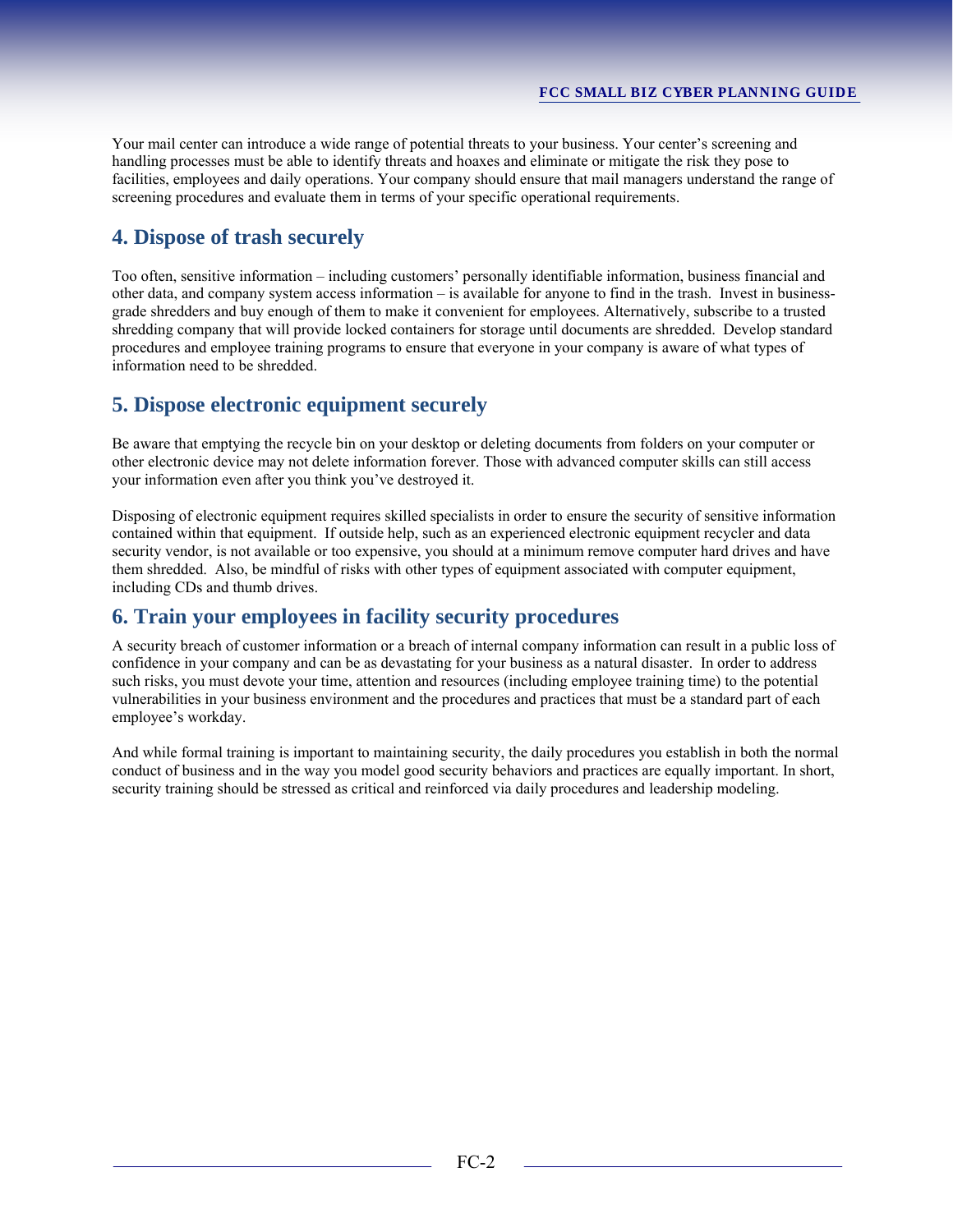Your mail center can introduce a wide range of potential threats to your business. Your center's screening and handling processes must be able to identify threats and hoaxes and eliminate or mitigate the risk they pose to facilities, employees and daily operations. Your company should ensure that mail managers understand the range of screening procedures and evaluate them in terms of your specific operational requirements.

## 4. Dispose of trash securely

Too often, sensitive information – including customers' personally identifiable information, business financial and other data, and company system access information – is available for anyone to find in the trash. Invest in business-grade shredders and buy enough of them to make it convenient for employees. Alternatively, subscribe to a trusted shredding company that will provide locked containers for storage until documents are shredded. Develop standard procedures and employee training programs to ensure that everyone in your company is aware of what types of information need to be shredded.

## 5. Dispose electronic equipment securely

Be aware that emptying the recycle bin on your desktop or deleting documents from folders on your computer or other electronic device may not delete information forever. Those with advanced computer skills can still access your information even after you think you've destroyed it.

Disposing of electronic equipment requires skilled specialists in order to ensure the security of sensitive information contained within that equipment. If outside help, such as an experienced electronic equipment recycler and data security vendor, is not available or too expensive, you should at a minimum remove computer hard drives and have them shredded. Also, be mindful of risks with other types of equipment associated with computer equipment, including CDs and thumb drives.

## 6. Train your employees in facility security procedures

A security breach of customer information or a breach of internal company information can result in a public loss of confidence in your company and can be as devastating for your business as a natural disaster. In order to address such risks, you must devote your time, attention and resources (including employee training time) to the potential vulnerabilities in your business environment and the procedures and practices that must be a standard part of each employee's workday.

And while formal training is important to maintaining security, the daily procedures you establish in both the normal conduct of business and in the way you model good security behaviors and practices are equally important. In short, security training should be stressed as critical and reinforced via daily procedures and leadership modeling.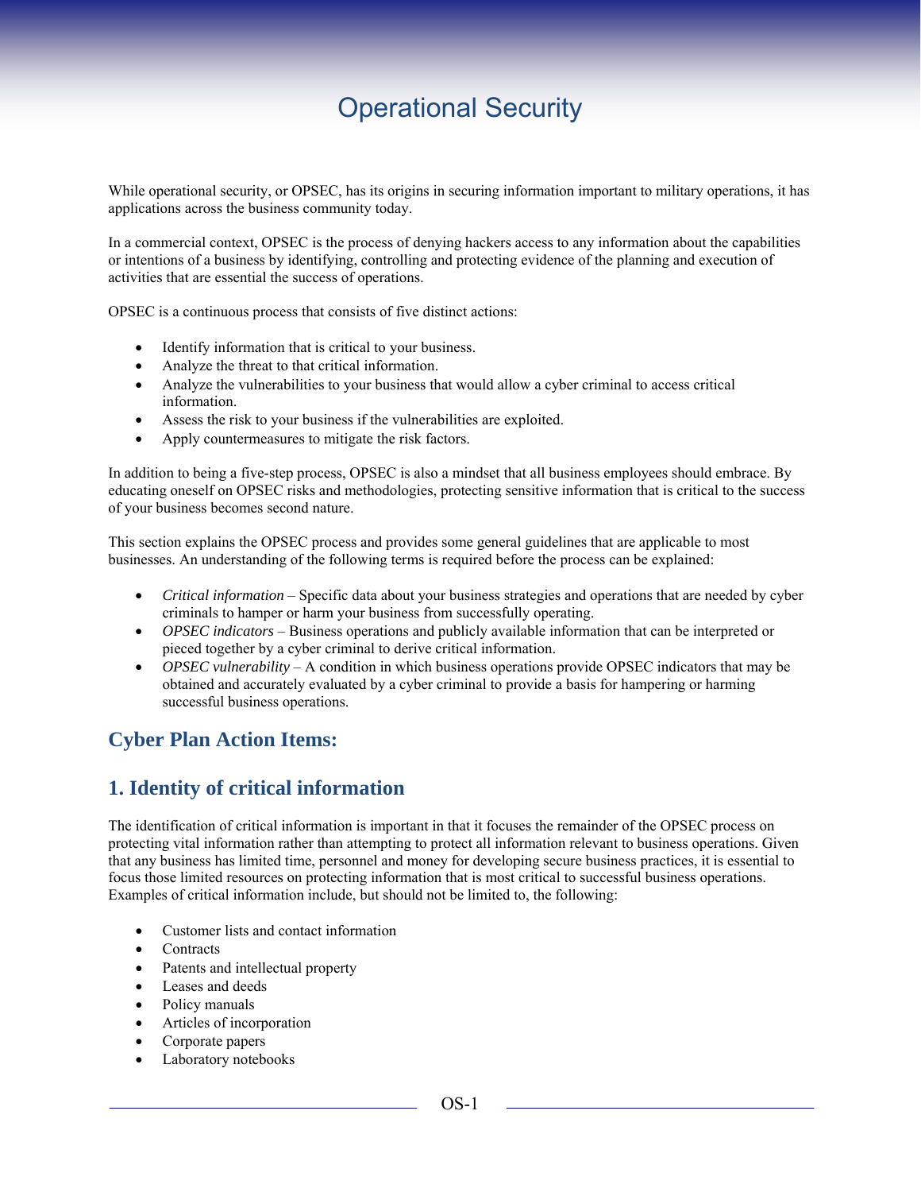# Operational Security

While operational security, or OPSEC, has its origins in securing information important to military operations, it has applications across the business community today.

In a commercial context, OPSEC is the process of denying hackers access to any information about the capabilities or intentions of a business by identifying, controlling and protecting evidence of the planning and execution of activities that are essential the success of operations.

OPSEC is a continuous process that consists of five distinct actions:

- Identify information that is critical to your business.
- Analyze the threat to that critical information.
- Analyze the vulnerabilities to your business that would allow a cyber criminal to access critical information.
- Assess the risk to your business if the vulnerabilities are exploited.
- Apply countermeasures to mitigate the risk factors.

In addition to being a five-step process, OPSEC is also a mindset that all business employees should embrace. By educating oneself on OPSEC risks and methodologies, protecting sensitive information that is critical to the success of your business becomes second nature.

This section explains the OPSEC process and provides some general guidelines that are applicable to most businesses. An understanding of the following terms is required before the process can be explained:

- *Critical information* – Specific data about your business strategies and operations that are needed by cyber criminals to hamper or harm your business from successfully operating.
- *OPSEC indicators* – Business operations and publicly available information that can be interpreted or pieced together by a cyber criminal to derive critical information.
- *OPSEC vulnerability* – A condition in which business operations provide OPSEC indicators that may be obtained and accurately evaluated by a cyber criminal to provide a basis for hampering or harming successful business operations.

## Cyber Plan Action Items:

## 1. Identity of critical information

The identification of critical information is important in that it focuses the remainder of the OPSEC process on protecting vital information rather than attempting to protect all information relevant to business operations. Given that any business has limited time, personnel and money for developing secure business practices, it is essential to focus those limited resources on protecting information that is most critical to successful business operations. Examples of critical information include, but should not be limited to, the following:

- Customer lists and contact information
- Contracts
- Patents and intellectual property
- Leases and deeds
- Policy manuals
- Articles of incorporation
- Corporate papers
- Laboratory notebooks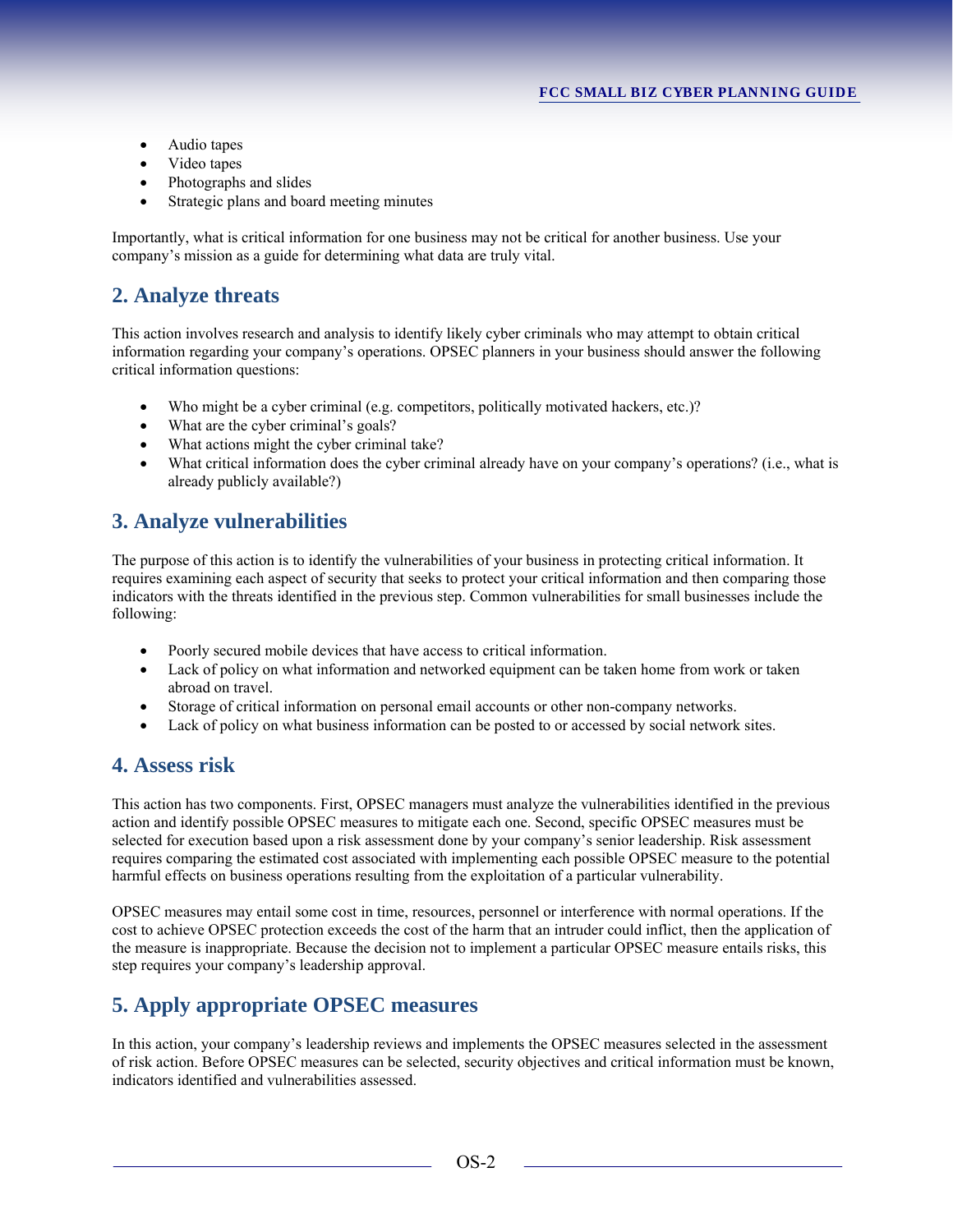- Audio tapes
- Video tapes
- Photographs and slides
- Strategic plans and board meeting minutes

Importantly, what is critical information for one business may not be critical for another business. Use your company's mission as a guide for determining what data are truly vital.

## 2. Analyze threats

This action involves research and analysis to identify likely cyber criminals who may attempt to obtain critical information regarding your company's operations. OPSEC planners in your business should answer the following critical information questions:

- Who might be a cyber criminal (e.g. competitors, politically motivated hackers, etc.)?
- What are the cyber criminal's goals?
- What actions might the cyber criminal take?
- What critical information does the cyber criminal already have on your company's operations? (i.e., what is already publicly available?)

## 3. Analyze vulnerabilities

The purpose of this action is to identify the vulnerabilities of your business in protecting critical information. It requires examining each aspect of security that seeks to protect your critical information and then comparing those indicators with the threats identified in the previous step. Common vulnerabilities for small businesses include the following:

- Poorly secured mobile devices that have access to critical information.
- Lack of policy on what information and networked equipment can be taken home from work or taken abroad on travel.
- Storage of critical information on personal email accounts or other non-company networks.
- Lack of policy on what business information can be posted to or accessed by social network sites.

## 4. Assess risk

This action has two components. First, OPSEC managers must analyze the vulnerabilities identified in the previous action and identify possible OPSEC measures to mitigate each one. Second, specific OPSEC measures must be selected for execution based upon a risk assessment done by your company's senior leadership. Risk assessment requires comparing the estimated cost associated with implementing each possible OPSEC measure to the potential harmful effects on business operations resulting from the exploitation of a particular vulnerability.

OPSEC measures may entail some cost in time, resources, personnel or interference with normal operations. If the cost to achieve OPSEC protection exceeds the cost of the harm that an intruder could inflict, then the application of the measure is inappropriate. Because the decision not to implement a particular OPSEC measure entails risks, this step requires your company's leadership approval.

## 5. Apply appropriate OPSEC measures

In this action, your company's leadership reviews and implements the OPSEC measures selected in the assessment of risk action. Before OPSEC measures can be selected, security objectives and critical information must be known, indicators identified and vulnerabilities assessed.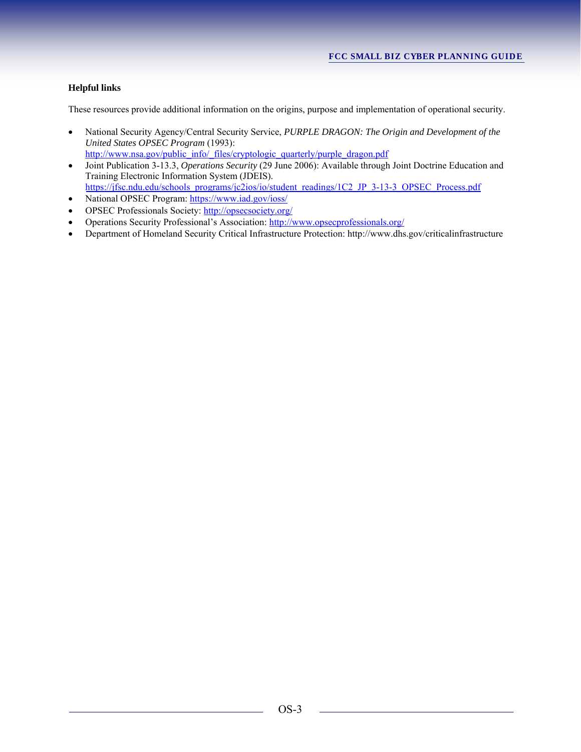**Helpful links**

These resources provide additional information on the origins, purpose and implementation of operational security.

- National Security Agency/Central Security Service, *PURPLE DRAGON: The Origin and Development of the United States OPSEC Program* (1993): http://www.nsa.gov/public_info/_files/cryptologic_quarterly/purple_dragon.pdf
- Joint Publication 3-13.3, *Operations Security* (29 June 2006): Available through Joint Doctrine Education and Training Electronic Information System (JDEIS). https://jfsc.ndu.edu/schools_programs/jc2ios/io/student_readings/1C2_JP_3-13-3_OPSEC_Process.pdf
- National OPSEC Program: https://www.iad.gov/ioss/
- OPSEC Professionals Society: http://opsecsociety.org/
- Operations Security Professional's Association: http://www.opsecprofessionals.org/
- Department of Homeland Security Critical Infrastructure Protection: http://www.dhs.gov/criticalinfrastructure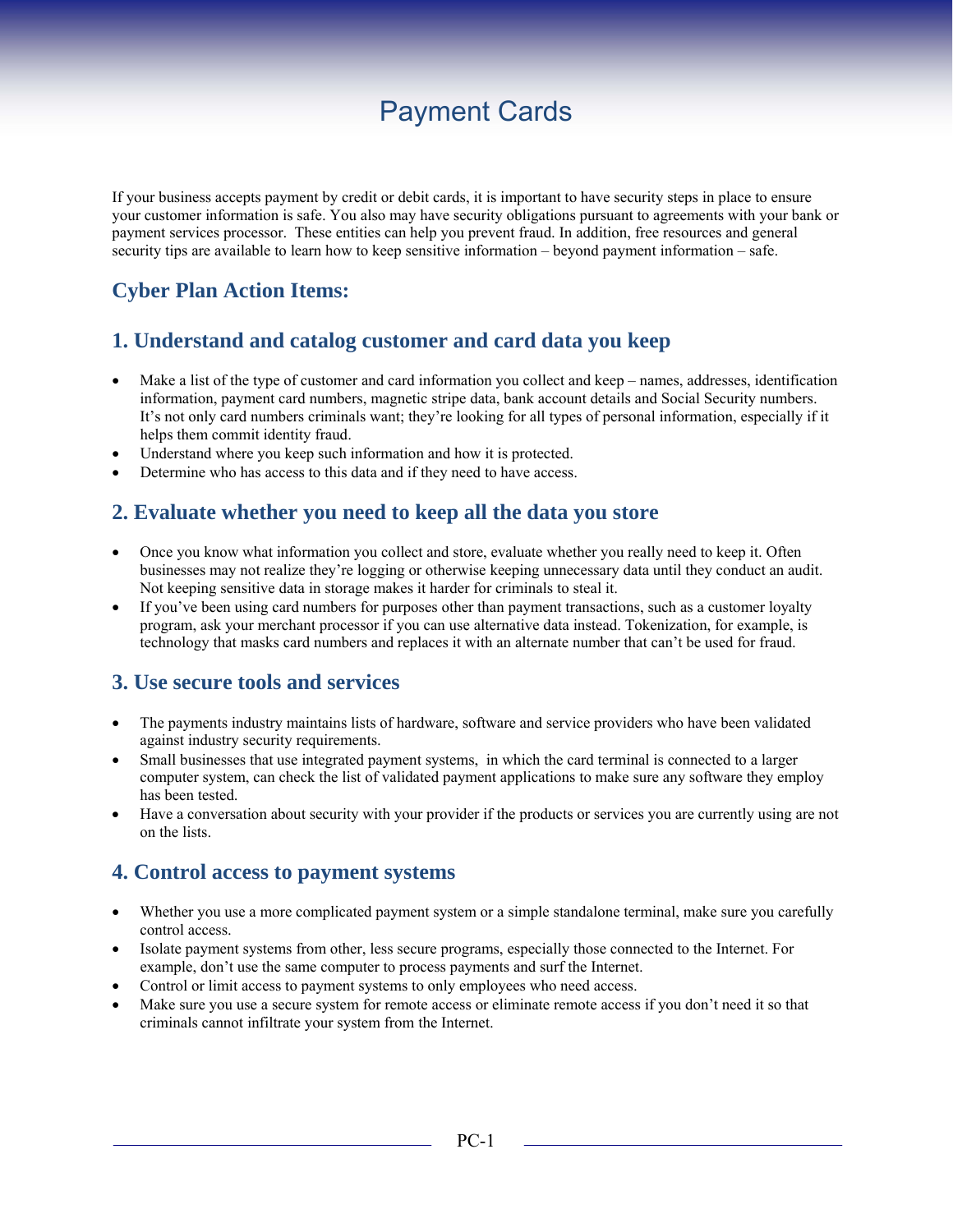# Payment Cards

If your business accepts payment by credit or debit cards, it is important to have security steps in place to ensure your customer information is safe. You also may have security obligations pursuant to agreements with your bank or payment services processor.  These entities can help you prevent fraud. In addition, free resources and general security tips are available to learn how to keep sensitive information – beyond payment information – safe.

## Cyber Plan Action Items:

## 1. Understand and catalog customer and card data you keep

- Make a list of the type of customer and card information you collect and keep – names, addresses, identification information, payment card numbers, magnetic stripe data, bank account details and Social Security numbers. It's not only card numbers criminals want; they're looking for all types of personal information, especially if it helps them commit identity fraud.
- Understand where you keep such information and how it is protected.
- Determine who has access to this data and if they need to have access.

## 2. Evaluate whether you need to keep all the data you store

- Once you know what information you collect and store, evaluate whether you really need to keep it. Often businesses may not realize they're logging or otherwise keeping unnecessary data until they conduct an audit. Not keeping sensitive data in storage makes it harder for criminals to steal it.
- If you've been using card numbers for purposes other than payment transactions, such as a customer loyalty program, ask your merchant processor if you can use alternative data instead. Tokenization, for example, is technology that masks card numbers and replaces it with an alternate number that can't be used for fraud.

## 3. Use secure tools and services

- The payments industry maintains lists of hardware, software and service providers who have been validated against industry security requirements.
- Small businesses that use integrated payment systems,  in which the card terminal is connected to a larger computer system, can check the list of validated payment applications to make sure any software they employ has been tested.
- Have a conversation about security with your provider if the products or services you are currently using are not on the lists.

## 4. Control access to payment systems

- Whether you use a more complicated payment system or a simple standalone terminal, make sure you carefully control access.
- Isolate payment systems from other, less secure programs, especially those connected to the Internet. For example, don't use the same computer to process payments and surf the Internet.
- Control or limit access to payment systems to only employees who need access.
- Make sure you use a secure system for remote access or eliminate remote access if you don't need it so that criminals cannot infiltrate your system from the Internet.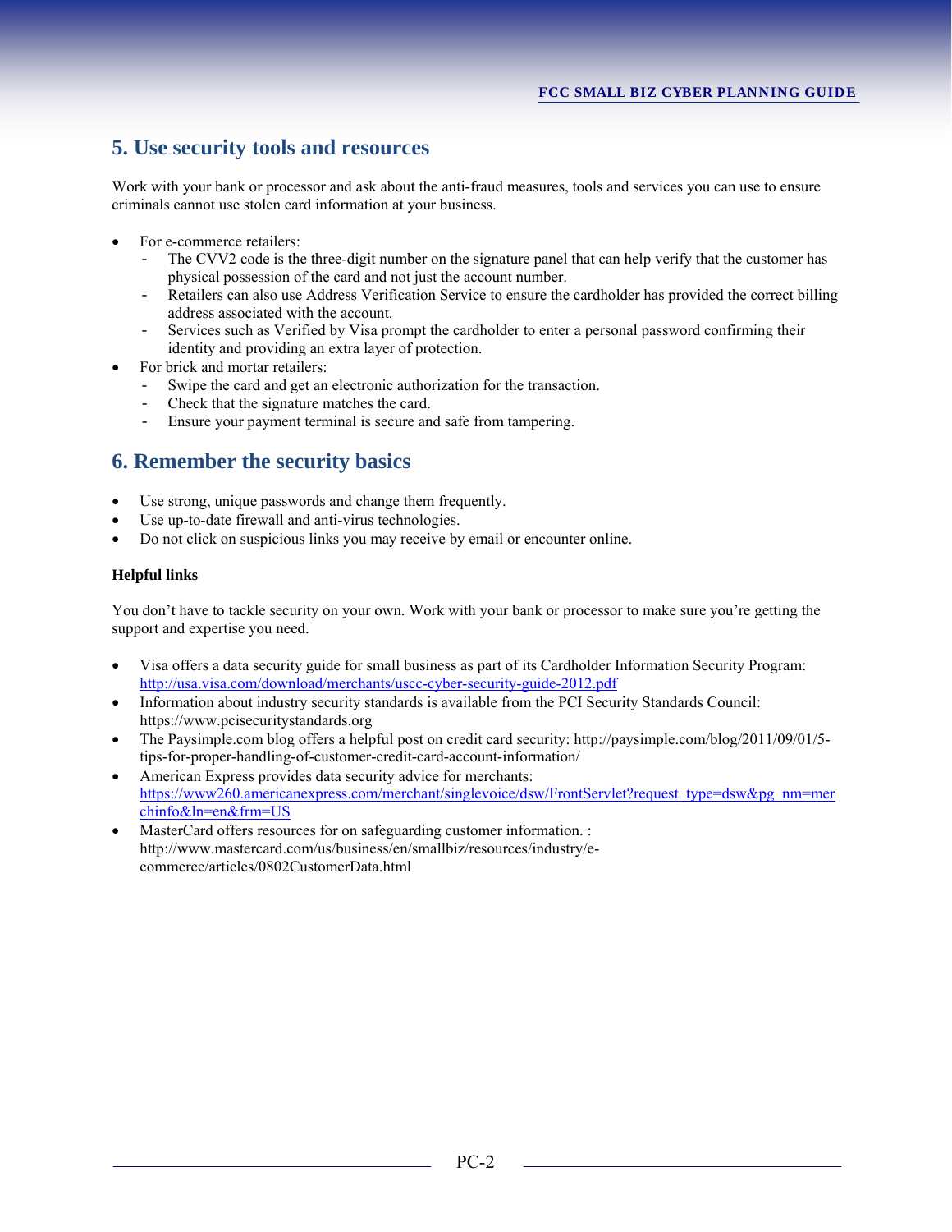## 5. Use security tools and resources

Work with your bank or processor and ask about the anti-fraud measures, tools and services you can use to ensure criminals cannot use stolen card information at your business.

- For e-commerce retailers:
  - The CVV2 code is the three-digit number on the signature panel that can help verify that the customer has physical possession of the card and not just the account number.
  - Retailers can also use Address Verification Service to ensure the cardholder has provided the correct billing address associated with the account.
  - Services such as Verified by Visa prompt the cardholder to enter a personal password confirming their identity and providing an extra layer of protection.
- For brick and mortar retailers:
  - Swipe the card and get an electronic authorization for the transaction.
  - Check that the signature matches the card.
  - Ensure your payment terminal is secure and safe from tampering.

## 6. Remember the security basics

- Use strong, unique passwords and change them frequently.
- Use up-to-date firewall and anti-virus technologies.
- Do not click on suspicious links you may receive by email or encounter online.

**Helpful links**

You don't have to tackle security on your own. Work with your bank or processor to make sure you're getting the support and expertise you need.

- Visa offers a data security guide for small business as part of its Cardholder Information Security Program: http://usa.visa.com/download/merchants/uscc-cyber-security-guide-2012.pdf
- Information about industry security standards is available from the PCI Security Standards Council: https://www.pcisecuritystandards.org
- The Paysimple.com blog offers a helpful post on credit card security: http://paysimple.com/blog/2011/09/01/5-tips-for-proper-handling-of-customer-credit-card-account-information/
- American Express provides data security advice for merchants: https://www260.americanexpress.com/merchant/singlevoice/dsw/FrontServlet?request_type=dsw&pg_nm=merchinfo&ln=en&frm=US
- MasterCard offers resources for on safeguarding customer information. : http://www.mastercard.com/us/business/en/smallbiz/resources/industry/e-commerce/articles/0802CustomerData.html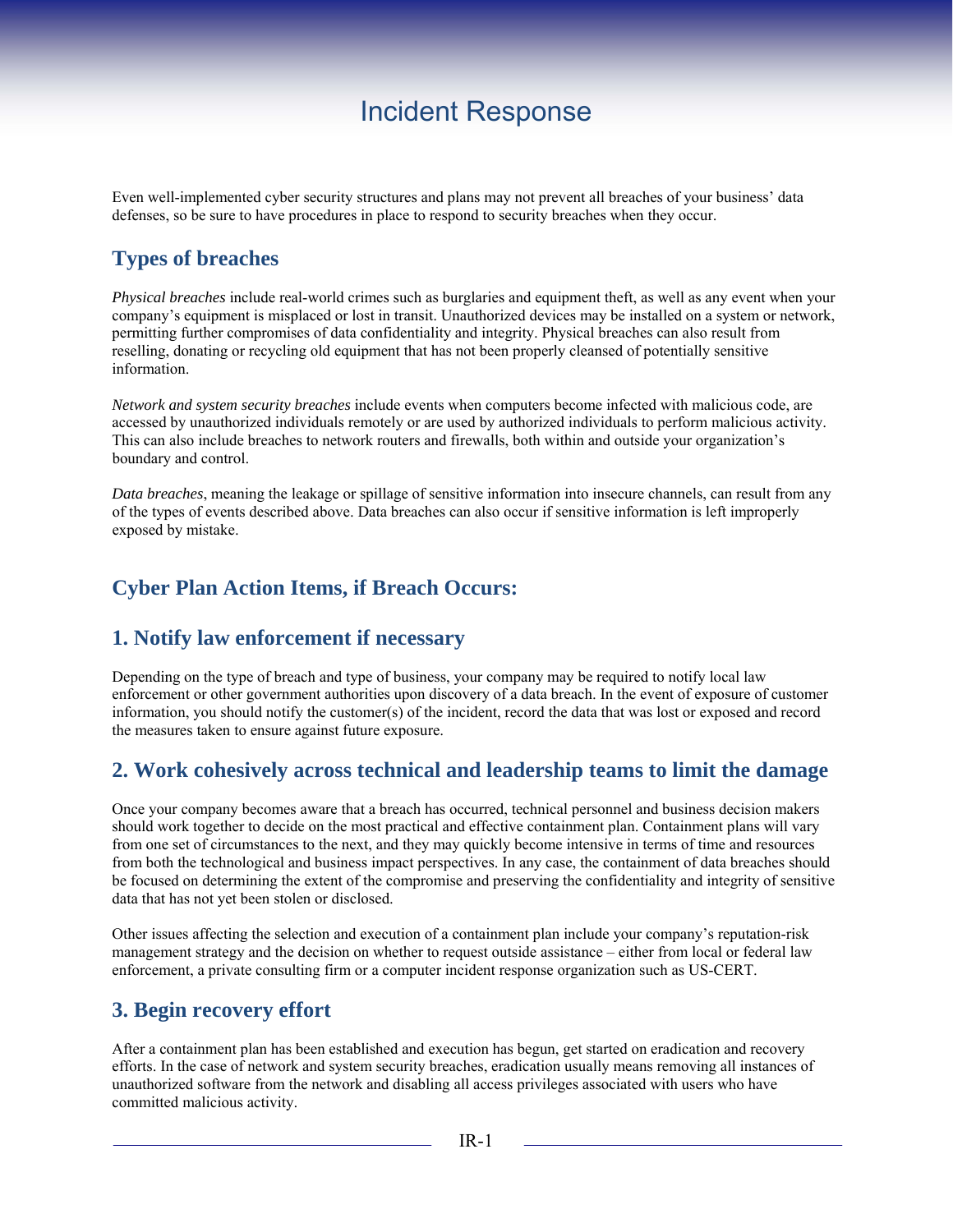# Incident Response

Even well-implemented cyber security structures and plans may not prevent all breaches of your business' data defenses, so be sure to have procedures in place to respond to security breaches when they occur.

## Types of breaches

*Physical breaches* include real-world crimes such as burglaries and equipment theft, as well as any event when your company's equipment is misplaced or lost in transit. Unauthorized devices may be installed on a system or network, permitting further compromises of data confidentiality and integrity. Physical breaches can also result from reselling, donating or recycling old equipment that has not been properly cleansed of potentially sensitive information.

*Network and system security breaches* include events when computers become infected with malicious code, are accessed by unauthorized individuals remotely or are used by authorized individuals to perform malicious activity. This can also include breaches to network routers and firewalls, both within and outside your organization's boundary and control.

*Data breaches*, meaning the leakage or spillage of sensitive information into insecure channels, can result from any of the types of events described above. Data breaches can also occur if sensitive information is left improperly exposed by mistake.

## Cyber Plan Action Items, if Breach Occurs:

### 1. Notify law enforcement if necessary

Depending on the type of breach and type of business, your company may be required to notify local law enforcement or other government authorities upon discovery of a data breach. In the event of exposure of customer information, you should notify the customer(s) of the incident, record the data that was lost or exposed and record the measures taken to ensure against future exposure.

### 2. Work cohesively across technical and leadership teams to limit the damage

Once your company becomes aware that a breach has occurred, technical personnel and business decision makers should work together to decide on the most practical and effective containment plan. Containment plans will vary from one set of circumstances to the next, and they may quickly become intensive in terms of time and resources from both the technological and business impact perspectives. In any case, the containment of data breaches should be focused on determining the extent of the compromise and preserving the confidentiality and integrity of sensitive data that has not yet been stolen or disclosed.

Other issues affecting the selection and execution of a containment plan include your company's reputation-risk management strategy and the decision on whether to request outside assistance – either from local or federal law enforcement, a private consulting firm or a computer incident response organization such as US-CERT.

### 3. Begin recovery effort

After a containment plan has been established and execution has begun, get started on eradication and recovery efforts. In the case of network and system security breaches, eradication usually means removing all instances of unauthorized software from the network and disabling all access privileges associated with users who have committed malicious activity.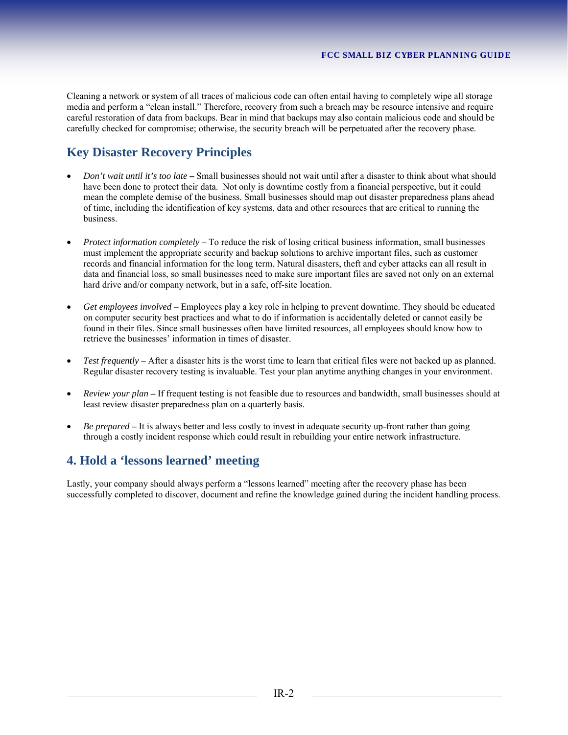Cleaning a network or system of all traces of malicious code can often entail having to completely wipe all storage media and perform a "clean install." Therefore, recovery from such a breach may be resource intensive and require careful restoration of data from backups. Bear in mind that backups may also contain malicious code and should be carefully checked for compromise; otherwise, the security breach will be perpetuated after the recovery phase.

## Key Disaster Recovery Principles

- *Don't wait until it's too late* – Small businesses should not wait until after a disaster to think about what should have been done to protect their data. Not only is downtime costly from a financial perspective, but it could mean the complete demise of the business. Small businesses should map out disaster preparedness plans ahead of time, including the identification of key systems, data and other resources that are critical to running the business.

- *Protect information completely* – To reduce the risk of losing critical business information, small businesses must implement the appropriate security and backup solutions to archive important files, such as customer records and financial information for the long term. Natural disasters, theft and cyber attacks can all result in data and financial loss, so small businesses need to make sure important files are saved not only on an external hard drive and/or company network, but in a safe, off-site location.

- *Get employees involved* – Employees play a key role in helping to prevent downtime. They should be educated on computer security best practices and what to do if information is accidentally deleted or cannot easily be found in their files. Since small businesses often have limited resources, all employees should know how to retrieve the businesses' information in times of disaster.

- *Test frequently* – After a disaster hits is the worst time to learn that critical files were not backed up as planned. Regular disaster recovery testing is invaluable. Test your plan anytime anything changes in your environment.

- *Review your plan* – If frequent testing is not feasible due to resources and bandwidth, small businesses should at least review disaster preparedness plan on a quarterly basis.

- *Be prepared* – It is always better and less costly to invest in adequate security up-front rather than going through a costly incident response which could result in rebuilding your entire network infrastructure.

## 4. Hold a 'lessons learned' meeting

Lastly, your company should always perform a "lessons learned" meeting after the recovery phase has been successfully completed to discover, document and refine the knowledge gained during the incident handling process.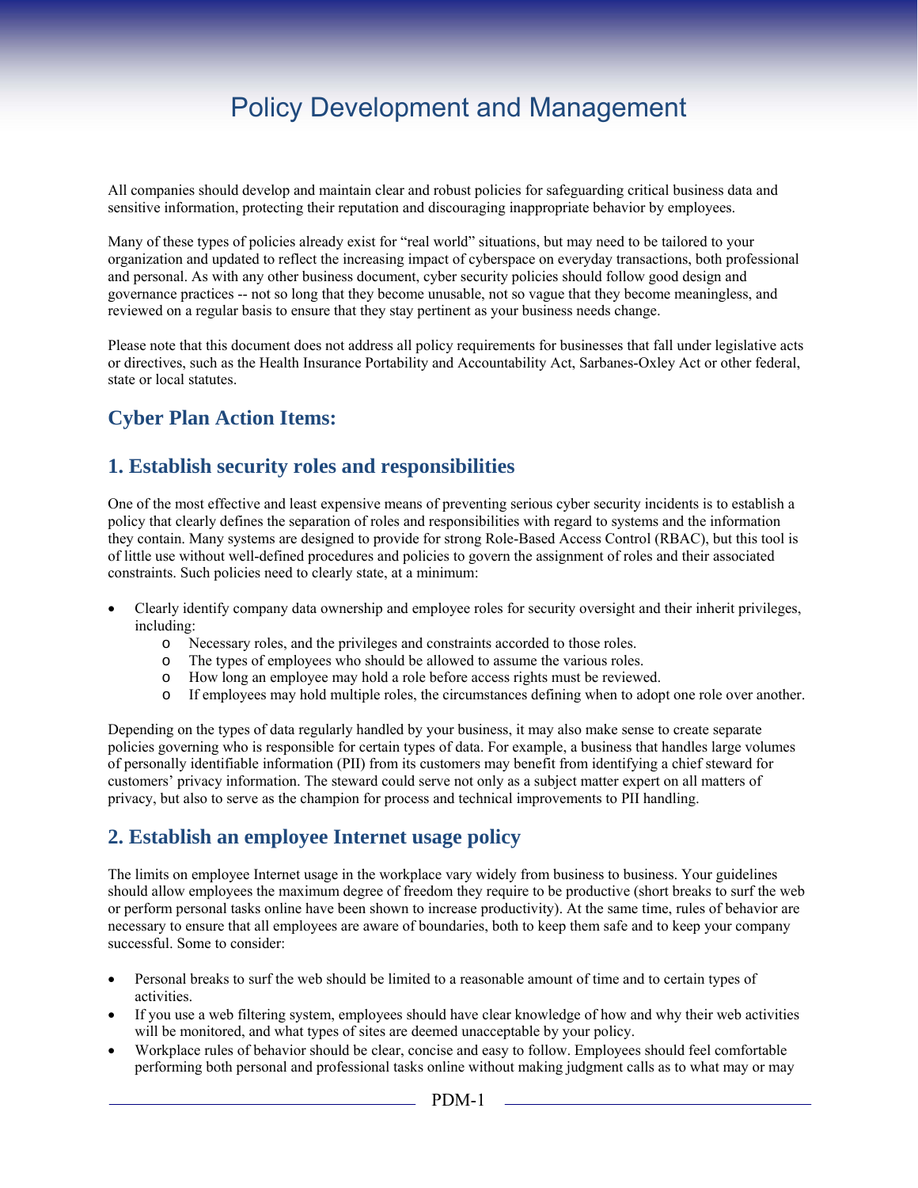# Policy Development and Management

All companies should develop and maintain clear and robust policies for safeguarding critical business data and sensitive information, protecting their reputation and discouraging inappropriate behavior by employees.

Many of these types of policies already exist for "real world" situations, but may need to be tailored to your organization and updated to reflect the increasing impact of cyberspace on everyday transactions, both professional and personal. As with any other business document, cyber security policies should follow good design and governance practices -- not so long that they become unusable, not so vague that they become meaningless, and reviewed on a regular basis to ensure that they stay pertinent as your business needs change.

Please note that this document does not address all policy requirements for businesses that fall under legislative acts or directives, such as the Health Insurance Portability and Accountability Act, Sarbanes-Oxley Act or other federal, state or local statutes.

## Cyber Plan Action Items:

## 1. Establish security roles and responsibilities

One of the most effective and least expensive means of preventing serious cyber security incidents is to establish a policy that clearly defines the separation of roles and responsibilities with regard to systems and the information they contain. Many systems are designed to provide for strong Role-Based Access Control (RBAC), but this tool is of little use without well-defined procedures and policies to govern the assignment of roles and their associated constraints. Such policies need to clearly state, at a minimum:

- Clearly identify company data ownership and employee roles for security oversight and their inherit privileges, including:
  - Necessary roles, and the privileges and constraints accorded to those roles.
  - The types of employees who should be allowed to assume the various roles.
  - How long an employee may hold a role before access rights must be reviewed.
  - If employees may hold multiple roles, the circumstances defining when to adopt one role over another.

Depending on the types of data regularly handled by your business, it may also make sense to create separate policies governing who is responsible for certain types of data. For example, a business that handles large volumes of personally identifiable information (PII) from its customers may benefit from identifying a chief steward for customers' privacy information. The steward could serve not only as a subject matter expert on all matters of privacy, but also to serve as the champion for process and technical improvements to PII handling.

## 2. Establish an employee Internet usage policy

The limits on employee Internet usage in the workplace vary widely from business to business. Your guidelines should allow employees the maximum degree of freedom they require to be productive (short breaks to surf the web or perform personal tasks online have been shown to increase productivity). At the same time, rules of behavior are necessary to ensure that all employees are aware of boundaries, both to keep them safe and to keep your company successful. Some to consider:

- Personal breaks to surf the web should be limited to a reasonable amount of time and to certain types of activities.
- If you use a web filtering system, employees should have clear knowledge of how and why their web activities will be monitored, and what types of sites are deemed unacceptable by your policy.
- Workplace rules of behavior should be clear, concise and easy to follow. Employees should feel comfortable performing both personal and professional tasks online without making judgment calls as to what may or may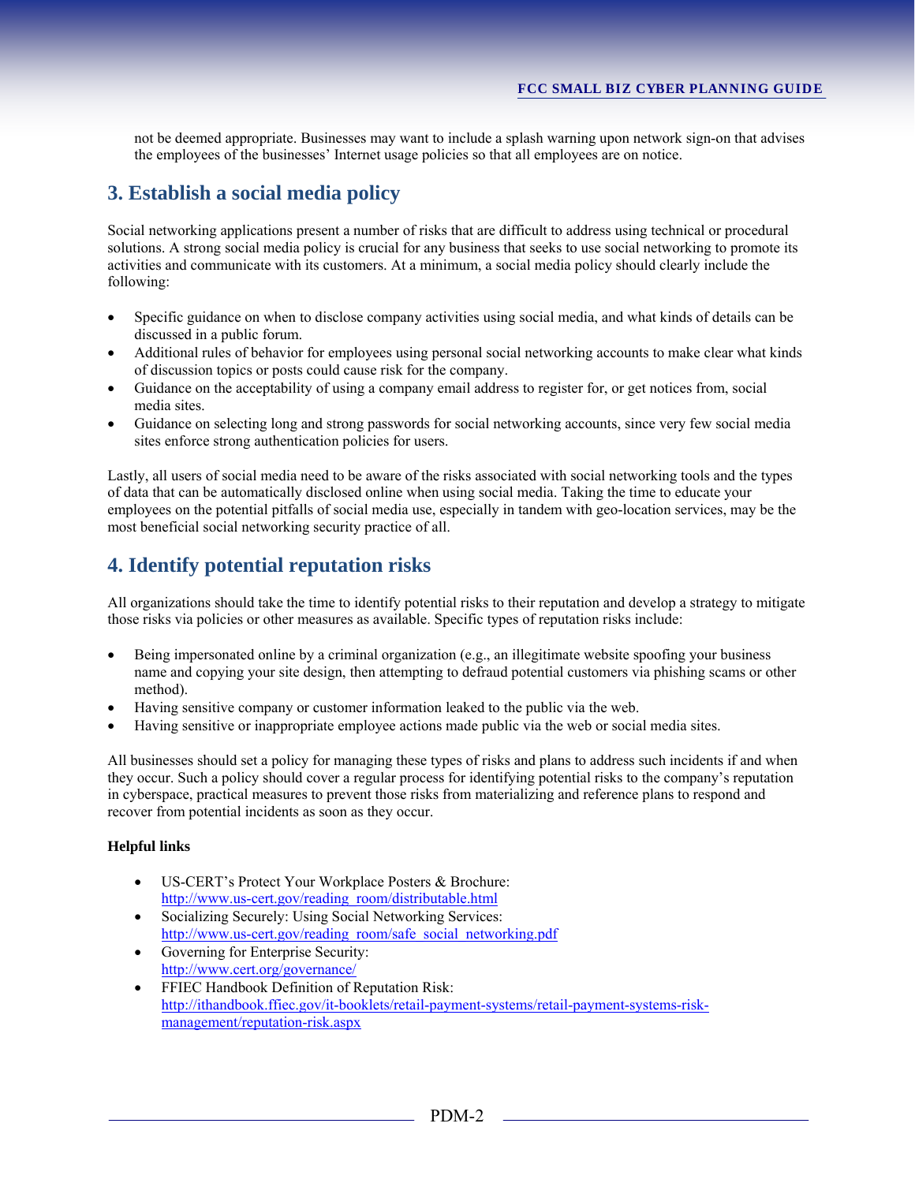not be deemed appropriate. Businesses may want to include a splash warning upon network sign-on that advises the employees of the businesses' Internet usage policies so that all employees are on notice.

## 3. Establish a social media policy

Social networking applications present a number of risks that are difficult to address using technical or procedural solutions. A strong social media policy is crucial for any business that seeks to use social networking to promote its activities and communicate with its customers. At a minimum, a social media policy should clearly include the following:

- Specific guidance on when to disclose company activities using social media, and what kinds of details can be discussed in a public forum.
- Additional rules of behavior for employees using personal social networking accounts to make clear what kinds of discussion topics or posts could cause risk for the company.
- Guidance on the acceptability of using a company email address to register for, or get notices from, social media sites.
- Guidance on selecting long and strong passwords for social networking accounts, since very few social media sites enforce strong authentication policies for users.

Lastly, all users of social media need to be aware of the risks associated with social networking tools and the types of data that can be automatically disclosed online when using social media. Taking the time to educate your employees on the potential pitfalls of social media use, especially in tandem with geo-location services, may be the most beneficial social networking security practice of all.

## 4. Identify potential reputation risks

All organizations should take the time to identify potential risks to their reputation and develop a strategy to mitigate those risks via policies or other measures as available. Specific types of reputation risks include:

- Being impersonated online by a criminal organization (e.g., an illegitimate website spoofing your business name and copying your site design, then attempting to defraud potential customers via phishing scams or other method).
- Having sensitive company or customer information leaked to the public via the web.
- Having sensitive or inappropriate employee actions made public via the web or social media sites.

All businesses should set a policy for managing these types of risks and plans to address such incidents if and when they occur. Such a policy should cover a regular process for identifying potential risks to the company's reputation in cyberspace, practical measures to prevent those risks from materializing and reference plans to respond and recover from potential incidents as soon as they occur.

**Helpful links**

- US-CERT's Protect Your Workplace Posters & Brochure:
  http://www.us-cert.gov/reading_room/distributable.html
- Socializing Securely: Using Social Networking Services:
  http://www.us-cert.gov/reading_room/safe_social_networking.pdf
- Governing for Enterprise Security:
  http://www.cert.org/governance/
- FFIEC Handbook Definition of Reputation Risk:
  http://ithandbook.ffiec.gov/it-booklets/retail-payment-systems/retail-payment-systems-risk-management/reputation-risk.aspx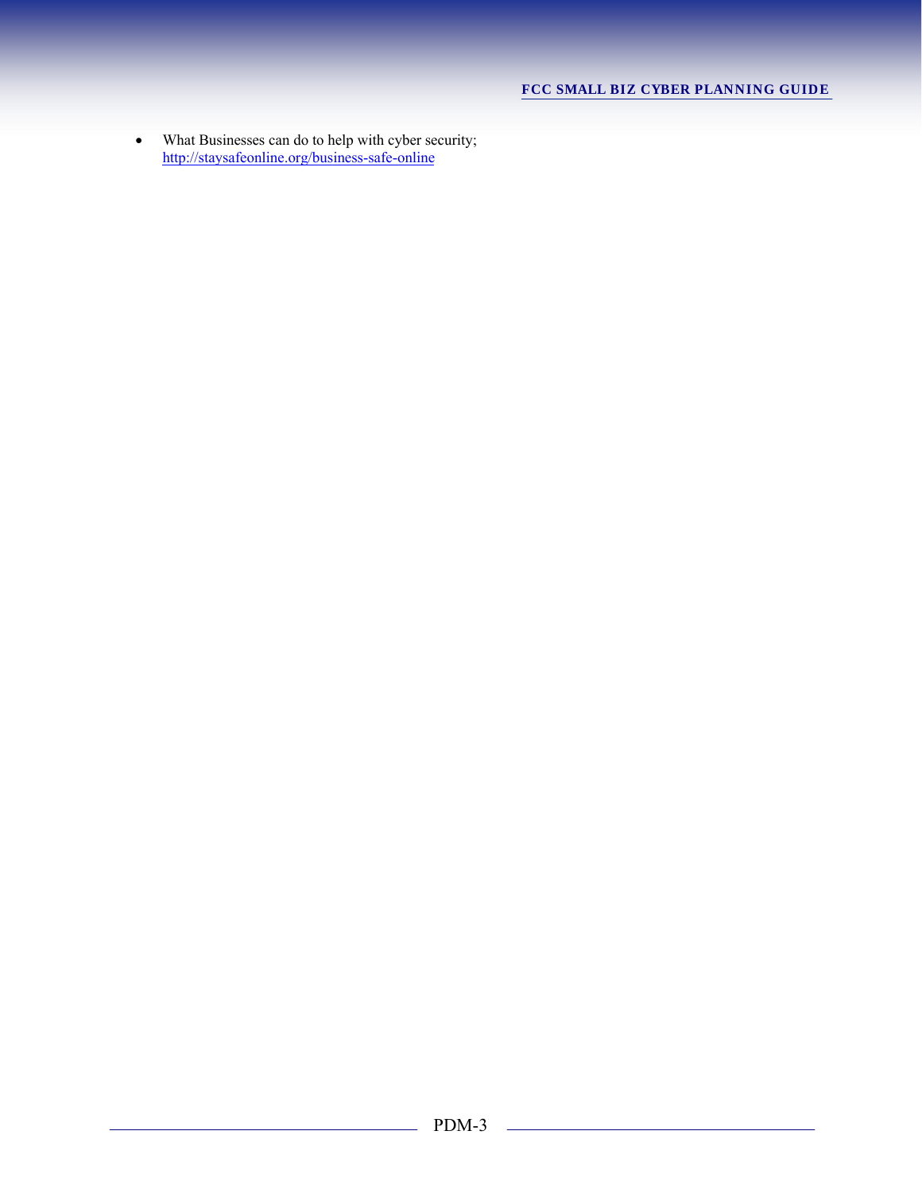- What Businesses can do to help with cyber security; http://staysafeonline.org/business-safe-online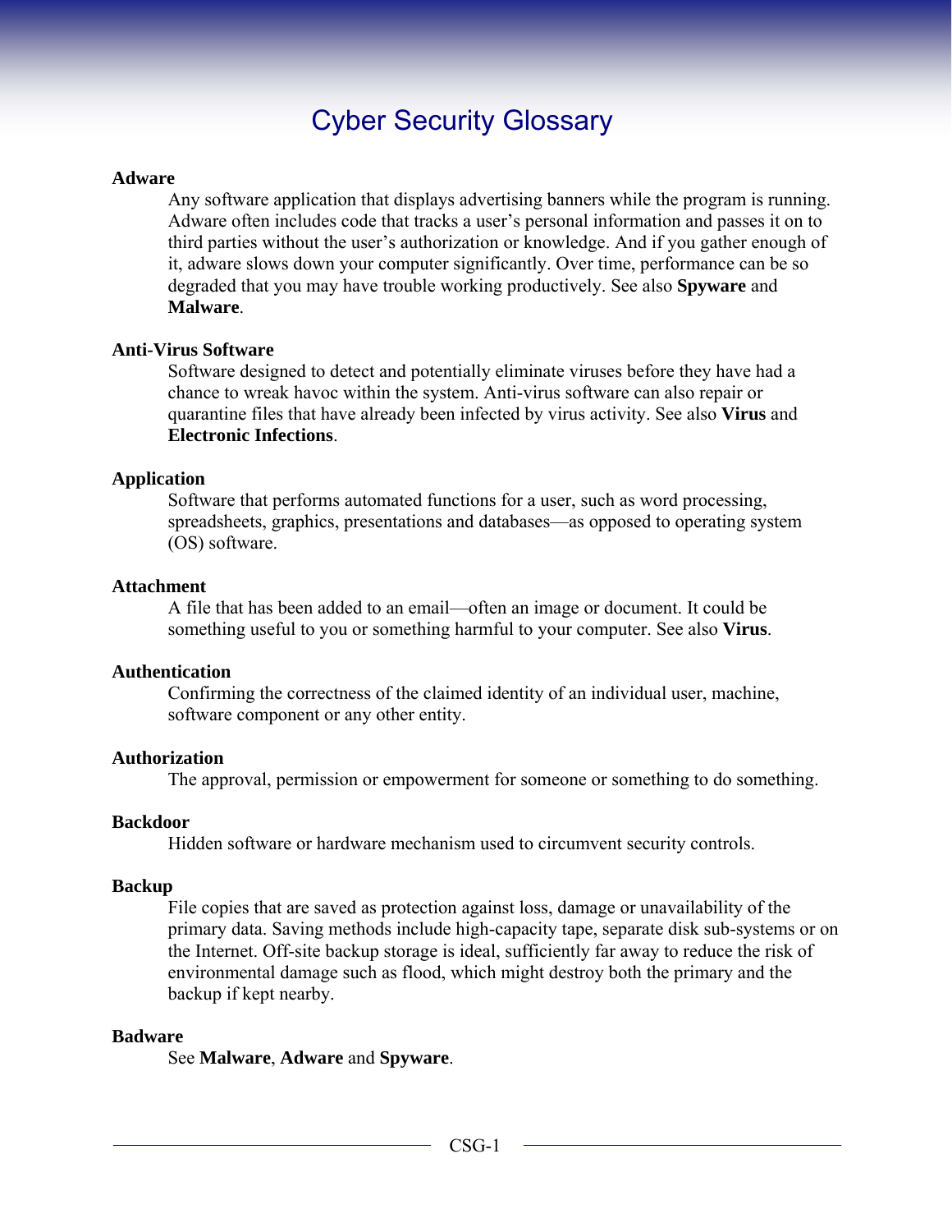# Cyber Security Glossary

**Adware**

Any software application that displays advertising banners while the program is running. Adware often includes code that tracks a user's personal information and passes it on to third parties without the user's authorization or knowledge. And if you gather enough of it, adware slows down your computer significantly. Over time, performance can be so degraded that you may have trouble working productively. See also **Spyware** and **Malware**.

**Anti-Virus Software**

Software designed to detect and potentially eliminate viruses before they have had a chance to wreak havoc within the system. Anti-virus software can also repair or quarantine files that have already been infected by virus activity. See also **Virus** and **Electronic Infections**.

**Application**

Software that performs automated functions for a user, such as word processing, spreadsheets, graphics, presentations and databases—as opposed to operating system (OS) software.

**Attachment**

A file that has been added to an email—often an image or document. It could be something useful to you or something harmful to your computer. See also **Virus**.

**Authentication**

Confirming the correctness of the claimed identity of an individual user, machine, software component or any other entity.

**Authorization**

The approval, permission or empowerment for someone or something to do something.

**Backdoor**

Hidden software or hardware mechanism used to circumvent security controls.

**Backup**

File copies that are saved as protection against loss, damage or unavailability of the primary data. Saving methods include high-capacity tape, separate disk sub-systems or on the Internet. Off-site backup storage is ideal, sufficiently far away to reduce the risk of environmental damage such as flood, which might destroy both the primary and the backup if kept nearby.

**Badware**

See **Malware**, **Adware** and **Spyware**.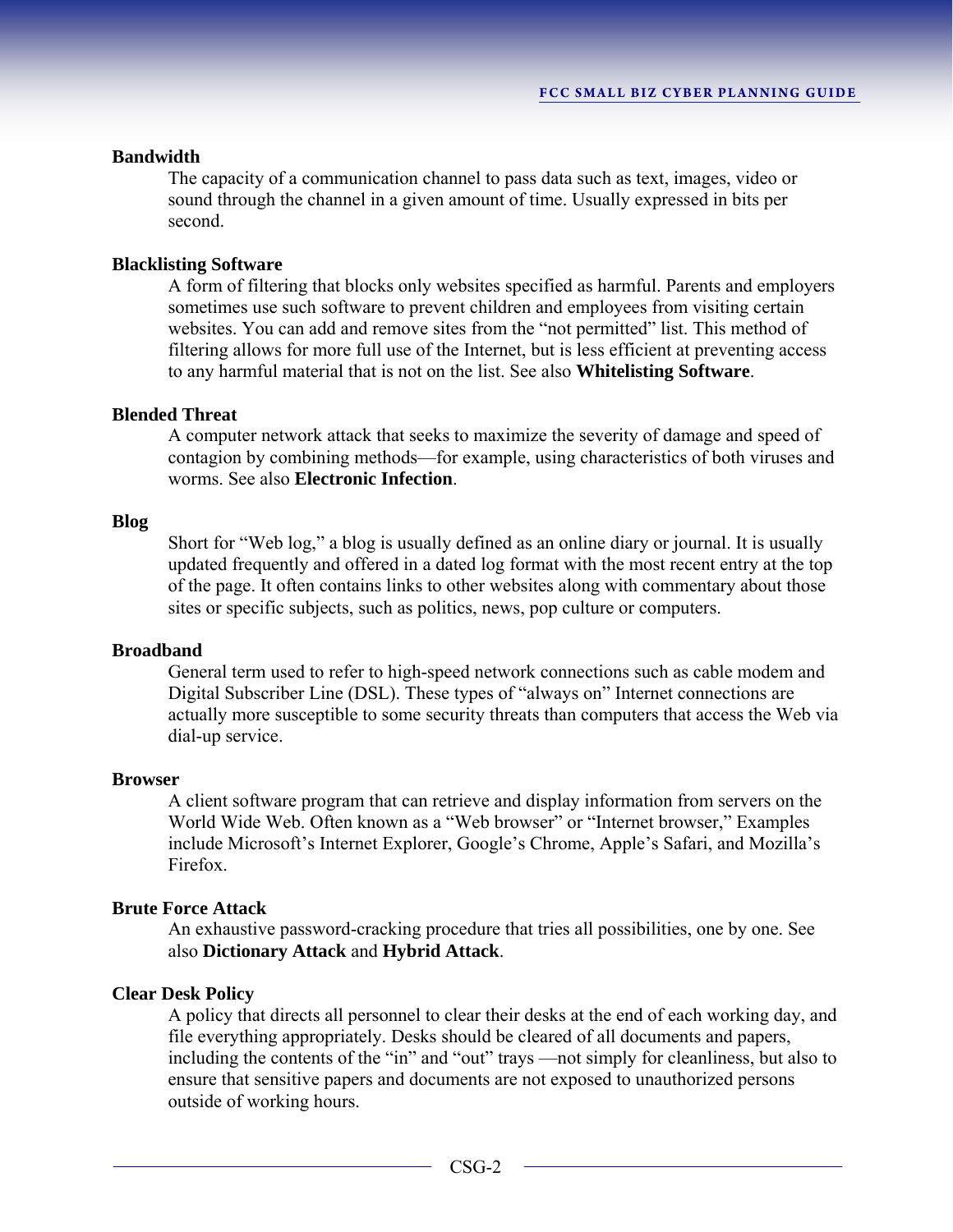**Bandwidth**

The capacity of a communication channel to pass data such as text, images, video or sound through the channel in a given amount of time. Usually expressed in bits per second.

**Blacklisting Software**

A form of filtering that blocks only websites specified as harmful. Parents and employers sometimes use such software to prevent children and employees from visiting certain websites. You can add and remove sites from the "not permitted" list. This method of filtering allows for more full use of the Internet, but is less efficient at preventing access to any harmful material that is not on the list. See also **Whitelisting Software**.

**Blended Threat**

A computer network attack that seeks to maximize the severity of damage and speed of contagion by combining methods—for example, using characteristics of both viruses and worms. See also **Electronic Infection**.

**Blog**

Short for "Web log," a blog is usually defined as an online diary or journal. It is usually updated frequently and offered in a dated log format with the most recent entry at the top of the page. It often contains links to other websites along with commentary about those sites or specific subjects, such as politics, news, pop culture or computers.

**Broadband**

General term used to refer to high-speed network connections such as cable modem and Digital Subscriber Line (DSL). These types of "always on" Internet connections are actually more susceptible to some security threats than computers that access the Web via dial-up service.

**Browser**

A client software program that can retrieve and display information from servers on the World Wide Web. Often known as a "Web browser" or "Internet browser," Examples include Microsoft's Internet Explorer, Google's Chrome, Apple's Safari, and Mozilla's Firefox.

**Brute Force Attack**

An exhaustive password-cracking procedure that tries all possibilities, one by one. See also **Dictionary Attack** and **Hybrid Attack**.

**Clear Desk Policy**

A policy that directs all personnel to clear their desks at the end of each working day, and file everything appropriately. Desks should be cleared of all documents and papers, including the contents of the "in" and "out" trays —not simply for cleanliness, but also to ensure that sensitive papers and documents are not exposed to unauthorized persons outside of working hours.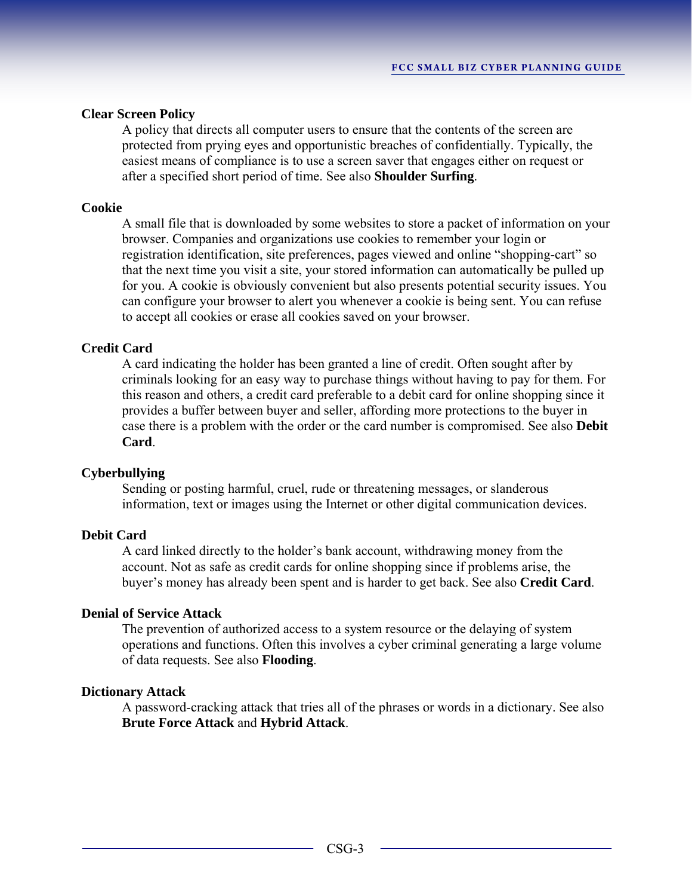**Clear Screen Policy**

A policy that directs all computer users to ensure that the contents of the screen are protected from prying eyes and opportunistic breaches of confidentially. Typically, the easiest means of compliance is to use a screen saver that engages either on request or after a specified short period of time. See also **Shoulder Surfing**.

**Cookie**

A small file that is downloaded by some websites to store a packet of information on your browser. Companies and organizations use cookies to remember your login or registration identification, site preferences, pages viewed and online "shopping-cart" so that the next time you visit a site, your stored information can automatically be pulled up for you. A cookie is obviously convenient but also presents potential security issues. You can configure your browser to alert you whenever a cookie is being sent. You can refuse to accept all cookies or erase all cookies saved on your browser.

**Credit Card**

A card indicating the holder has been granted a line of credit. Often sought after by criminals looking for an easy way to purchase things without having to pay for them. For this reason and others, a credit card preferable to a debit card for online shopping since it provides a buffer between buyer and seller, affording more protections to the buyer in case there is a problem with the order or the card number is compromised. See also **Debit Card**.

**Cyberbullying**

Sending or posting harmful, cruel, rude or threatening messages, or slanderous information, text or images using the Internet or other digital communication devices.

**Debit Card**

A card linked directly to the holder's bank account, withdrawing money from the account. Not as safe as credit cards for online shopping since if problems arise, the buyer's money has already been spent and is harder to get back. See also **Credit Card**.

**Denial of Service Attack**

The prevention of authorized access to a system resource or the delaying of system operations and functions. Often this involves a cyber criminal generating a large volume of data requests. See also **Flooding**.

**Dictionary Attack**

A password-cracking attack that tries all of the phrases or words in a dictionary. See also **Brute Force Attack** and **Hybrid Attack**.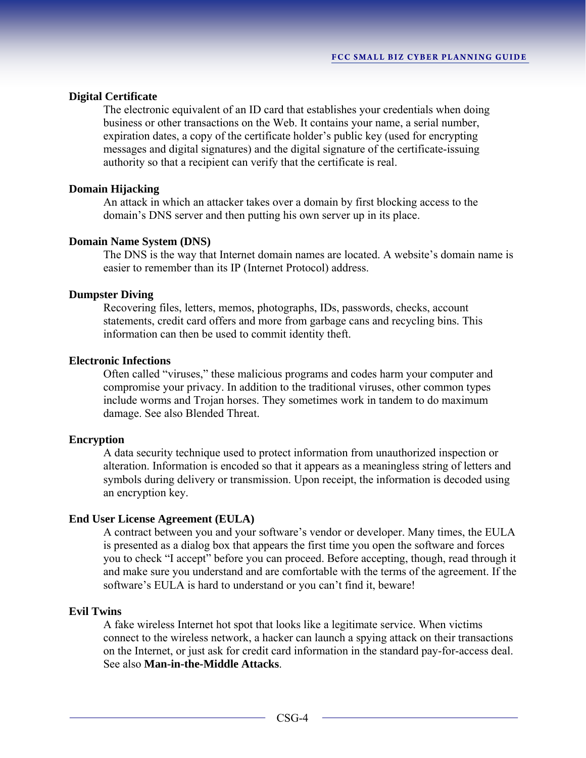**Digital Certificate**

The electronic equivalent of an ID card that establishes your credentials when doing business or other transactions on the Web. It contains your name, a serial number, expiration dates, a copy of the certificate holder's public key (used for encrypting messages and digital signatures) and the digital signature of the certificate-issuing authority so that a recipient can verify that the certificate is real.

**Domain Hijacking**

An attack in which an attacker takes over a domain by first blocking access to the domain's DNS server and then putting his own server up in its place.

**Domain Name System (DNS)**

The DNS is the way that Internet domain names are located. A website's domain name is easier to remember than its IP (Internet Protocol) address.

**Dumpster Diving**

Recovering files, letters, memos, photographs, IDs, passwords, checks, account statements, credit card offers and more from garbage cans and recycling bins. This information can then be used to commit identity theft.

**Electronic Infections**

Often called "viruses," these malicious programs and codes harm your computer and compromise your privacy. In addition to the traditional viruses, other common types include worms and Trojan horses. They sometimes work in tandem to do maximum damage. See also Blended Threat.

**Encryption**

A data security technique used to protect information from unauthorized inspection or alteration. Information is encoded so that it appears as a meaningless string of letters and symbols during delivery or transmission. Upon receipt, the information is decoded using an encryption key.

**End User License Agreement (EULA)**

A contract between you and your software's vendor or developer. Many times, the EULA is presented as a dialog box that appears the first time you open the software and forces you to check "I accept" before you can proceed. Before accepting, though, read through it and make sure you understand and are comfortable with the terms of the agreement. If the software's EULA is hard to understand or you can't find it, beware!

**Evil Twins**

A fake wireless Internet hot spot that looks like a legitimate service. When victims connect to the wireless network, a hacker can launch a spying attack on their transactions on the Internet, or just ask for credit card information in the standard pay-for-access deal. See also **Man-in-the-Middle Attacks**.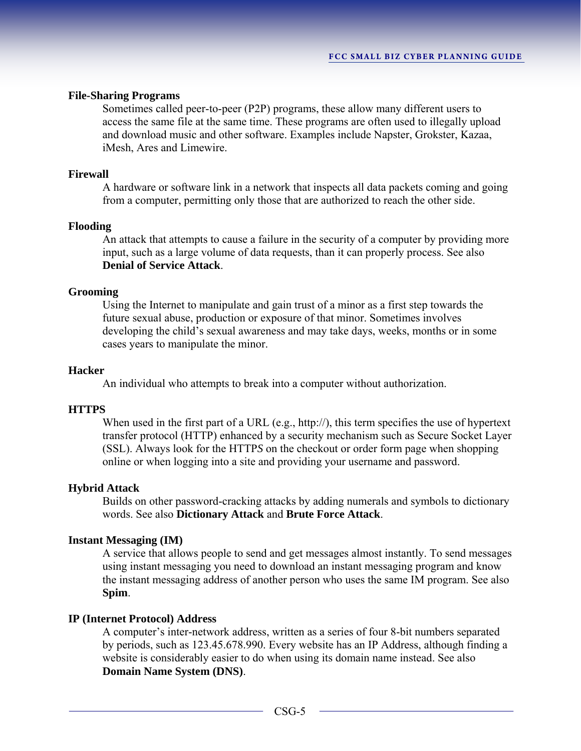**File-Sharing Programs**

Sometimes called peer-to-peer (P2P) programs, these allow many different users to access the same file at the same time. These programs are often used to illegally upload and download music and other software. Examples include Napster, Grokster, Kazaa, iMesh, Ares and Limewire.

**Firewall**

A hardware or software link in a network that inspects all data packets coming and going from a computer, permitting only those that are authorized to reach the other side.

**Flooding**

An attack that attempts to cause a failure in the security of a computer by providing more input, such as a large volume of data requests, than it can properly process. See also **Denial of Service Attack**.

**Grooming**

Using the Internet to manipulate and gain trust of a minor as a first step towards the future sexual abuse, production or exposure of that minor. Sometimes involves developing the child's sexual awareness and may take days, weeks, months or in some cases years to manipulate the minor.

**Hacker**

An individual who attempts to break into a computer without authorization.

**HTTPS**

When used in the first part of a URL (e.g., http://), this term specifies the use of hypertext transfer protocol (HTTP) enhanced by a security mechanism such as Secure Socket Layer (SSL). Always look for the HTTPS on the checkout or order form page when shopping online or when logging into a site and providing your username and password.

**Hybrid Attack**

Builds on other password-cracking attacks by adding numerals and symbols to dictionary words. See also **Dictionary Attack** and **Brute Force Attack**.

**Instant Messaging (IM)**

A service that allows people to send and get messages almost instantly. To send messages using instant messaging you need to download an instant messaging program and know the instant messaging address of another person who uses the same IM program. See also **Spim**.

**IP (Internet Protocol) Address**

A computer's inter-network address, written as a series of four 8-bit numbers separated by periods, such as 123.45.678.990. Every website has an IP Address, although finding a website is considerably easier to do when using its domain name instead. See also **Domain Name System (DNS)**.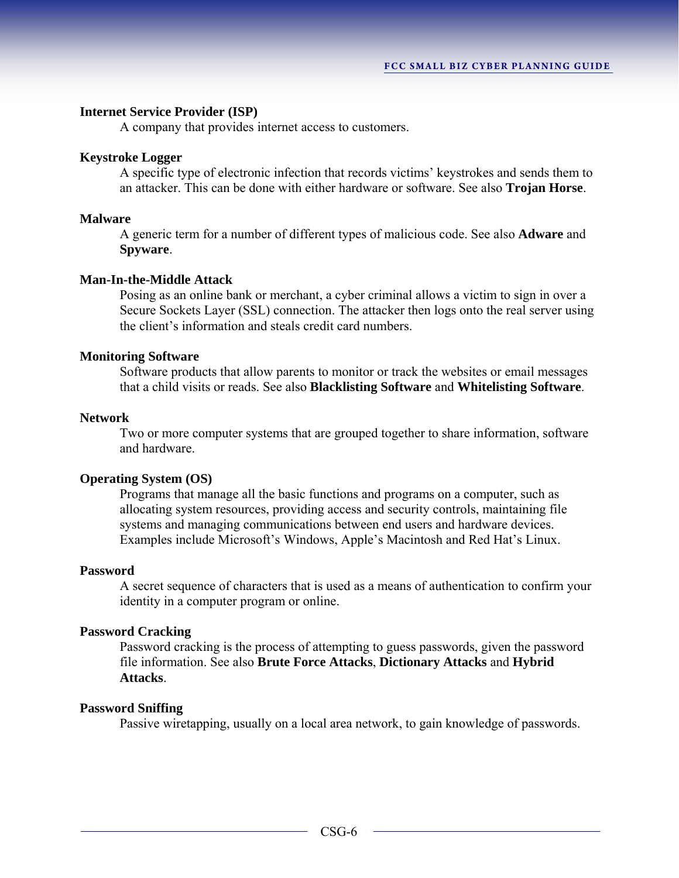**Internet Service Provider (ISP)**

A company that provides internet access to customers.

**Keystroke Logger**

A specific type of electronic infection that records victims' keystrokes and sends them to an attacker. This can be done with either hardware or software. See also **Trojan Horse**.

**Malware**

A generic term for a number of different types of malicious code. See also **Adware** and **Spyware**.

**Man-In-the-Middle Attack**

Posing as an online bank or merchant, a cyber criminal allows a victim to sign in over a Secure Sockets Layer (SSL) connection. The attacker then logs onto the real server using the client's information and steals credit card numbers.

**Monitoring Software**

Software products that allow parents to monitor or track the websites or email messages that a child visits or reads. See also **Blacklisting Software** and **Whitelisting Software**.

**Network**

Two or more computer systems that are grouped together to share information, software and hardware.

**Operating System (OS)**

Programs that manage all the basic functions and programs on a computer, such as allocating system resources, providing access and security controls, maintaining file systems and managing communications between end users and hardware devices. Examples include Microsoft's Windows, Apple's Macintosh and Red Hat's Linux.

**Password**

A secret sequence of characters that is used as a means of authentication to confirm your identity in a computer program or online.

**Password Cracking**

Password cracking is the process of attempting to guess passwords, given the password file information. See also **Brute Force Attacks**, **Dictionary Attacks** and **Hybrid Attacks**.

**Password Sniffing**

Passive wiretapping, usually on a local area network, to gain knowledge of passwords.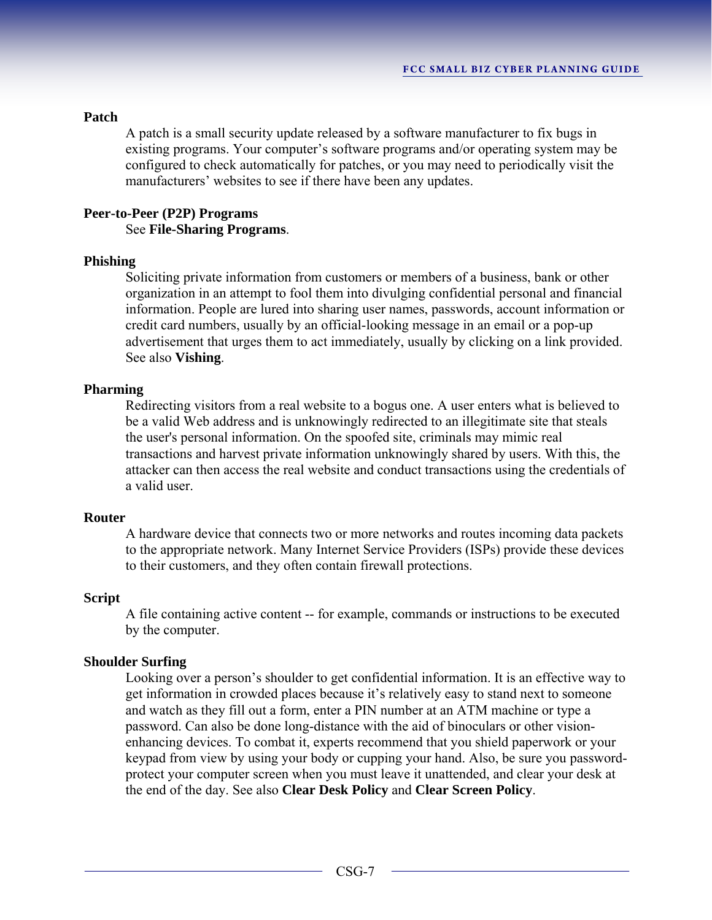**Patch**

A patch is a small security update released by a software manufacturer to fix bugs in existing programs. Your computer's software programs and/or operating system may be configured to check automatically for patches, or you may need to periodically visit the manufacturers' websites to see if there have been any updates.

**Peer-to-Peer (P2P) Programs**

See **File-Sharing Programs**.

**Phishing**

Soliciting private information from customers or members of a business, bank or other organization in an attempt to fool them into divulging confidential personal and financial information. People are lured into sharing user names, passwords, account information or credit card numbers, usually by an official-looking message in an email or a pop-up advertisement that urges them to act immediately, usually by clicking on a link provided. See also **Vishing**.

**Pharming**

Redirecting visitors from a real website to a bogus one. A user enters what is believed to be a valid Web address and is unknowingly redirected to an illegitimate site that steals the user's personal information. On the spoofed site, criminals may mimic real transactions and harvest private information unknowingly shared by users. With this, the attacker can then access the real website and conduct transactions using the credentials of a valid user.

**Router**

A hardware device that connects two or more networks and routes incoming data packets to the appropriate network. Many Internet Service Providers (ISPs) provide these devices to their customers, and they often contain firewall protections.

**Script**

A file containing active content -- for example, commands or instructions to be executed by the computer.

**Shoulder Surfing**

Looking over a person's shoulder to get confidential information. It is an effective way to get information in crowded places because it's relatively easy to stand next to someone and watch as they fill out a form, enter a PIN number at an ATM machine or type a password. Can also be done long-distance with the aid of binoculars or other vision-enhancing devices. To combat it, experts recommend that you shield paperwork or your keypad from view by using your body or cupping your hand. Also, be sure you password-protect your computer screen when you must leave it unattended, and clear your desk at the end of the day. See also **Clear Desk Policy** and **Clear Screen Policy**.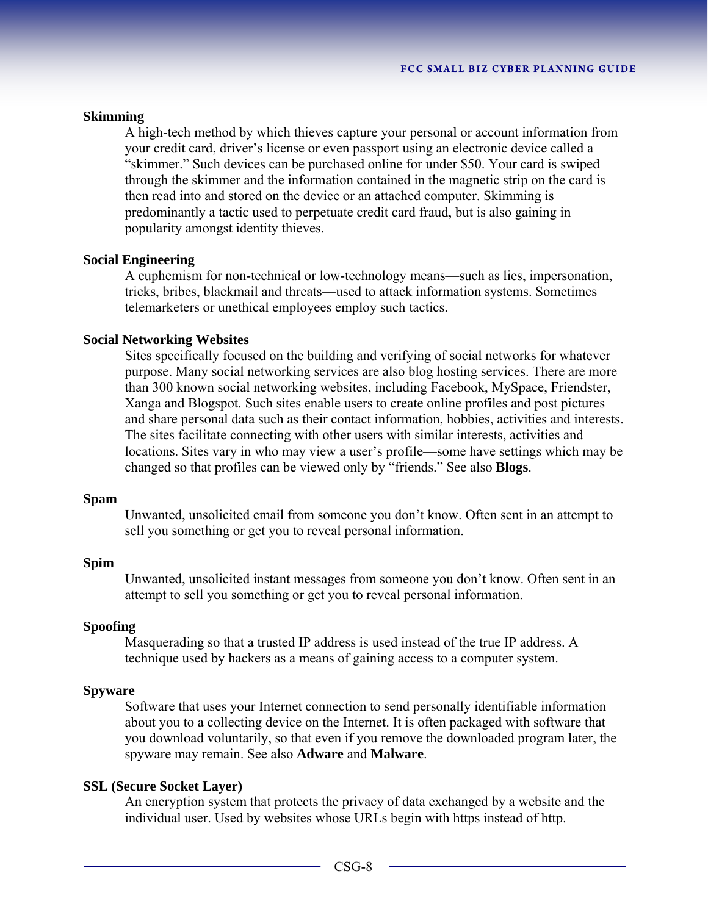**Skimming**

A high-tech method by which thieves capture your personal or account information from your credit card, driver's license or even passport using an electronic device called a "skimmer." Such devices can be purchased online for under $50. Your card is swiped through the skimmer and the information contained in the magnetic strip on the card is then read into and stored on the device or an attached computer. Skimming is predominantly a tactic used to perpetuate credit card fraud, but is also gaining in popularity amongst identity thieves.

**Social Engineering**

A euphemism for non-technical or low-technology means—such as lies, impersonation, tricks, bribes, blackmail and threats—used to attack information systems. Sometimes telemarketers or unethical employees employ such tactics.

**Social Networking Websites**

Sites specifically focused on the building and verifying of social networks for whatever purpose. Many social networking services are also blog hosting services. There are more than 300 known social networking websites, including Facebook, MySpace, Friendster, Xanga and Blogspot. Such sites enable users to create online profiles and post pictures and share personal data such as their contact information, hobbies, activities and interests. The sites facilitate connecting with other users with similar interests, activities and locations. Sites vary in who may view a user's profile—some have settings which may be changed so that profiles can be viewed only by "friends." See also **Blogs**.

**Spam**

Unwanted, unsolicited email from someone you don't know. Often sent in an attempt to sell you something or get you to reveal personal information.

**Spim**

Unwanted, unsolicited instant messages from someone you don't know. Often sent in an attempt to sell you something or get you to reveal personal information.

**Spoofing**

Masquerading so that a trusted IP address is used instead of the true IP address. A technique used by hackers as a means of gaining access to a computer system.

**Spyware**

Software that uses your Internet connection to send personally identifiable information about you to a collecting device on the Internet. It is often packaged with software that you download voluntarily, so that even if you remove the downloaded program later, the spyware may remain. See also **Adware** and **Malware**.

**SSL (Secure Socket Layer)**

An encryption system that protects the privacy of data exchanged by a website and the individual user. Used by websites whose URLs begin with https instead of http.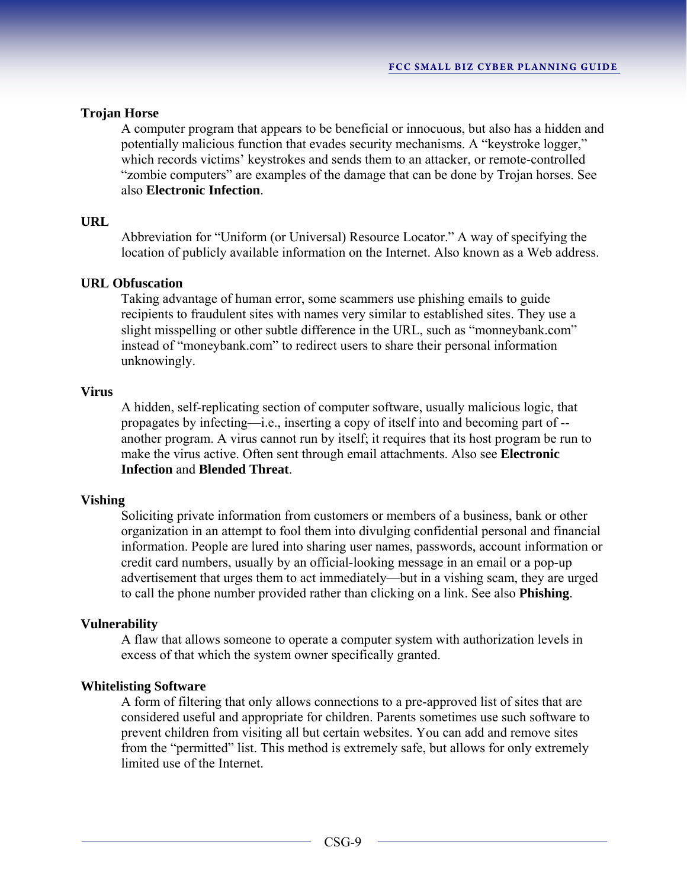**Trojan Horse**

A computer program that appears to be beneficial or innocuous, but also has a hidden and potentially malicious function that evades security mechanisms. A "keystroke logger," which records victims' keystrokes and sends them to an attacker, or remote-controlled "zombie computers" are examples of the damage that can be done by Trojan horses. See also **Electronic Infection**.

**URL**

Abbreviation for "Uniform (or Universal) Resource Locator." A way of specifying the location of publicly available information on the Internet. Also known as a Web address.

**URL Obfuscation**

Taking advantage of human error, some scammers use phishing emails to guide recipients to fraudulent sites with names very similar to established sites. They use a slight misspelling or other subtle difference in the URL, such as "monneybank.com" instead of "moneybank.com" to redirect users to share their personal information unknowingly.

**Virus**

A hidden, self-replicating section of computer software, usually malicious logic, that propagates by infecting—i.e., inserting a copy of itself into and becoming part of -- another program. A virus cannot run by itself; it requires that its host program be run to make the virus active. Often sent through email attachments. Also see **Electronic Infection** and **Blended Threat**.

**Vishing**

Soliciting private information from customers or members of a business, bank or other organization in an attempt to fool them into divulging confidential personal and financial information. People are lured into sharing user names, passwords, account information or credit card numbers, usually by an official-looking message in an email or a pop-up advertisement that urges them to act immediately—but in a vishing scam, they are urged to call the phone number provided rather than clicking on a link. See also **Phishing**.

**Vulnerability**

A flaw that allows someone to operate a computer system with authorization levels in excess of that which the system owner specifically granted.

**Whitelisting Software**

A form of filtering that only allows connections to a pre-approved list of sites that are considered useful and appropriate for children. Parents sometimes use such software to prevent children from visiting all but certain websites. You can add and remove sites from the "permitted" list. This method is extremely safe, but allows for only extremely limited use of the Internet.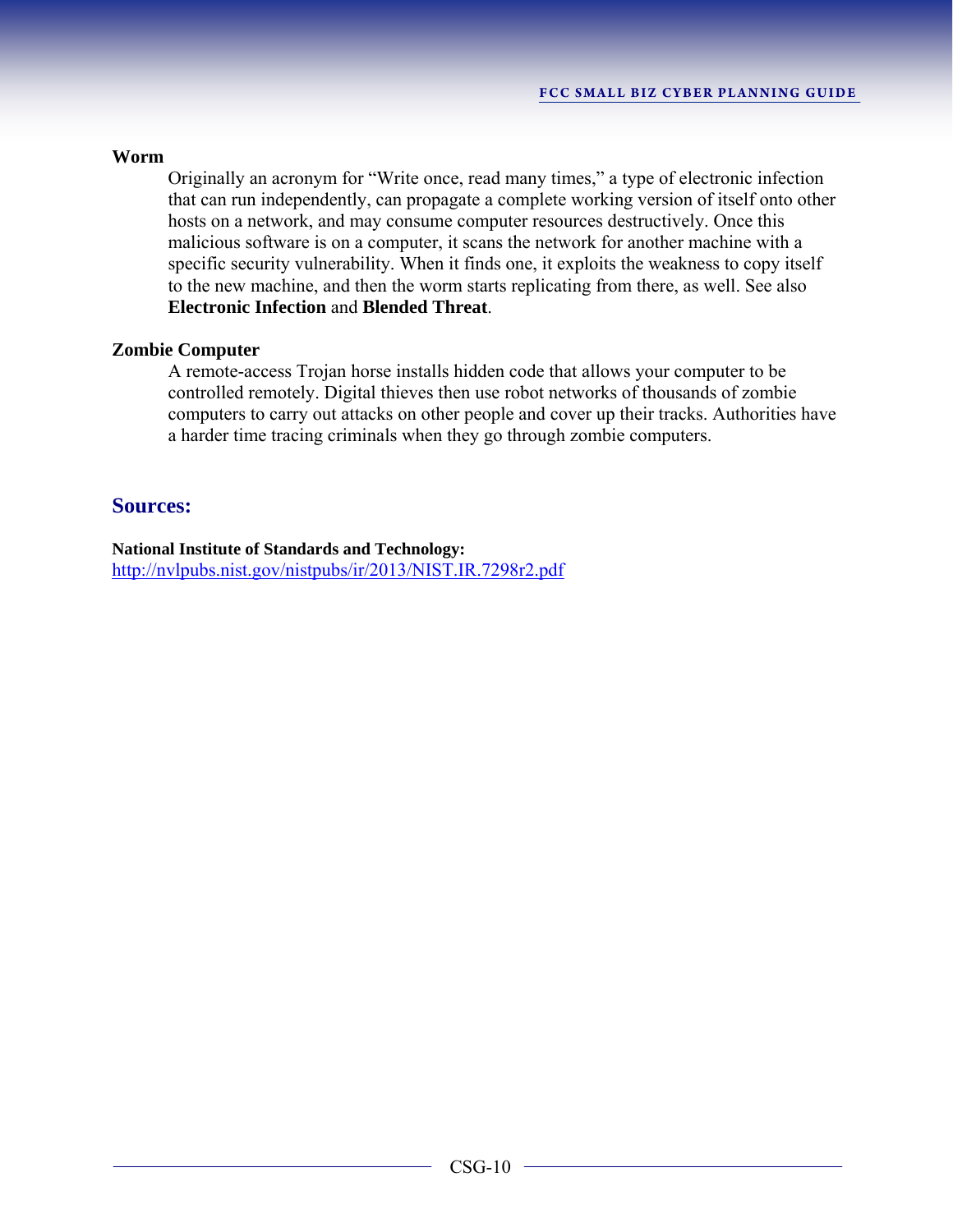**Worm**

Originally an acronym for "Write once, read many times," a type of electronic infection that can run independently, can propagate a complete working version of itself onto other hosts on a network, and may consume computer resources destructively. Once this malicious software is on a computer, it scans the network for another machine with a specific security vulnerability. When it finds one, it exploits the weakness to copy itself to the new machine, and then the worm starts replicating from there, as well. See also **Electronic Infection** and **Blended Threat**.

**Zombie Computer**

A remote-access Trojan horse installs hidden code that allows your computer to be controlled remotely. Digital thieves then use robot networks of thousands of zombie computers to carry out attacks on other people and cover up their tracks. Authorities have a harder time tracing criminals when they go through zombie computers.

## Sources:

**National Institute of Standards and Technology:**
http://nvlpubs.nist.gov/nistpubs/ir/2013/NIST.IR.7298r2.pdf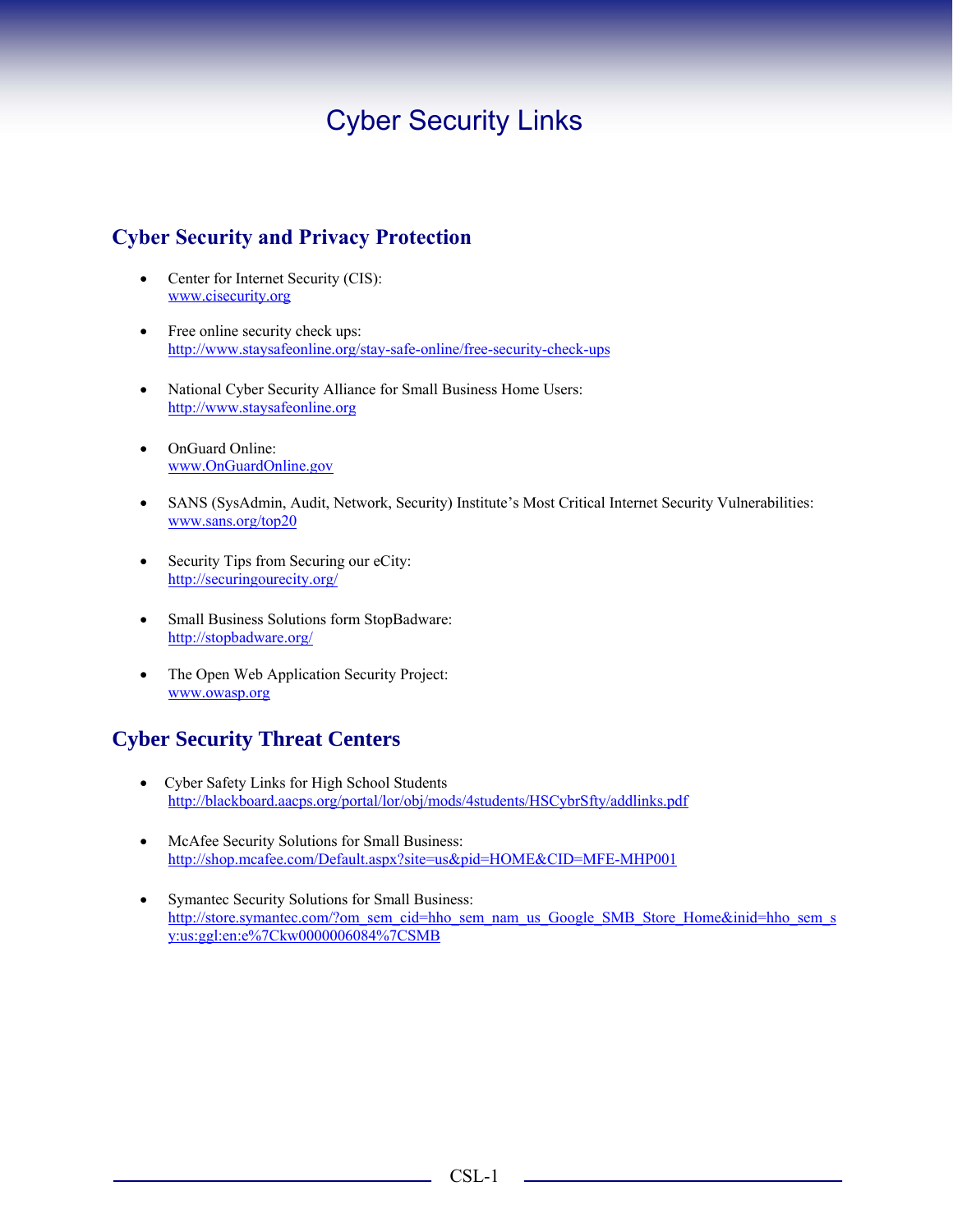# Cyber Security Links

## Cyber Security and Privacy Protection

- Center for Internet Security (CIS):
  www.cisecurity.org

- Free online security check ups:
  http://www.staysafeonline.org/stay-safe-online/free-security-check-ups

- National Cyber Security Alliance for Small Business Home Users:
  http://www.staysafeonline.org

- OnGuard Online:
  www.OnGuardOnline.gov

- SANS (SysAdmin, Audit, Network, Security) Institute's Most Critical Internet Security Vulnerabilities:
  www.sans.org/top20

- Security Tips from Securing our eCity:
  http://securingourecity.org/

- Small Business Solutions form StopBadware:
  http://stopbadware.org/

- The Open Web Application Security Project:
  www.owasp.org

## Cyber Security Threat Centers

- Cyber Safety Links for High School Students
  http://blackboard.aacps.org/portal/lor/obj/mods/4students/HSCybrSfty/addlinks.pdf

- McAfee Security Solutions for Small Business:
  http://shop.mcafee.com/Default.aspx?site=us&pid=HOME&CID=MFE-MHP001

- Symantec Security Solutions for Small Business:
  http://store.symantec.com/?om_sem_cid=hho_sem_nam_us_Google_SMB_Store_Home&inid=hho_sem_sy:us:ggl:en:e%7Ckw0000006084%7CSMB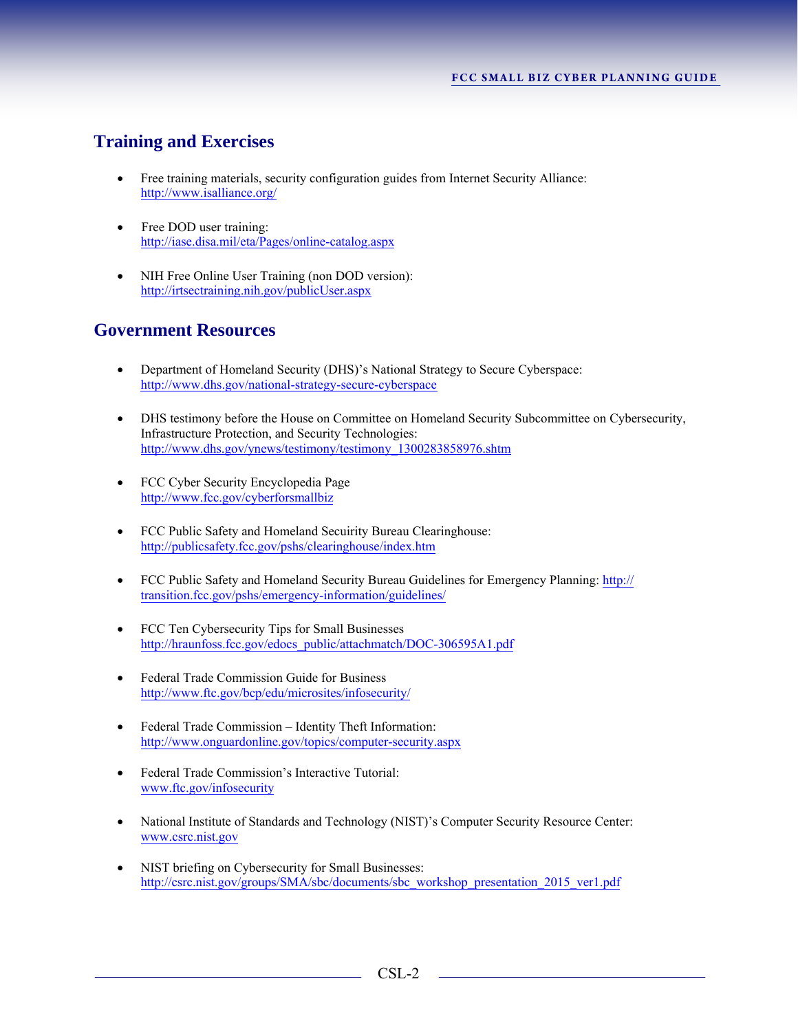## Training and Exercises

- Free training materials, security configuration guides from Internet Security Alliance: http://www.isalliance.org/
- Free DOD user training: http://iase.disa.mil/eta/Pages/online-catalog.aspx
- NIH Free Online User Training (non DOD version): http://irtsectraining.nih.gov/publicUser.aspx

## Government Resources

- Department of Homeland Security (DHS)'s National Strategy to Secure Cyberspace: http://www.dhs.gov/national-strategy-secure-cyberspace
- DHS testimony before the House on Committee on Homeland Security Subcommittee on Cybersecurity, Infrastructure Protection, and Security Technologies: http://www.dhs.gov/ynews/testimony/testimony_1300283858976.shtm
- FCC Cyber Security Encyclopedia Page http://www.fcc.gov/cyberforsmallbiz
- FCC Public Safety and Homeland Secuirity Bureau Clearinghouse: http://publicsafety.fcc.gov/pshs/clearinghouse/index.htm
- FCC Public Safety and Homeland Security Bureau Guidelines for Emergency Planning: http://transition.fcc.gov/pshs/emergency-information/guidelines/
- FCC Ten Cybersecurity Tips for Small Businesses http://hraunfoss.fcc.gov/edocs_public/attachmatch/DOC-306595A1.pdf
- Federal Trade Commission Guide for Business http://www.ftc.gov/bcp/edu/microsites/infosecurity/
- Federal Trade Commission – Identity Theft Information: http://www.onguardonline.gov/topics/computer-security.aspx
- Federal Trade Commission's Interactive Tutorial: www.ftc.gov/infosecurity
- National Institute of Standards and Technology (NIST)'s Computer Security Resource Center: www.csrc.nist.gov
- NIST briefing on Cybersecurity for Small Businesses: http://csrc.nist.gov/groups/SMA/sbc/documents/sbc_workshop_presentation_2015_ver1.pdf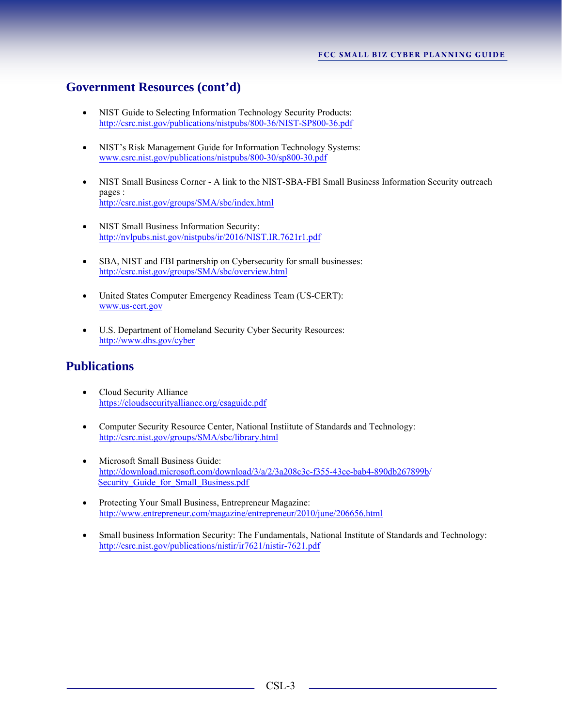## Government Resources (cont'd)

- NIST Guide to Selecting Information Technology Security Products:
  http://csrc.nist.gov/publications/nistpubs/800-36/NIST-SP800-36.pdf

- NIST's Risk Management Guide for Information Technology Systems:
  www.csrc.nist.gov/publications/nistpubs/800-30/sp800-30.pdf

- NIST Small Business Corner - A link to the NIST-SBA-FBI Small Business Information Security outreach pages :
  http://csrc.nist.gov/groups/SMA/sbc/index.html

- NIST Small Business Information Security:
  http://nvlpubs.nist.gov/nistpubs/ir/2016/NIST.IR.7621r1.pdf

- SBA, NIST and FBI partnership on Cybersecurity for small businesses:
  http://csrc.nist.gov/groups/SMA/sbc/overview.html

- United States Computer Emergency Readiness Team (US-CERT):
  www.us-cert.gov

- U.S. Department of Homeland Security Cyber Security Resources:
  http://www.dhs.gov/cyber

## Publications

- Cloud Security Alliance
  https://cloudsecurityalliance.org/csaguide.pdf

- Computer Security Resource Center, National Instiitute of Standards and Technology:
  http://csrc.nist.gov/groups/SMA/sbc/library.html

- Microsoft Small Business Guide:
  http://download.microsoft.com/download/3/a/2/3a208c3c-f355-43ce-bab4-890db267899b/Security_Guide_for_Small_Business.pdf

- Protecting Your Small Business, Entrepreneur Magazine:
  http://www.entrepreneur.com/magazine/entrepreneur/2010/june/206656.html

- Small business Information Security: The Fundamentals, National Institute of Standards and Technology:
  http://csrc.nist.gov/publications/nistir/ir7621/nistir-7621.pdf